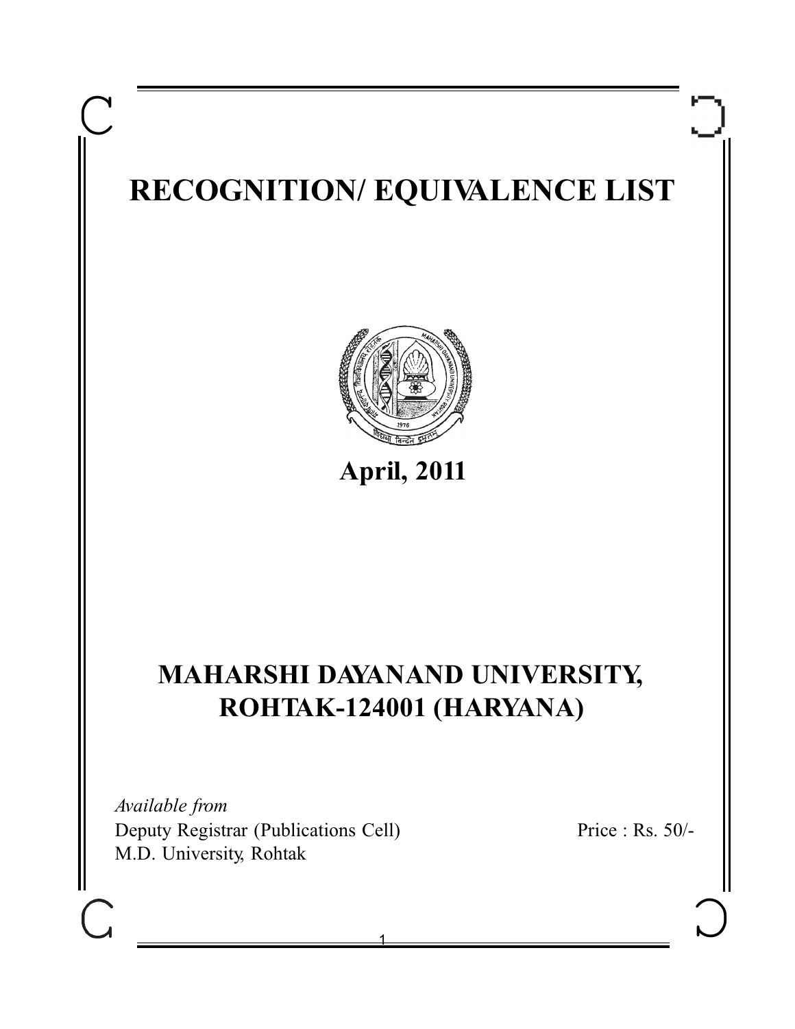# RECOGNITION/ EQUIVALENCE LIST

**April, 2011**

## MAHARSHI DAYANAND UNIVERSITY, ROHTAK-124001 (HARYANA)

*Available from*
Deputy Registrar (Publications Cell)
M.D. University, Rohtak

Price : Rs. 50/-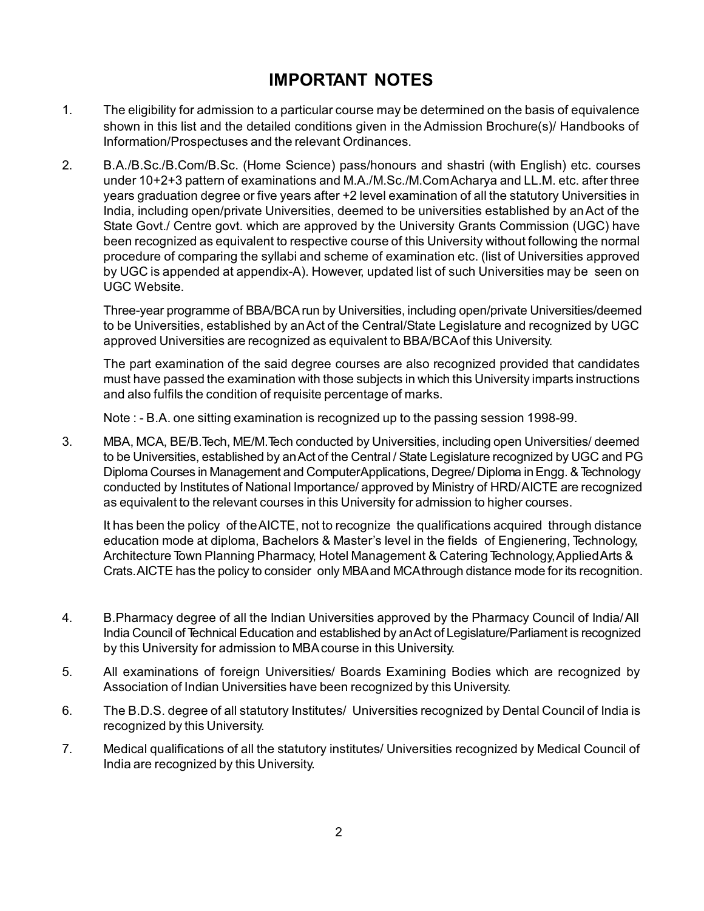# IMPORTANT NOTES

1. The eligibility for admission to a particular course may be determined on the basis of equivalence shown in this list and the detailed conditions given in the Admission Brochure(s)/ Handbooks of Information/Prospectuses and the relevant Ordinances.

2. B.A./B.Sc./B.Com/B.Sc. (Home Science) pass/honours and shastri (with English) etc. courses under 10+2+3 pattern of examinations and M.A./M.Sc./M.Com Acharya and LL.M. etc. after three years graduation degree or five years after +2 level examination of all the statutory Universities in India, including open/private Universities, deemed to be universities established by an Act of the State Govt./ Centre govt. which are approved by the University Grants Commission (UGC) have been recognized as equivalent to respective course of this University without following the normal procedure of comparing the syllabi and scheme of examination etc. (list of Universities approved by UGC is appended at appendix-A). However, updated list of such Universities may be seen on UGC Website.

   Three-year programme of BBA/BCA run by Universities, including open/private Universities/deemed to be Universities, established by an Act of the Central/State Legislature and recognized by UGC approved Universities are recognized as equivalent to BBA/BCA of this University.

   The part examination of the said degree courses are also recognized provided that candidates must have passed the examination with those subjects in which this University imparts instructions and also fulfils the condition of requisite percentage of marks.

   Note : - B.A. one sitting examination is recognized up to the passing session 1998-99.

3. MBA, MCA, BE/B.Tech, ME/M.Tech conducted by Universities, including open Universities/ deemed to be Universities, established by an Act of the Central / State Legislature recognized by UGC and PG Diploma Courses in Management and Computer Applications, Degree/ Diploma in Engg. & Technology conducted by Institutes of National Importance/ approved by Ministry of HRD/AICTE are recognized as equivalent to the relevant courses in this University for admission to higher courses.

   It has been the policy of the AICTE, not to recognize the qualifications acquired through distance education mode at diploma, Bachelors & Master's level in the fields of Engienering, Technology, Architecture Town Planning Pharmacy, Hotel Management & Catering Technology, Applied Arts & Crats. AICTE has the policy to consider only MBA and MCA through distance mode for its recognition.

4. B.Pharmacy degree of all the Indian Universities approved by the Pharmacy Council of India/ All India Council of Technical Education and established by an Act of Legislature/Parliament is recognized by this University for admission to MBA course in this University.

5. All examinations of foreign Universities/ Boards Examining Bodies which are recognized by Association of Indian Universities have been recognized by this University.

6. The B.D.S. degree of all statutory Institutes/ Universities recognized by Dental Council of India is recognized by this University.

7. Medical qualifications of all the statutory institutes/ Universities recognized by Medical Council of India are recognized by this University.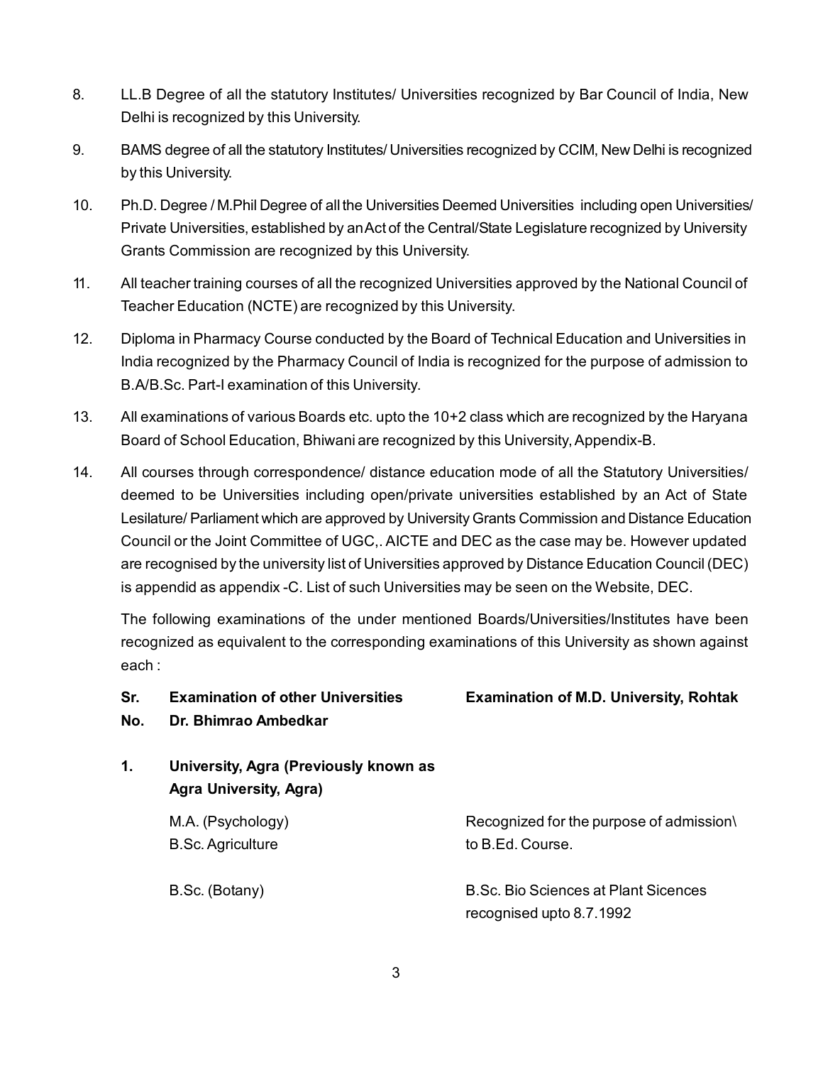8. LL.B Degree of all the statutory Institutes/ Universities recognized by Bar Council of India, New Delhi is recognized by this University.

9. BAMS degree of all the statutory Institutes/ Universities recognized by CCIM, New Delhi is recognized by this University.

10. Ph.D. Degree / M.Phil Degree of all the Universities Deemed Universities including open Universities/ Private Universities, established by an Act of the Central/State Legislature recognized by University Grants Commission are recognized by this University.

11. All teacher training courses of all the recognized Universities approved by the National Council of Teacher Education (NCTE) are recognized by this University.

12. Diploma in Pharmacy Course conducted by the Board of Technical Education and Universities in India recognized by the Pharmacy Council of India is recognized for the purpose of admission to B.A/B.Sc. Part-I examination of this University.

13. All examinations of various Boards etc. upto the 10+2 class which are recognized by the Haryana Board of School Education, Bhiwani are recognized by this University, Appendix-B.

14. All courses through correspondence/ distance education mode of all the Statutory Universities/ deemed to be Universities including open/private universities established by an Act of State Lesilature/ Parliament which are approved by University Grants Commission and Distance Education Council or the Joint Committee of UGC,. AICTE and DEC as the case may be. However updated are recognised by the university list of Universities approved by Distance Education Council (DEC) is appendid as appendix -C. List of such Universities may be seen on the Website, DEC.

    The following examinations of the under mentioned Boards/Universities/Institutes have been recognized as equivalent to the corresponding examinations of this University as shown against each :

| Sr. No. | Examination of other Universities | Examination of M.D. University, Rohtak |
|---|---|---|
| **1.** | **Dr. Bhimrao Ambedkar University, Agra (Previously known as Agra University, Agra)** | |
| | M.A. (Psychology)<br>B.Sc. Agriculture | Recognized for the purpose of admission\ to B.Ed. Course. |
| | B.Sc. (Botany) | B.Sc. Bio Sciences at Plant Sicences recognised upto 8.7.1992 |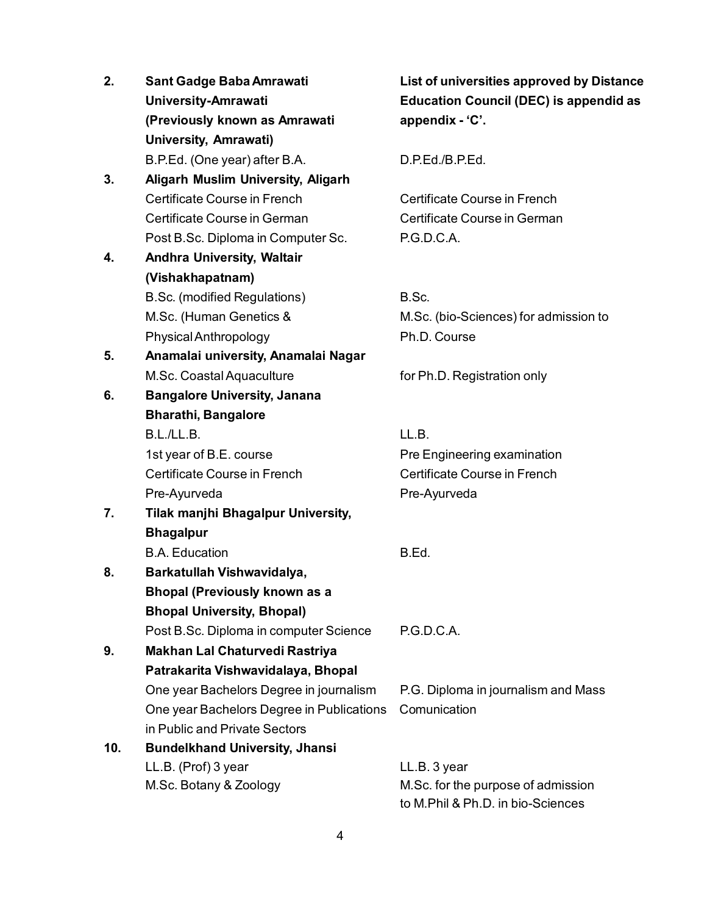| | | |
|---|---|---|
| **2.** | **Sant Gadge Baba Amrawati University-Amrawati (Previously known as Amrawati University, Amrawati)** | **List of universities approved by Distance Education Council (DEC) is appendid as appendix - 'C'.** |
| | B.P.Ed. (One year) after B.A. | D.P.Ed./B.P.Ed. |
| **3.** | **Aligarh Muslim University, Aligarh** | |
| | Certificate Course in French | Certificate Course in French |
| | Certificate Course in German | Certificate Course in German |
| | Post B.Sc. Diploma in Computer Sc. | P.G.D.C.A. |
| **4.** | **Andhra University, Waltair (Vishakhapatnam)** | |
| | B.Sc. (modified Regulations) | B.Sc. |
| | M.Sc. (Human Genetics & Physical Anthropology | M.Sc. (bio-Sciences) for admission to Ph.D. Course |
| **5.** | **Anamalai university, Anamalai Nagar** | |
| | M.Sc. Coastal Aquaculture | for Ph.D. Registration only |
| **6.** | **Bangalore University, Janana Bharathi, Bangalore** | |
| | B.L./LL.B. | LL.B. |
| | 1st year of B.E. course | Pre Engineering examination |
| | Certificate Course in French | Certificate Course in French |
| | Pre-Ayurveda | Pre-Ayurveda |
| **7.** | **Tilak manjhi Bhagalpur University, Bhagalpur** | |
| | B.A. Education | B.Ed. |
| **8.** | **Barkatullah Vishwavidalya, Bhopal (Previously known as a Bhopal University, Bhopal)** | |
| | Post B.Sc. Diploma in computer Science | P.G.D.C.A. |
| **9.** | **Makhan Lal Chaturvedi Rastriya Patrakarita Vishwavidalaya, Bhopal** | |
| | One year Bachelors Degree in journalism<br>One year Bachelors Degree in Publications in Public and Private Sectors | P.G. Diploma in journalism and Mass Comunication |
| **10.** | **Bundelkhand University, Jhansi** | |
| | LL.B. (Prof) 3 year | LL.B. 3 year |
| | M.Sc. Botany & Zoology | M.Sc. for the purpose of admission to M.Phil & Ph.D. in bio-Sciences |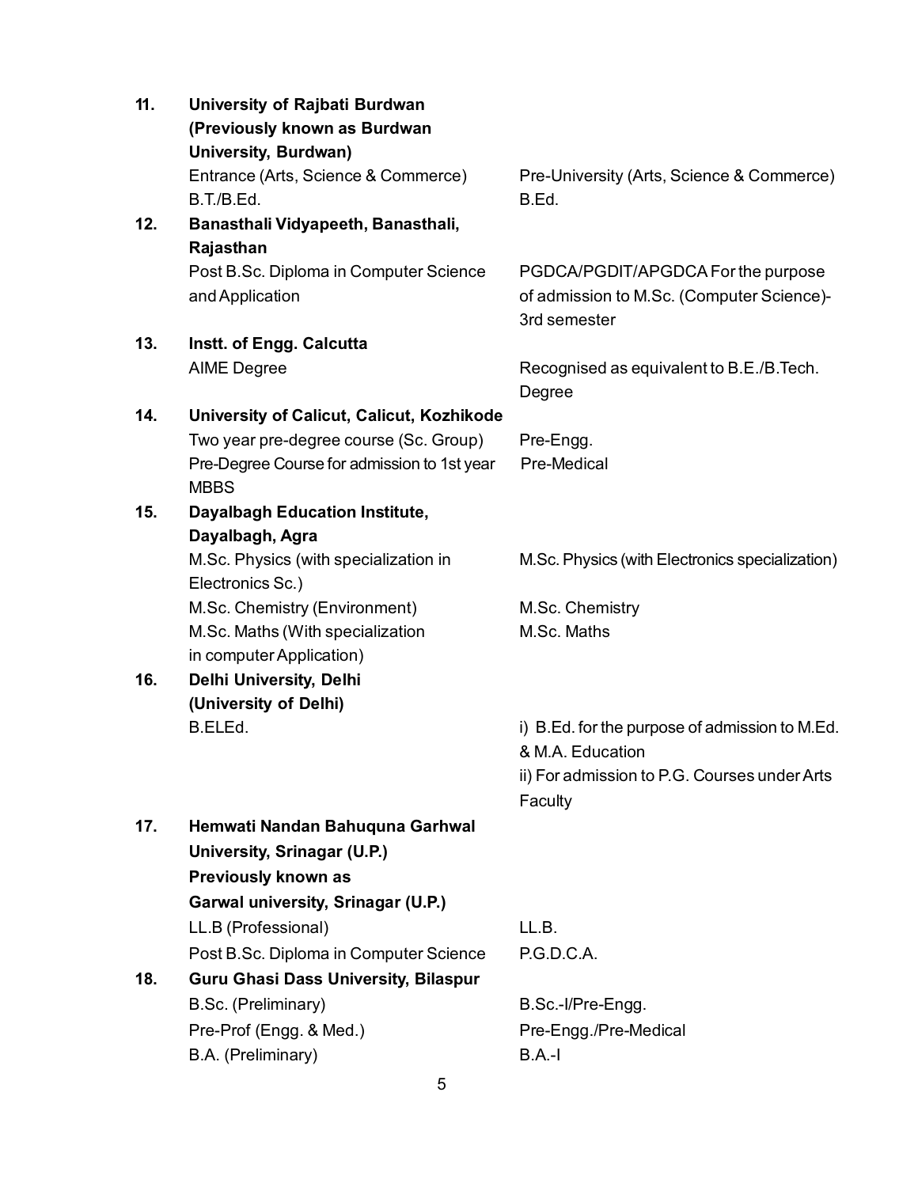| | | |
|---|---|---|
| **11.** | **University of Rajbati Burdwan (Previously known as Burdwan University, Burdwan)** | |
| | Entrance (Arts, Science & Commerce) | Pre-University (Arts, Science & Commerce) |
| | B.T./B.Ed. | B.Ed. |
| **12.** | **Banasthali Vidyapeeth, Banasthali, Rajasthan** | |
| | Post B.Sc. Diploma in Computer Science and Application | PGDCA/PGDIT/APGDCA For the purpose of admission to M.Sc. (Computer Science)-3rd semester |
| **13.** | **Instt. of Engg. Calcutta** | |
| | AIME Degree | Recognised as equivalent to B.E./B.Tech. Degree |
| **14.** | **University of Calicut, Calicut, Kozhikode** | |
| | Two year pre-degree course (Sc. Group) | Pre-Engg. |
| | Pre-Degree Course for admission to 1st year MBBS | Pre-Medical |
| **15.** | **Dayalbagh Education Institute, Dayalbagh, Agra** | |
| | M.Sc. Physics (with specialization in Electronics Sc.) | M.Sc. Physics (with Electronics specialization) |
| | M.Sc. Chemistry (Environment) | M.Sc. Chemistry |
| | M.Sc. Maths (With specialization in computer Application) | M.Sc. Maths |
| **16.** | **Delhi University, Delhi (University of Delhi)** | |
| | B.ELEd. | i) B.Ed. for the purpose of admission to M.Ed. & M.A. Education<br>ii) For admission to P.G. Courses under Arts Faculty |
| **17.** | **Hemwati Nandan Bahuquna Garhwal University, Srinagar (U.P.) Previously known as Garwal university, Srinagar (U.P.)** | |
| | LL.B (Professional) | LL.B. |
| | Post B.Sc. Diploma in Computer Science | P.G.D.C.A. |
| **18.** | **Guru Ghasi Dass University, Bilaspur** | |
| | B.Sc. (Preliminary) | B.Sc.-I/Pre-Engg. |
| | Pre-Prof (Engg. & Med.) | Pre-Engg./Pre-Medical |
| | B.A. (Preliminary) | B.A.-I |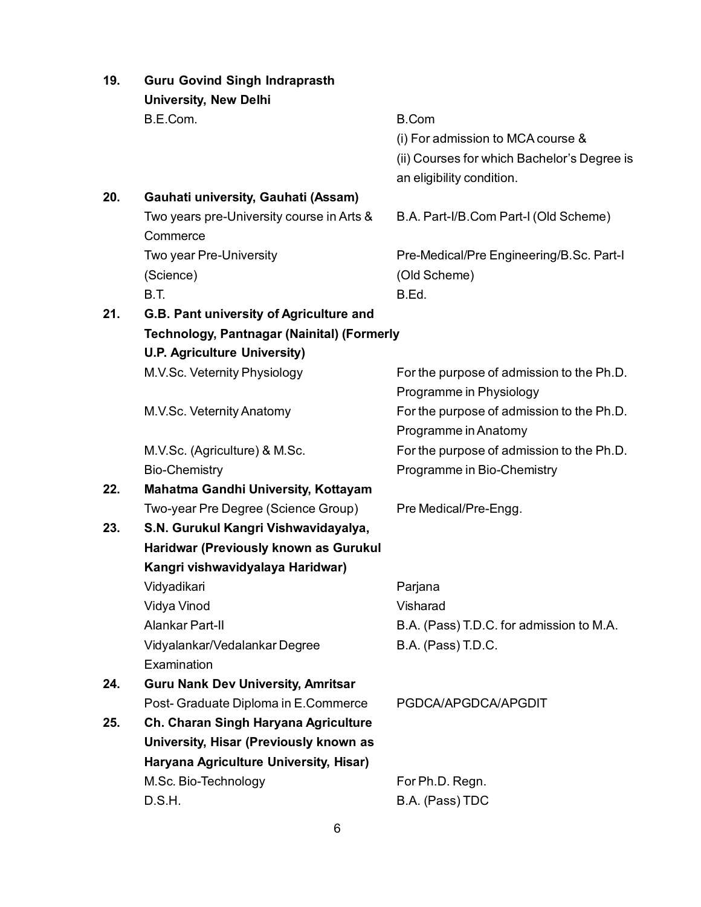**19. Guru Govind Singh Indraprasth University, New Delhi**

| | |
|---|---|
| B.E.Com. | B.Com (i) For admission to MCA course & (ii) Courses for which Bachelor's Degree is an eligibility condition. |

**20. Gauhati university, Gauhati (Assam)**

| | |
|---|---|
| Two years pre-University course in Arts & Commerce | B.A. Part-I/B.Com Part-I (Old Scheme) |
| Two year Pre-University (Science) | Pre-Medical/Pre Engineering/B.Sc. Part-I (Old Scheme) |
| B.T. | B.Ed. |

**21. G.B. Pant university of Agriculture and Technology, Pantnagar (Nainital) (Formerly U.P. Agriculture University)**

| | |
|---|---|
| M.V.Sc. Veternity Physiology | For the purpose of admission to the Ph.D. Programme in Physiology |
| M.V.Sc. Veternity Anatomy | For the purpose of admission to the Ph.D. Programme in Anatomy |
| M.V.Sc. (Agriculture) & M.Sc. Bio-Chemistry | For the purpose of admission to the Ph.D. Programme in Bio-Chemistry |

**22. Mahatma Gandhi University, Kottayam**

| | |
|---|---|
| Two-year Pre Degree (Science Group) | Pre Medical/Pre-Engg. |

**23. S.N. Gurukul Kangri Vishwavidayalya, Haridwar (Previously known as Gurukul Kangri vishwavidyalaya Haridwar)**

| | |
|---|---|
| Vidyadikari | Parjana |
| Vidya Vinod | Visharad |
| Alankar Part-II | B.A. (Pass) T.D.C. for admission to M.A. |
| Vidyalankar/Vedalankar Degree Examination | B.A. (Pass) T.D.C. |

**24. Guru Nank Dev University, Amritsar**

| | |
|---|---|
| Post- Graduate Diploma in E.Commerce | PGDCA/APGDCA/APGDIT |

**25. Ch. Charan Singh Haryana Agriculture University, Hisar (Previously known as Haryana Agriculture University, Hisar)**

| | |
|---|---|
| M.Sc. Bio-Technology | For Ph.D. Regn. |
| D.S.H. | B.A. (Pass) TDC |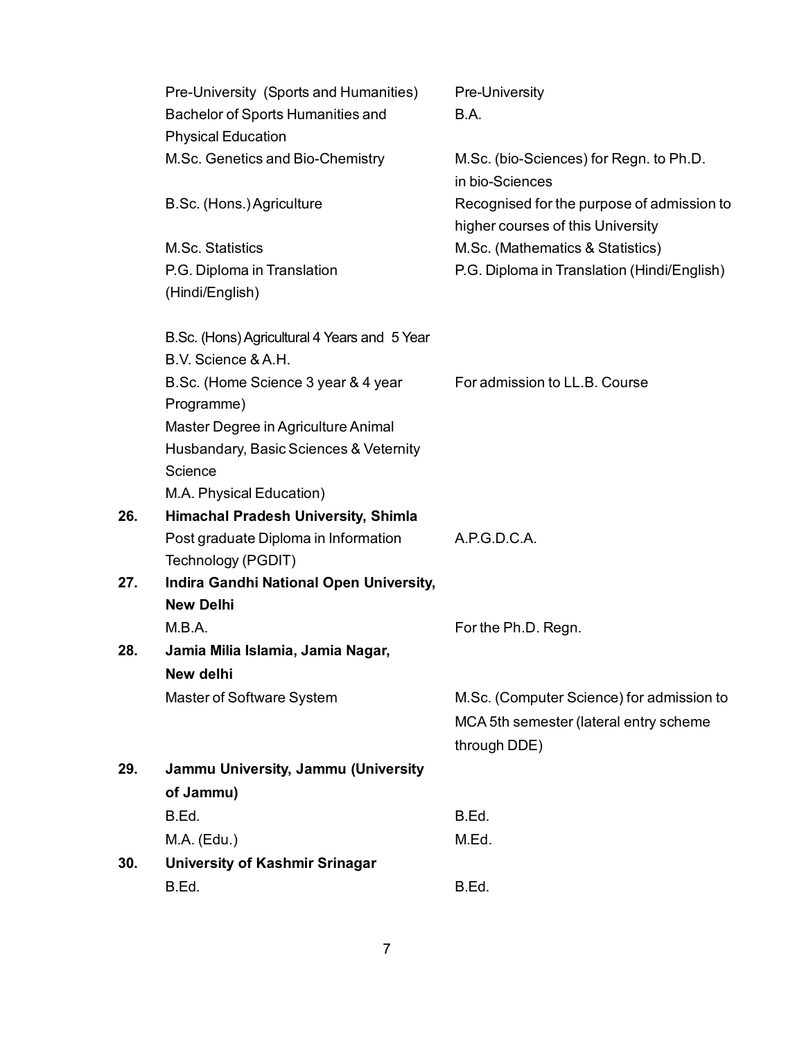| | | |
|---|---|---|
| | Pre-University (Sports and Humanities) | Pre-University |
| | Bachelor of Sports Humanities and Physical Education | B.A. |
| | M.Sc. Genetics and Bio-Chemistry | M.Sc. (bio-Sciences) for Regn. to Ph.D. in bio-Sciences |
| | B.Sc. (Hons.) Agriculture | Recognised for the purpose of admission to higher courses of this University |
| | M.Sc. Statistics | M.Sc. (Mathematics & Statistics) |
| | P.G. Diploma in Translation (Hindi/English) | P.G. Diploma in Translation (Hindi/English) |
| | B.Sc. (Hons) Agricultural 4 Years and 5 Year B.V. Science & A.H. | |
| | B.Sc. (Home Science 3 year & 4 year Programme) | For admission to LL.B. Course |
| | Master Degree in Agriculture Animal Husbandary, Basic Sciences & Veternity Science | |
| | M.A. Physical Education) | |
| **26.** | **Himachal Pradesh University, Shimla** | |
| | Post graduate Diploma in Information Technology (PGDIT) | A.P.G.D.C.A. |
| **27.** | **Indira Gandhi National Open University, New Delhi** | |
| | M.B.A. | For the Ph.D. Regn. |
| **28.** | **Jamia Milia Islamia, Jamia Nagar, New delhi** | |
| | Master of Software System | M.Sc. (Computer Science) for admission to MCA 5th semester (lateral entry scheme through DDE) |
| **29.** | **Jammu University, Jammu (University of Jammu)** | |
| | B.Ed. | B.Ed. |
| | M.A. (Edu.) | M.Ed. |
| **30.** | **University of Kashmir Srinagar** | |
| | B.Ed. | B.Ed. |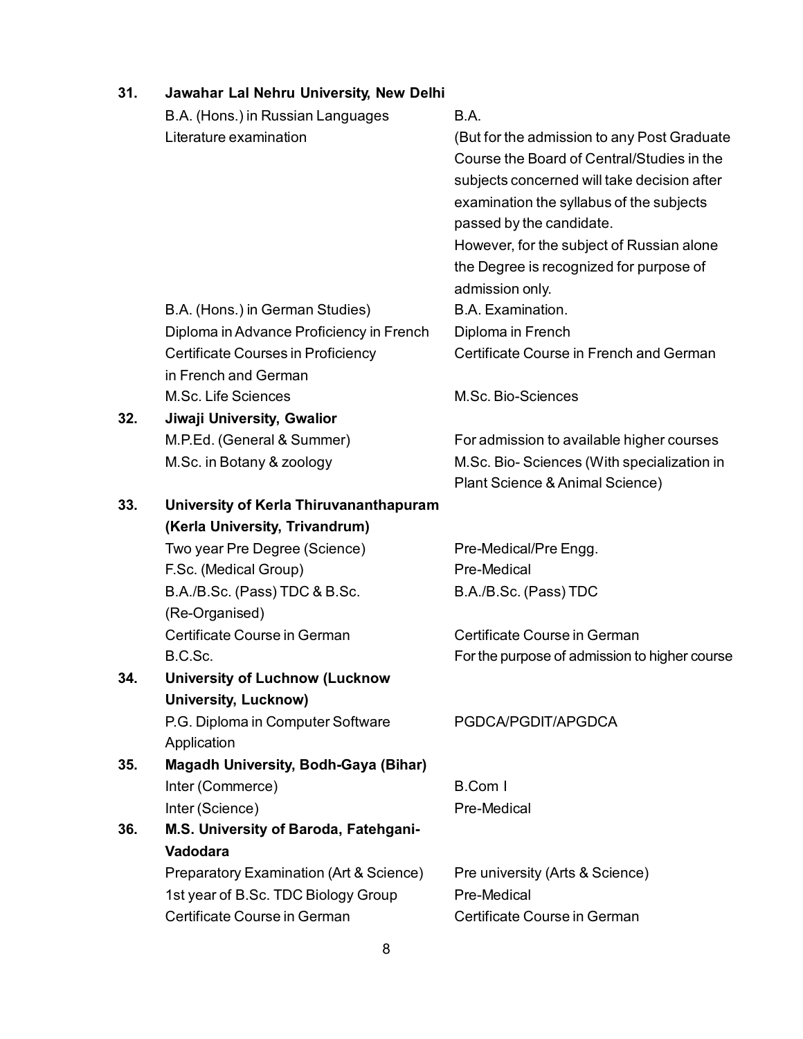| | | |
|---|---|---|
| **31.** | **Jawahar Lal Nehru University, New Delhi** | |
| | B.A. (Hons.) in Russian Languages Literature examination | B.A. (But for the admission to any Post Graduate Course the Board of Central/Studies in the subjects concerned will take decision after examination the syllabus of the subjects passed by the candidate. However, for the subject of Russian alone the Degree is recognized for purpose of admission only. |
| | B.A. (Hons.) in German Studies) | B.A. Examination. |
| | Diploma in Advance Proficiency in French | Diploma in French |
| | Certificate Courses in Proficiency in French and German | Certificate Course in French and German |
| | M.Sc. Life Sciences | M.Sc. Bio-Sciences |
| **32.** | **Jiwaji University, Gwalior** | |
| | M.P.Ed. (General & Summer) | For admission to available higher courses |
| | M.Sc. in Botany & zoology | M.Sc. Bio- Sciences (With specialization in Plant Science & Animal Science) |
| **33.** | **University of Kerla Thiruvananthapuram (Kerla University, Trivandrum)** | |
| | Two year Pre Degree (Science) | Pre-Medical/Pre Engg. |
| | F.Sc. (Medical Group) | Pre-Medical |
| | B.A./B.Sc. (Pass) TDC & B.Sc. (Re-Organised) | B.A./B.Sc. (Pass) TDC |
| | Certificate Course in German | Certificate Course in German |
| | B.C.Sc. | For the purpose of admission to higher course |
| **34.** | **University of Luchnow (Lucknow University, Lucknow)** | |
| | P.G. Diploma in Computer Software Application | PGDCA/PGDIT/APGDCA |
| **35.** | **Magadh University, Bodh-Gaya (Bihar)** | |
| | Inter (Commerce) | B.Com I |
| | Inter (Science) | Pre-Medical |
| **36.** | **M.S. University of Baroda, Fatehgani-Vadodara** | |
| | Preparatory Examination (Art & Science) | Pre university (Arts & Science) |
| | 1st year of B.Sc. TDC Biology Group | Pre-Medical |
| | Certificate Course in German | Certificate Course in German |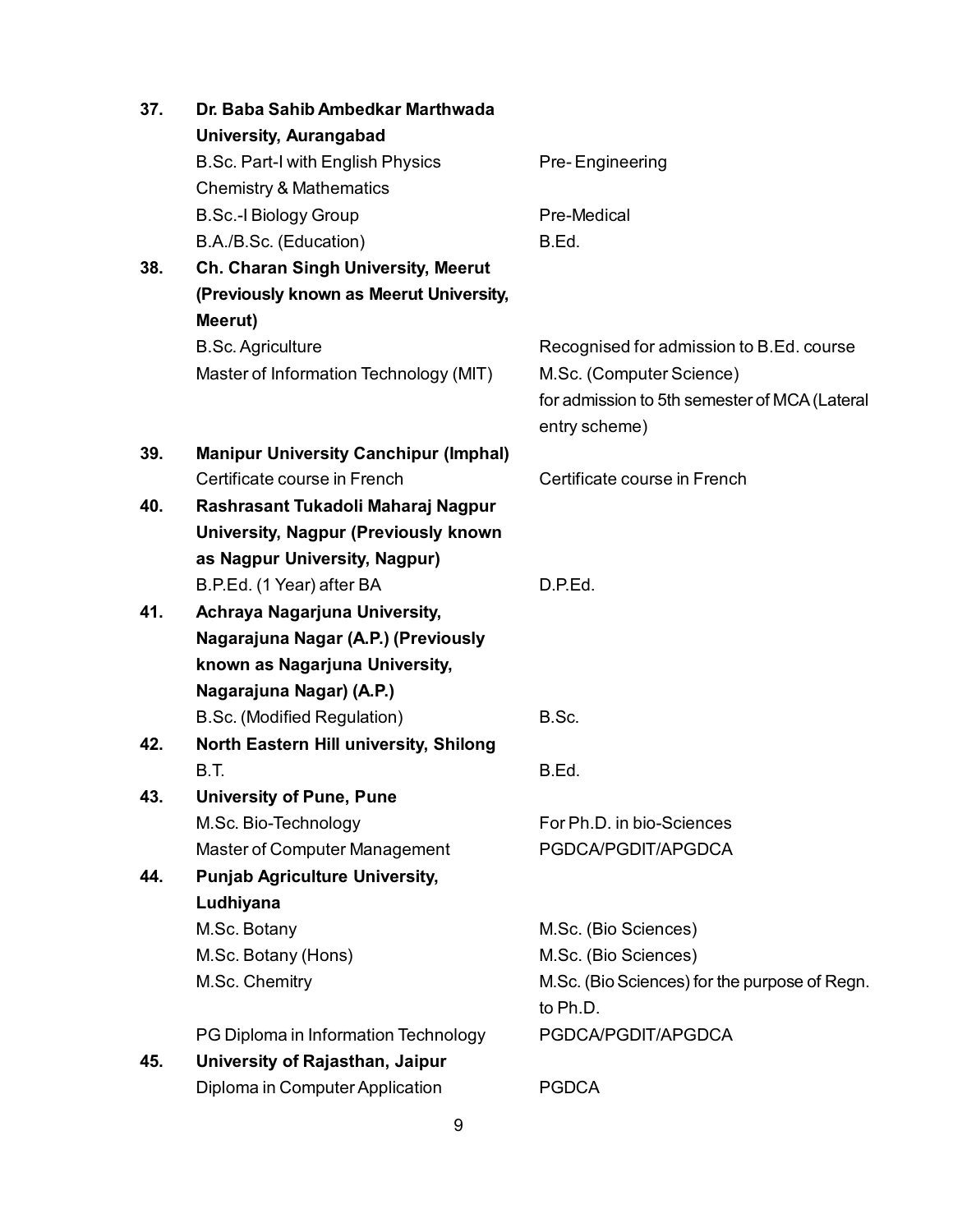**37. Dr. Baba Sahib Ambedkar Marthwada University, Aurangabad**

| | |
|---|---|
| B.Sc. Part-I with English Physics Chemistry & Mathematics | Pre- Engineering |
| B.Sc.-I Biology Group | Pre-Medical |
| B.A./B.Sc. (Education) | B.Ed. |

**38. Ch. Charan Singh University, Meerut (Previously known as Meerut University, Meerut)**

| | |
|---|---|
| B.Sc. Agriculture | Recognised for admission to B.Ed. course |
| Master of Information Technology (MIT) | M.Sc. (Computer Science) for admission to 5th semester of MCA (Lateral entry scheme) |

**39. Manipur University Canchipur (Imphal)**

| | |
|---|---|
| Certificate course in French | Certificate course in French |

**40. Rashrasant Tukadoli Maharaj Nagpur University, Nagpur (Previously known as Nagpur University, Nagpur)**

| | |
|---|---|
| B.P.Ed. (1 Year) after BA | D.P.Ed. |

**41. Achraya Nagarjuna University, Nagarajuna Nagar (A.P.) (Previously known as Nagarjuna University, Nagarajuna Nagar) (A.P.)**

| | |
|---|---|
| B.Sc. (Modified Regulation) | B.Sc. |

**42. North Eastern Hill university, Shilong**

| | |
|---|---|
| B.T. | B.Ed. |

**43. University of Pune, Pune**

| | |
|---|---|
| M.Sc. Bio-Technology | For Ph.D. in bio-Sciences |
| Master of Computer Management | PGDCA/PGDIT/APGDCA |

**44. Punjab Agriculture University, Ludhiyana**

| | |
|---|---|
| M.Sc. Botany | M.Sc. (Bio Sciences) |
| M.Sc. Botany (Hons) | M.Sc. (Bio Sciences) |
| M.Sc. Chemitry | M.Sc. (Bio Sciences) for the purpose of Regn. to Ph.D. |
| PG Diploma in Information Technology | PGDCA/PGDIT/APGDCA |

**45. University of Rajasthan, Jaipur**

| | |
|---|---|
| Diploma in Computer Application | PGDCA |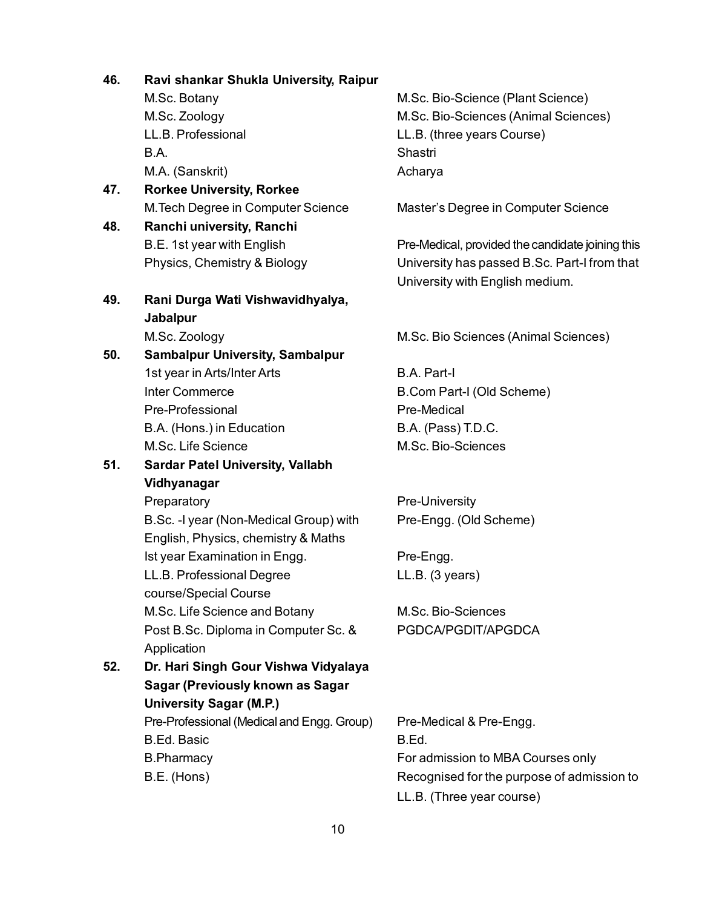**46. Ravi shankar Shukla University, Raipur**

| | |
|---|---|
| M.Sc. Botany | M.Sc. Bio-Science (Plant Science) |
| M.Sc. Zoology | M.Sc. Bio-Sciences (Animal Sciences) |
| LL.B. Professional | LL.B. (three years Course) |
| B.A. | Shastri |
| M.A. (Sanskrit) | Acharya |

**47. Rorkee University, Rorkee**

| | |
|---|---|
| M.Tech Degree in Computer Science | Master's Degree in Computer Science |

**48. Ranchi university, Ranchi**

| | |
|---|---|
| B.E. 1st year with English Physics, Chemistry & Biology | Pre-Medical, provided the candidate joining this University has passed B.Sc. Part-I from that University with English medium. |

**49. Rani Durga Wati Vishwavidhyalya, Jabalpur**

| | |
|---|---|
| M.Sc. Zoology | M.Sc. Bio Sciences (Animal Sciences) |

**50. Sambalpur University, Sambalpur**

| | |
|---|---|
| 1st year in Arts/Inter Arts | B.A. Part-I |
| Inter Commerce | B.Com Part-I (Old Scheme) |
| Pre-Professional | Pre-Medical |
| B.A. (Hons.) in Education | B.A. (Pass) T.D.C. |
| M.Sc. Life Science | M.Sc. Bio-Sciences |

**51. Sardar Patel University, Vallabh Vidhyanagar**

| | |
|---|---|
| Preparatory | Pre-University |
| B.Sc. -I year (Non-Medical Group) with English, Physics, chemistry & Maths | Pre-Engg. (Old Scheme) |
| Ist year Examination in Engg. | Pre-Engg. |
| LL.B. Professional Degree course/Special Course | LL.B. (3 years) |
| M.Sc. Life Science and Botany | M.Sc. Bio-Sciences |
| Post B.Sc. Diploma in Computer Sc. & Application | PGDCA/PGDIT/APGDCA |

**52. Dr. Hari Singh Gour Vishwa Vidyalaya Sagar (Previously known as Sagar University Sagar (M.P.)**

| | |
|---|---|
| Pre-Professional (Medical and Engg. Group) | Pre-Medical & Pre-Engg. |
| B.Ed. Basic | B.Ed. |
| B.Pharmacy | For admission to MBA Courses only |
| B.E. (Hons) | Recognised for the purpose of admission to LL.B. (Three year course) |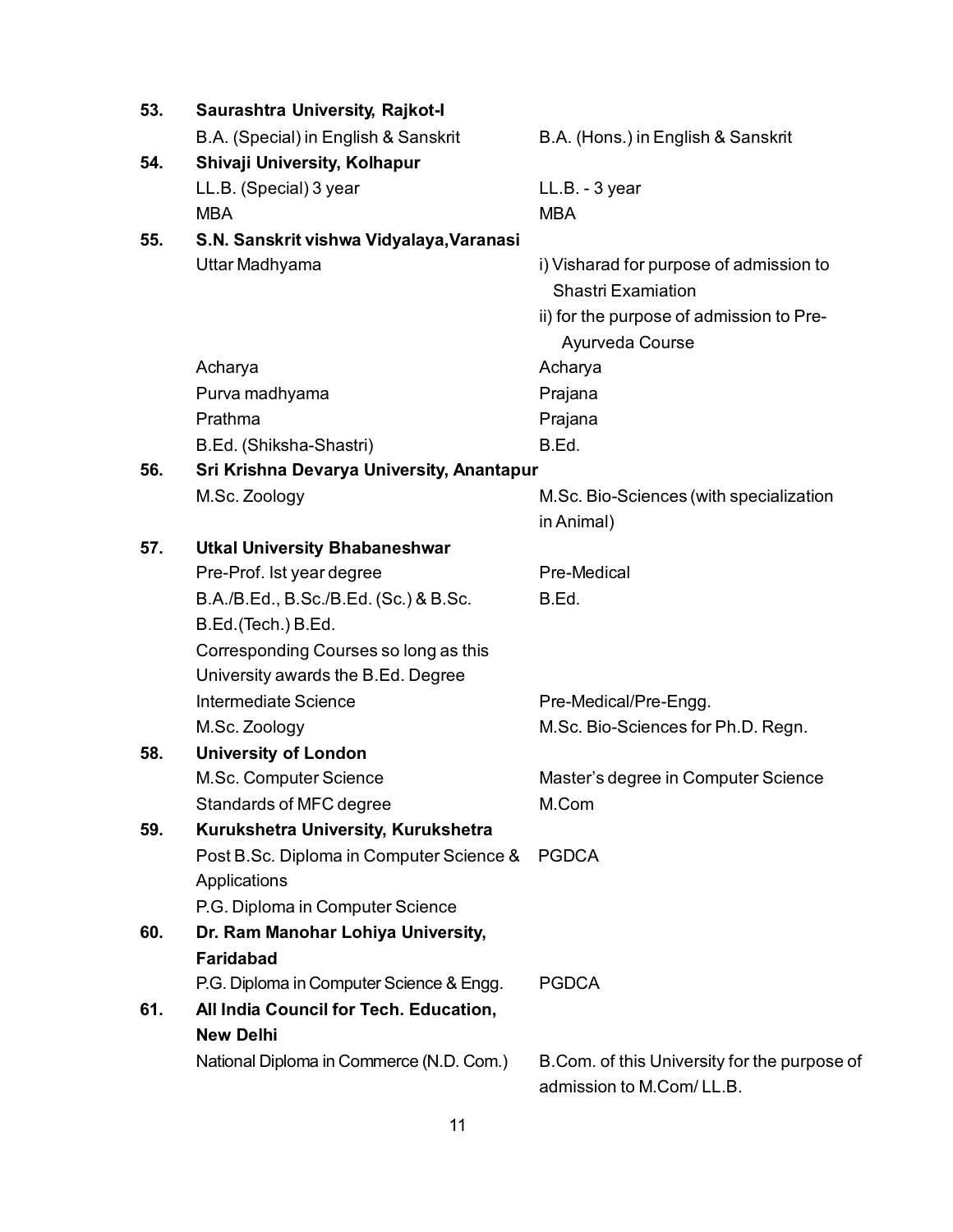| | | |
|---|---|---|
| **53.** | **Saurashtra University, Rajkot-I** | |
| | B.A. (Special) in English & Sanskrit | B.A. (Hons.) in English & Sanskrit |
| **54.** | **Shivaji University, Kolhapur** | |
| | LL.B. (Special) 3 year | LL.B. - 3 year |
| | MBA | MBA |
| **55.** | **S.N. Sanskrit vishwa Vidyalaya,Varanasi** | |
| | Uttar Madhyama | i) Visharad for purpose of admission to Shastri Examiation<br>ii) for the purpose of admission to Pre-Ayurveda Course |
| | Acharya | Acharya |
| | Purva madhyama | Prajana |
| | Prathma | Prajana |
| | B.Ed. (Shiksha-Shastri) | B.Ed. |
| **56.** | **Sri Krishna Devarya University, Anantapur** | |
| | M.Sc. Zoology | M.Sc. Bio-Sciences (with specialization in Animal) |
| **57.** | **Utkal University Bhabaneshwar** | |
| | Pre-Prof. Ist year degree | Pre-Medical |
| | B.A./B.Ed., B.Sc./B.Ed. (Sc.) & B.Sc. B.Ed.(Tech.) B.Ed. Corresponding Courses so long as this University awards the B.Ed. Degree | B.Ed. |
| | Intermediate Science | Pre-Medical/Pre-Engg. |
| | M.Sc. Zoology | M.Sc. Bio-Sciences for Ph.D. Regn. |
| **58.** | **University of London** | |
| | M.Sc. Computer Science | Master's degree in Computer Science |
| | Standards of MFC degree | M.Com |
| **59.** | **Kurukshetra University, Kurukshetra** | |
| | Post B.Sc. Diploma in Computer Science & Applications<br>P.G. Diploma in Computer Science | PGDCA |
| **60.** | **Dr. Ram Manohar Lohiya University, Faridabad** | |
| | P.G. Diploma in Computer Science & Engg. | PGDCA |
| **61.** | **All India Council for Tech. Education, New Delhi** | |
| | National Diploma in Commerce (N.D. Com.) | B.Com. of this University for the purpose of admission to M.Com/ LL.B. |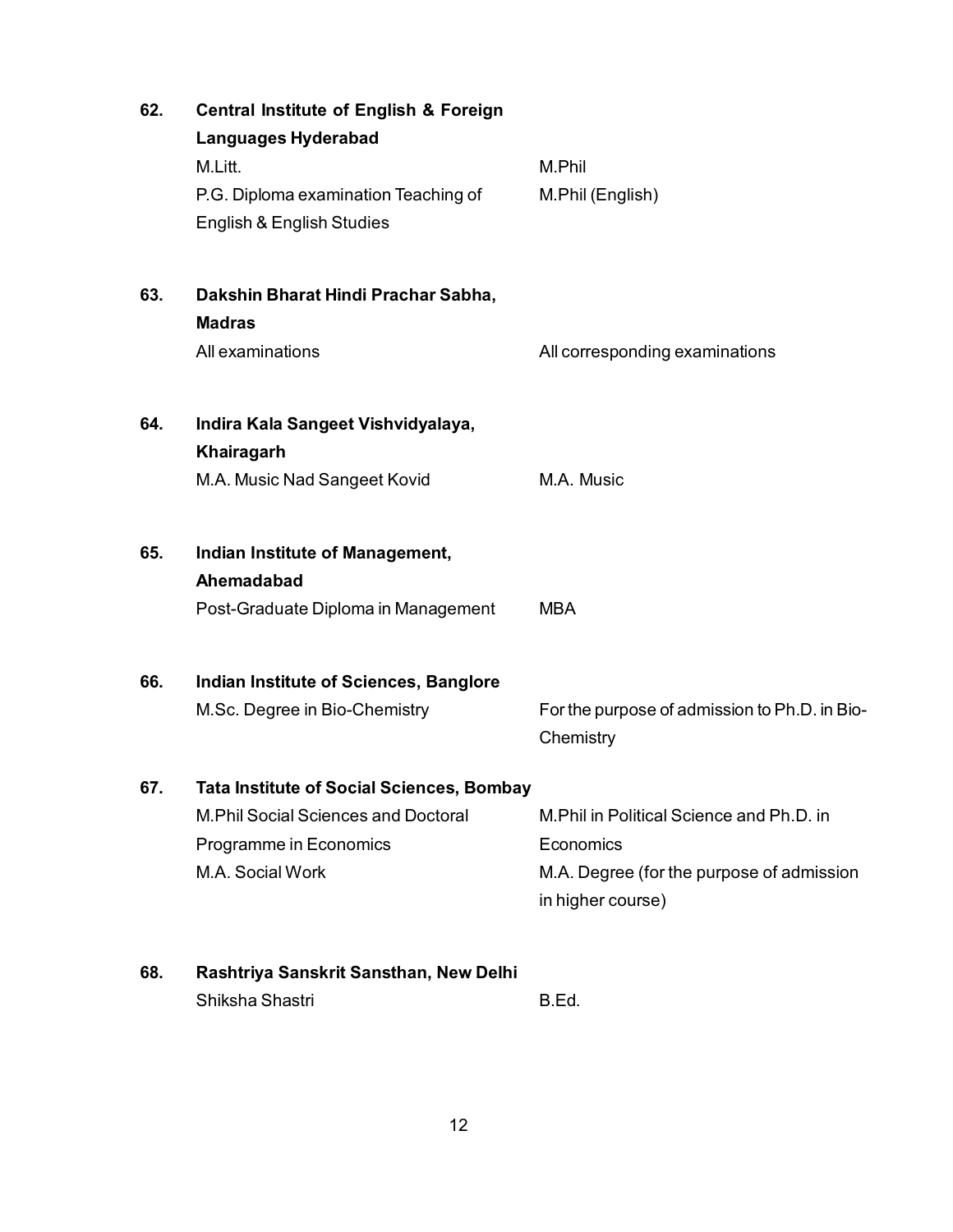**62. Central Institute of English & Foreign Languages Hyderabad**

| | |
|---|---|
| M.Litt. | M.Phil |
| P.G. Diploma examination Teaching of English & English Studies | M.Phil (English) |

**63. Dakshin Bharat Hindi Prachar Sabha, Madras**

| | |
|---|---|
| All examinations | All corresponding examinations |

**64. Indira Kala Sangeet Vishvidyalaya, Khairagarh**

| | |
|---|---|
| M.A. Music Nad Sangeet Kovid | M.A. Music |

**65. Indian Institute of Management, Ahemadabad**

| | |
|---|---|
| Post-Graduate Diploma in Management | MBA |

**66. Indian Institute of Sciences, Banglore**

| | |
|---|---|
| M.Sc. Degree in Bio-Chemistry | For the purpose of admission to Ph.D. in Bio-Chemistry |

**67. Tata Institute of Social Sciences, Bombay**

| | |
|---|---|
| M.Phil Social Sciences and Doctoral Programme in Economics | M.Phil in Political Science and Ph.D. in Economics |
| M.A. Social Work | M.A. Degree (for the purpose of admission in higher course) |

**68. Rashtriya Sanskrit Sansthan, New Delhi**

| | |
|---|---|
| Shiksha Shastri | B.Ed. |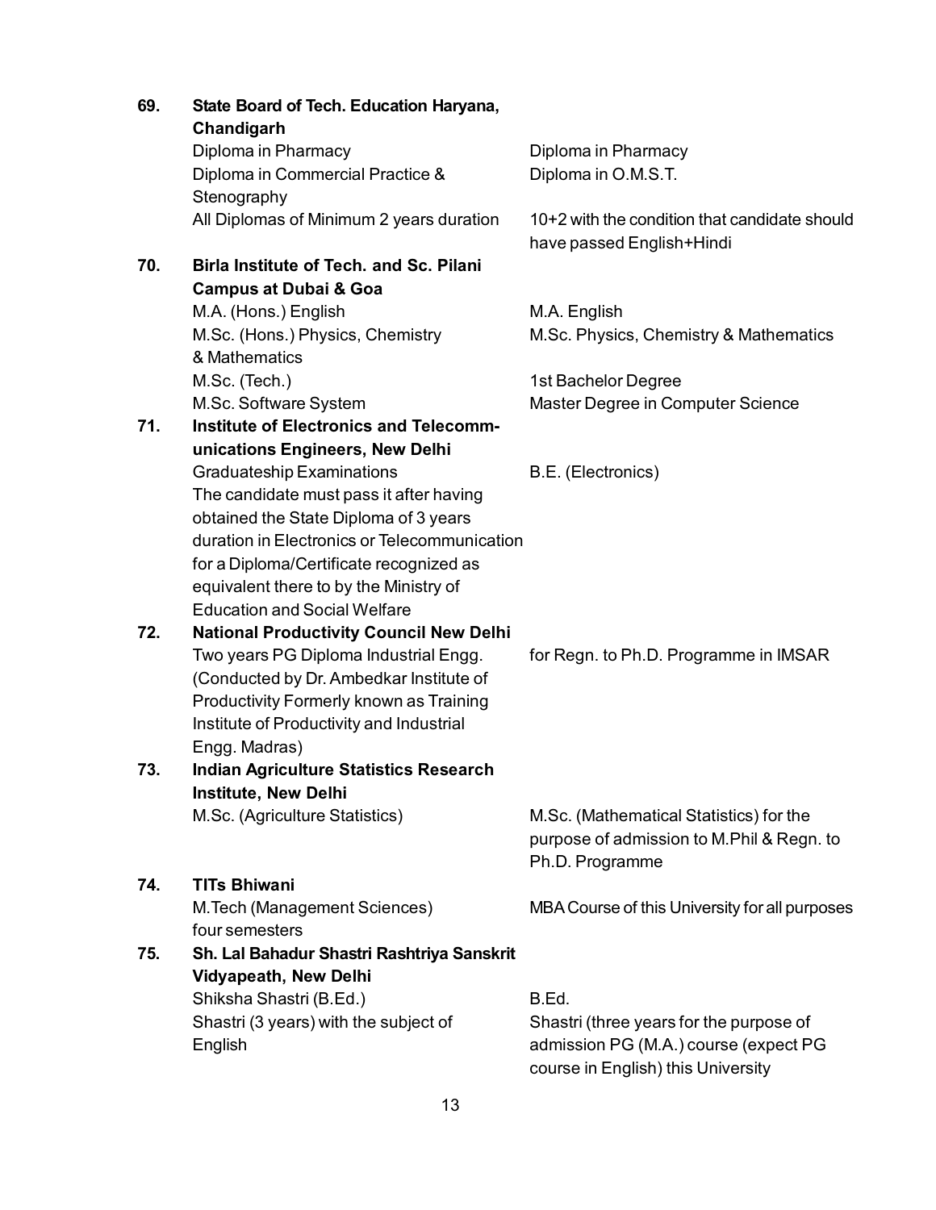| | | |
|---|---|---|
| **69.** | **State Board of Tech. Education Haryana, Chandigarh** | |
| | Diploma in Pharmacy | Diploma in Pharmacy |
| | Diploma in Commercial Practice & Stenography | Diploma in O.M.S.T. |
| | All Diplomas of Minimum 2 years duration | 10+2 with the condition that candidate should have passed English+Hindi |
| **70.** | **Birla Institute of Tech. and Sc. Pilani Campus at Dubai & Goa** | |
| | M.A. (Hons.) English | M.A. English |
| | M.Sc. (Hons.) Physics, Chemistry & Mathematics | M.Sc. Physics, Chemistry & Mathematics |
| | M.Sc. (Tech.) | 1st Bachelor Degree |
| | M.Sc. Software System | Master Degree in Computer Science |
| **71.** | **Institute of Electronics and Telecommunications Engineers, New Delhi** | |
| | Graduateship Examinations The candidate must pass it after having obtained the State Diploma of 3 years duration in Electronics or Telecommunication for a Diploma/Certificate recognized as equivalent there to by the Ministry of Education and Social Welfare | B.E. (Electronics) |
| **72.** | **National Productivity Council New Delhi** | |
| | Two years PG Diploma Industrial Engg. (Conducted by Dr. Ambedkar Institute of Productivity Formerly known as Training Institute of Productivity and Industrial Engg. Madras) | for Regn. to Ph.D. Programme in IMSAR |
| **73.** | **Indian Agriculture Statistics Research Institute, New Delhi** | |
| | M.Sc. (Agriculture Statistics) | M.Sc. (Mathematical Statistics) for the purpose of admission to M.Phil & Regn. to Ph.D. Programme |
| **74.** | **TITs Bhiwani** | |
| | M.Tech (Management Sciences) four semesters | MBA Course of this University for all purposes |
| **75.** | **Sh. Lal Bahadur Shastri Rashtriya Sanskrit Vidyapeath, New Delhi** | |
| | Shiksha Shastri (B.Ed.) | B.Ed. |
| | Shastri (3 years) with the subject of English | Shastri (three years for the purpose of admission PG (M.A.) course (expect PG course in English) this University |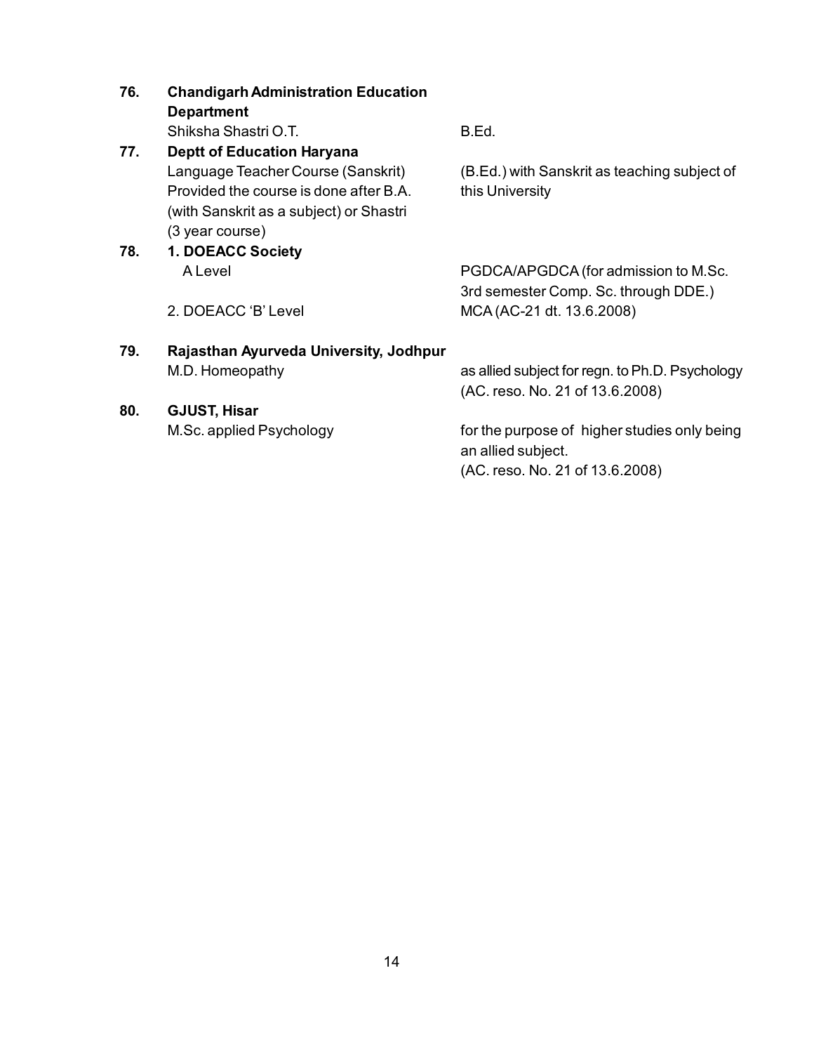| No. | Institution / Course | Equivalent to |
|---|---|---|
| **76.** | **Chandigarh Administration Education Department** | |
| | Shiksha Shastri O.T. | B.Ed. |
| **77.** | **Deptt of Education Haryana** | |
| | Language Teacher Course (Sanskrit) Provided the course is done after B.A. (with Sanskrit as a subject) or Shastri (3 year course) | (B.Ed.) with Sanskrit as teaching subject of this University |
| **78.** | **1. DOEACC Society** | |
| | A Level | PGDCA/APGDCA (for admission to M.Sc. 3rd semester Comp. Sc. through DDE.) |
| | 2. DOEACC 'B' Level | MCA (AC-21 dt. 13.6.2008) |
| **79.** | **Rajasthan Ayurveda University, Jodhpur** | |
| | M.D. Homeopathy | as allied subject for regn. to Ph.D. Psychology (AC. reso. No. 21 of 13.6.2008) |
| **80.** | **GJUST, Hisar** | |
| | M.Sc. applied Psychology | for the purpose of higher studies only being an allied subject. (AC. reso. No. 21 of 13.6.2008) |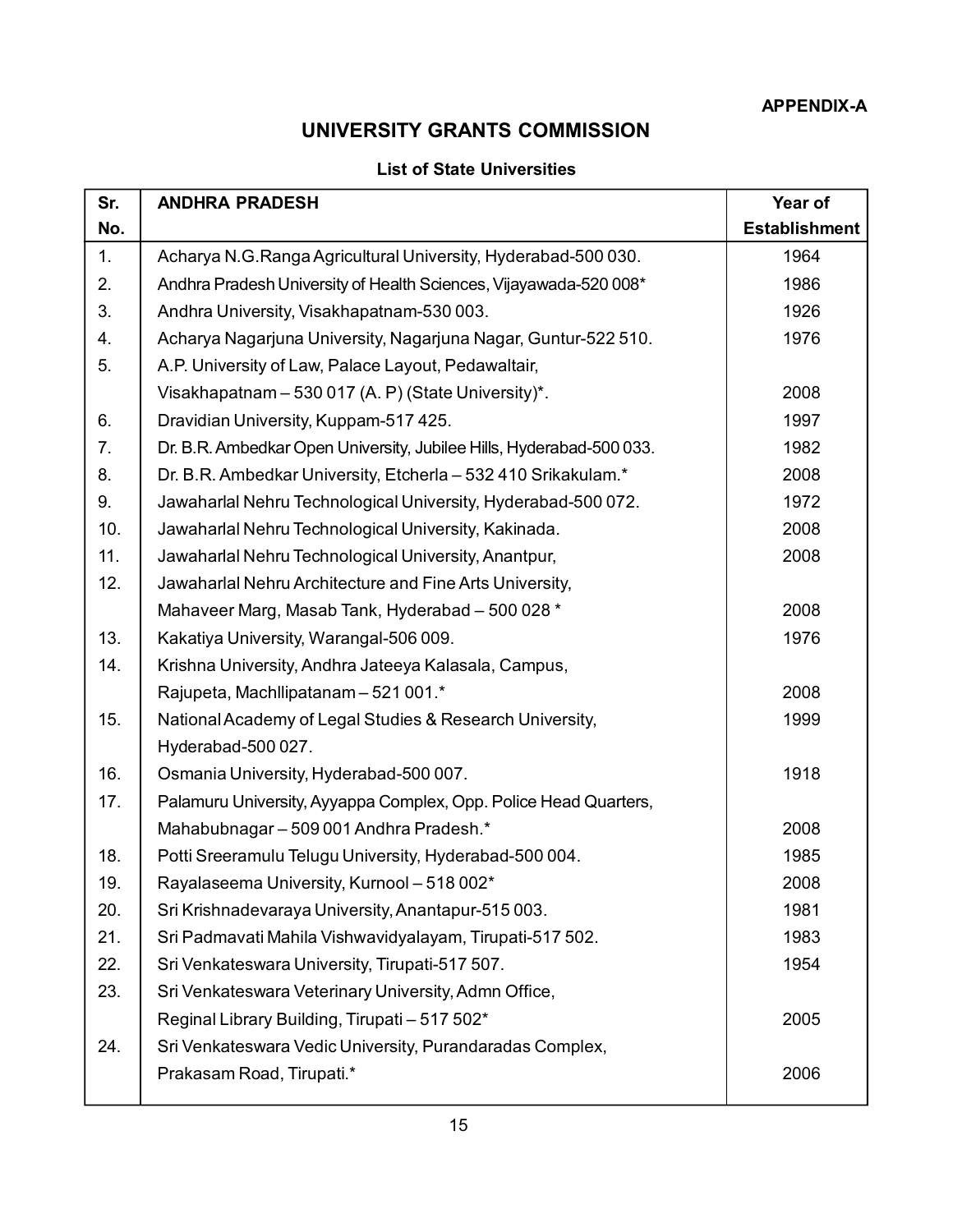APPENDIX-A

# UNIVERSITY GRANTS COMMISSION

### List of State Universities

| Sr. No. | ANDHRA PRADESH | Year of Establishment |
|---|---|---|
| 1. | Acharya N.G.Ranga Agricultural University, Hyderabad-500 030. | 1964 |
| 2. | Andhra Pradesh University of Health Sciences, Vijayawada-520 008* | 1986 |
| 3. | Andhra University, Visakhapatnam-530 003. | 1926 |
| 4. | Acharya Nagarjuna University, Nagarjuna Nagar, Guntur-522 510. | 1976 |
| 5. | A.P. University of Law, Palace Layout, Pedawaltair, Visakhapatnam – 530 017 (A. P) (State University)*. | 2008 |
| 6. | Dravidian University, Kuppam-517 425. | 1997 |
| 7. | Dr. B.R. Ambedkar Open University, Jubilee Hills, Hyderabad-500 033. | 1982 |
| 8. | Dr. B.R. Ambedkar University, Etcherla – 532 410 Srikakulam.* | 2008 |
| 9. | Jawaharlal Nehru Technological University, Hyderabad-500 072. | 1972 |
| 10. | Jawaharlal Nehru Technological University, Kakinada. | 2008 |
| 11. | Jawaharlal Nehru Technological University, Anantpur, | 2008 |
| 12. | Jawaharlal Nehru Architecture and Fine Arts University, Mahaveer Marg, Masab Tank, Hyderabad – 500 028 * | 2008 |
| 13. | Kakatiya University, Warangal-506 009. | 1976 |
| 14. | Krishna University, Andhra Jateeya Kalasala, Campus, Rajupeta, Machllipatanam – 521 001.* | 2008 |
| 15. | National Academy of Legal Studies & Research University, Hyderabad-500 027. | 1999 |
| 16. | Osmania University, Hyderabad-500 007. | 1918 |
| 17. | Palamuru University, Ayyappa Complex, Opp. Police Head Quarters, Mahabubnagar – 509 001 Andhra Pradesh.* | 2008 |
| 18. | Potti Sreeramulu Telugu University, Hyderabad-500 004. | 1985 |
| 19. | Rayalaseema University, Kurnool – 518 002* | 2008 |
| 20. | Sri Krishnadevaraya University, Anantapur-515 003. | 1981 |
| 21. | Sri Padmavati Mahila Vishwavidyalayam, Tirupati-517 502. | 1983 |
| 22. | Sri Venkateswara University, Tirupati-517 507. | 1954 |
| 23. | Sri Venkateswara Veterinary University, Admn Office, Reginal Library Building, Tirupati – 517 502* | 2005 |
| 24. | Sri Venkateswara Vedic University, Purandaradas Complex, Prakasam Road, Tirupati.* | 2006 |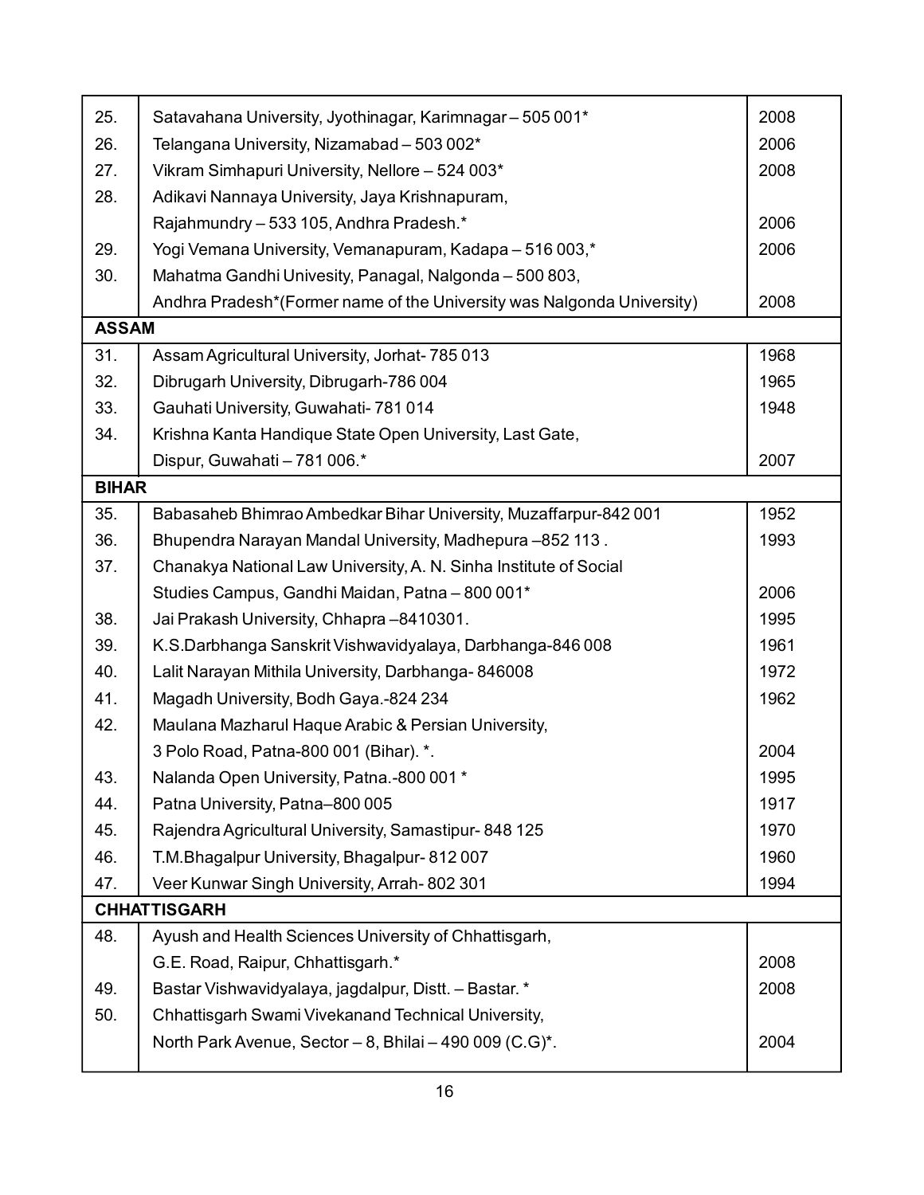| | | |
|---|---|---|
| 25. | Satavahana University, Jyothinagar, Karimnagar – 505 001* | 2008 |
| 26. | Telangana University, Nizamabad – 503 002* | 2006 |
| 27. | Vikram Simhapuri University, Nellore – 524 003* | 2008 |
| 28. | Adikavi Nannaya University, Jaya Krishnapuram, Rajahmundry – 533 105, Andhra Pradesh.* | 2006 |
| 29. | Yogi Vemana University, Vemanapuram, Kadapa – 516 003,* | 2006 |
| 30. | Mahatma Gandhi Univesity, Panagal, Nalgonda – 500 803, Andhra Pradesh*(Former name of the University was Nalgonda University) | 2008 |
| **ASSAM** | | |
| 31. | Assam Agricultural University, Jorhat- 785 013 | 1968 |
| 32. | Dibrugarh University, Dibrugarh-786 004 | 1965 |
| 33. | Gauhati University, Guwahati- 781 014 | 1948 |
| 34. | Krishna Kanta Handique State Open University, Last Gate, Dispur, Guwahati – 781 006.* | 2007 |
| **BIHAR** | | |
| 35. | Babasaheb Bhimrao Ambedkar Bihar University, Muzaffarpur-842 001 | 1952 |
| 36. | Bhupendra Narayan Mandal University, Madhepura –852 113 . | 1993 |
| 37. | Chanakya National Law University, A. N. Sinha Institute of Social Studies Campus, Gandhi Maidan, Patna – 800 001* | 2006 |
| 38. | Jai Prakash University, Chhapra –8410301. | 1995 |
| 39. | K.S.Darbhanga Sanskrit Vishwavidyalaya, Darbhanga-846 008 | 1961 |
| 40. | Lalit Narayan Mithila University, Darbhanga- 846008 | 1972 |
| 41. | Magadh University, Bodh Gaya.-824 234 | 1962 |
| 42. | Maulana Mazharul Haque Arabic & Persian University, 3 Polo Road, Patna-800 001 (Bihar). *. | 2004 |
| 43. | Nalanda Open University, Patna.-800 001 * | 1995 |
| 44. | Patna University, Patna–800 005 | 1917 |
| 45. | Rajendra Agricultural University, Samastipur- 848 125 | 1970 |
| 46. | T.M.Bhagalpur University, Bhagalpur- 812 007 | 1960 |
| 47. | Veer Kunwar Singh University, Arrah- 802 301 | 1994 |
| **CHHATTISGARH** | | |
| 48. | Ayush and Health Sciences University of Chhattisgarh, G.E. Road, Raipur, Chhattisgarh.* | 2008 |
| 49. | Bastar Vishwavidyalaya, jagdalpur, Distt. – Bastar. * | 2008 |
| 50. | Chhattisgarh Swami Vivekanand Technical University, North Park Avenue, Sector – 8, Bhilai – 490 009 (C.G)*. | 2004 |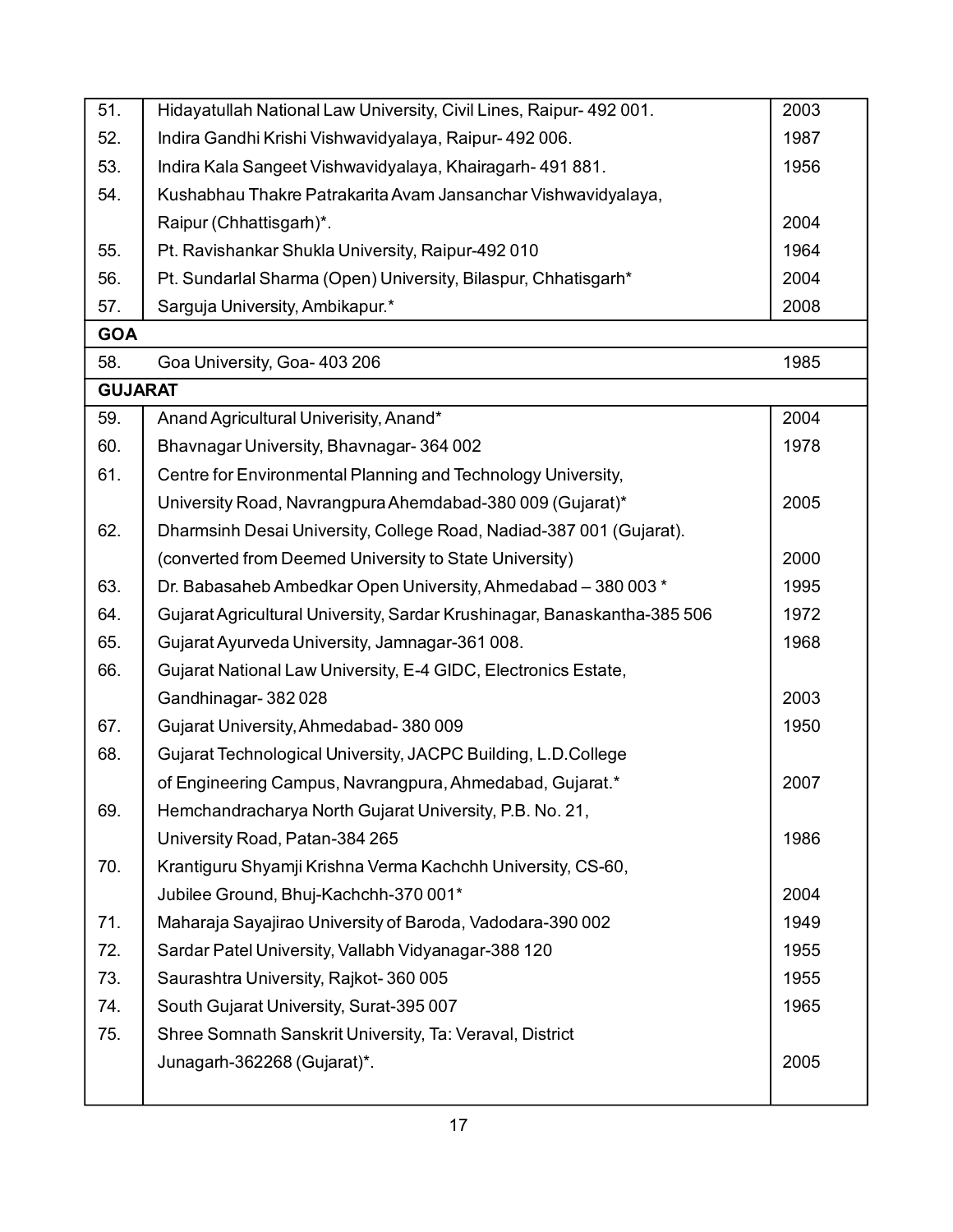| | | |
|---|---|---|
| 51. | Hidayatullah National Law University, Civil Lines, Raipur- 492 001. | 2003 |
| 52. | Indira Gandhi Krishi Vishwavidyalaya, Raipur- 492 006. | 1987 |
| 53. | Indira Kala Sangeet Vishwavidyalaya, Khairagarh- 491 881. | 1956 |
| 54. | Kushabhau Thakre Patrakarita Avam Jansanchar Vishwavidyalaya, Raipur (Chhattisgarh)*. | 2004 |
| 55. | Pt. Ravishankar Shukla University, Raipur-492 010 | 1964 |
| 56. | Pt. Sundarlal Sharma (Open) University, Bilaspur, Chhatisgarh* | 2004 |
| 57. | Sarguja University, Ambikapur.* | 2008 |
| **GOA** | | |
| 58. | Goa University, Goa- 403 206 | 1985 |
| **GUJARAT** | | |
| 59. | Anand Agricultural Univerisity, Anand* | 2004 |
| 60. | Bhavnagar University, Bhavnagar- 364 002 | 1978 |
| 61. | Centre for Environmental Planning and Technology University, University Road, Navrangpura Ahemdabad-380 009 (Gujarat)* | 2005 |
| 62. | Dharmsinh Desai University, College Road, Nadiad-387 001 (Gujarat). (converted from Deemed University to State University) | 2000 |
| 63. | Dr. Babasaheb Ambedkar Open University, Ahmedabad – 380 003 * | 1995 |
| 64. | Gujarat Agricultural University, Sardar Krushinagar, Banaskantha-385 506 | 1972 |
| 65. | Gujarat Ayurveda University, Jamnagar-361 008. | 1968 |
| 66. | Gujarat National Law University, E-4 GIDC, Electronics Estate, Gandhinagar- 382 028 | 2003 |
| 67. | Gujarat University, Ahmedabad- 380 009 | 1950 |
| 68. | Gujarat Technological University, JACPC Building, L.D.College of Engineering Campus, Navrangpura, Ahmedabad, Gujarat.* | 2007 |
| 69. | Hemchandracharya North Gujarat University, P.B. No. 21, University Road, Patan-384 265 | 1986 |
| 70. | Krantiguru Shyamji Krishna Verma Kachchh University, CS-60, Jubilee Ground, Bhuj-Kachchh-370 001* | 2004 |
| 71. | Maharaja Sayajirao University of Baroda, Vadodara-390 002 | 1949 |
| 72. | Sardar Patel University, Vallabh Vidyanagar-388 120 | 1955 |
| 73. | Saurashtra University, Rajkot- 360 005 | 1955 |
| 74. | South Gujarat University, Surat-395 007 | 1965 |
| 75. | Shree Somnath Sanskrit University, Ta: Veraval, District Junagarh-362268 (Gujarat)*. | 2005 |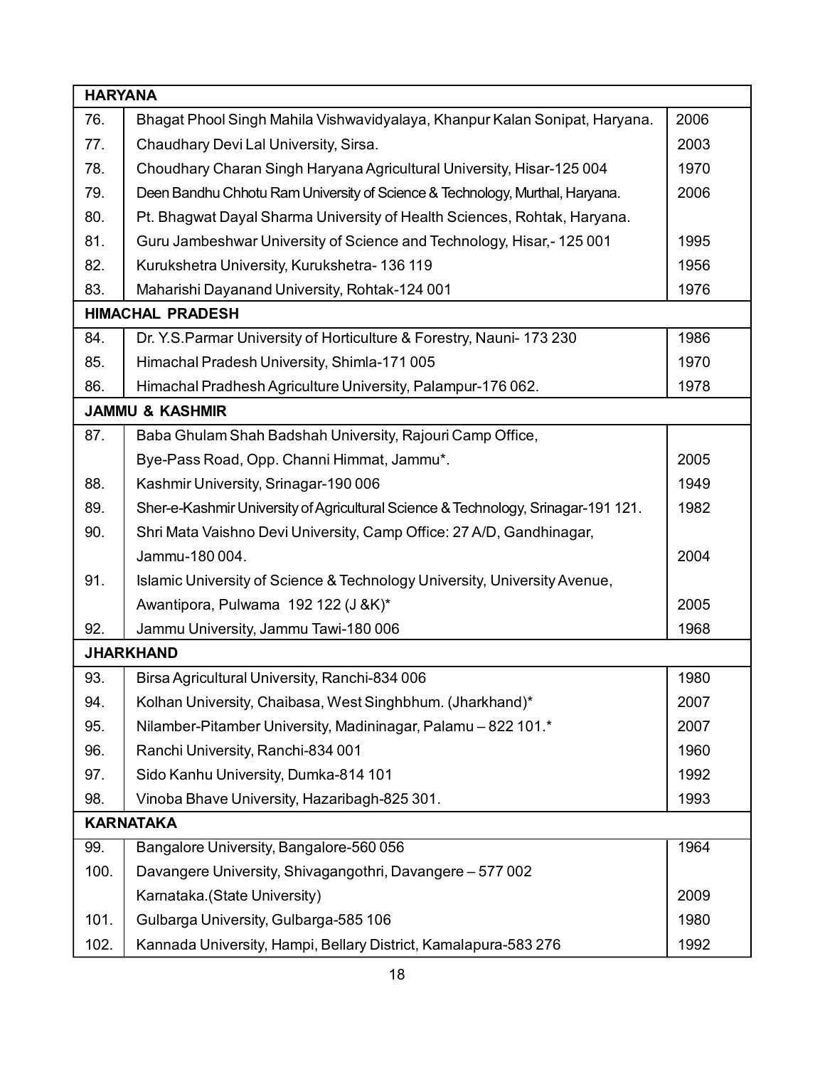| | | |
|---|---|---|
| **HARYANA** | | |
| 76. | Bhagat Phool Singh Mahila Vishwavidyalaya, Khanpur Kalan Sonipat, Haryana. | 2006 |
| 77. | Chaudhary Devi Lal University, Sirsa. | 2003 |
| 78. | Choudhary Charan Singh Haryana Agricultural University, Hisar-125 004 | 1970 |
| 79. | Deen Bandhu Chhotu Ram University of Science & Technology, Murthal, Haryana. | 2006 |
| 80. | Pt. Bhagwat Dayal Sharma University of Health Sciences, Rohtak, Haryana. | |
| 81. | Guru Jambeshwar University of Science and Technology, Hisar,- 125 001 | 1995 |
| 82. | Kurukshetra University, Kurukshetra- 136 119 | 1956 |
| 83. | Maharishi Dayanand University, Rohtak-124 001 | 1976 |
| **HIMACHAL PRADESH** | | |
| 84. | Dr. Y.S.Parmar University of Horticulture & Forestry, Nauni- 173 230 | 1986 |
| 85. | Himachal Pradesh University, Shimla-171 005 | 1970 |
| 86. | Himachal Pradhesh Agriculture University, Palampur-176 062. | 1978 |
| **JAMMU & KASHMIR** | | |
| 87. | Baba Ghulam Shah Badshah University, Rajouri Camp Office, Bye-Pass Road, Opp. Channi Himmat, Jammu*. | 2005 |
| 88. | Kashmir University, Srinagar-190 006 | 1949 |
| 89. | Sher-e-Kashmir University of Agricultural Science & Technology, Srinagar-191 121. | 1982 |
| 90. | Shri Mata Vaishno Devi University, Camp Office: 27 A/D, Gandhinagar, Jammu-180 004. | 2004 |
| 91. | Islamic University of Science & Technology University, University Avenue, Awantipora, Pulwama 192 122 (J &K)* | 2005 |
| 92. | Jammu University, Jammu Tawi-180 006 | 1968 |
| **JHARKHAND** | | |
| 93. | Birsa Agricultural University, Ranchi-834 006 | 1980 |
| 94. | Kolhan University, Chaibasa, West Singhbhum. (Jharkhand)* | 2007 |
| 95. | Nilamber-Pitamber University, Madininagar, Palamu – 822 101.* | 2007 |
| 96. | Ranchi University, Ranchi-834 001 | 1960 |
| 97. | Sido Kanhu University, Dumka-814 101 | 1992 |
| 98. | Vinoba Bhave University, Hazaribagh-825 301. | 1993 |
| **KARNATAKA** | | |
| 99. | Bangalore University, Bangalore-560 056 | 1964 |
| 100. | Davangere University, Shivagangothri, Davangere – 577 002 Karnataka.(State University) | 2009 |
| 101. | Gulbarga University, Gulbarga-585 106 | 1980 |
| 102. | Kannada University, Hampi, Bellary District, Kamalapura-583 276 | 1992 |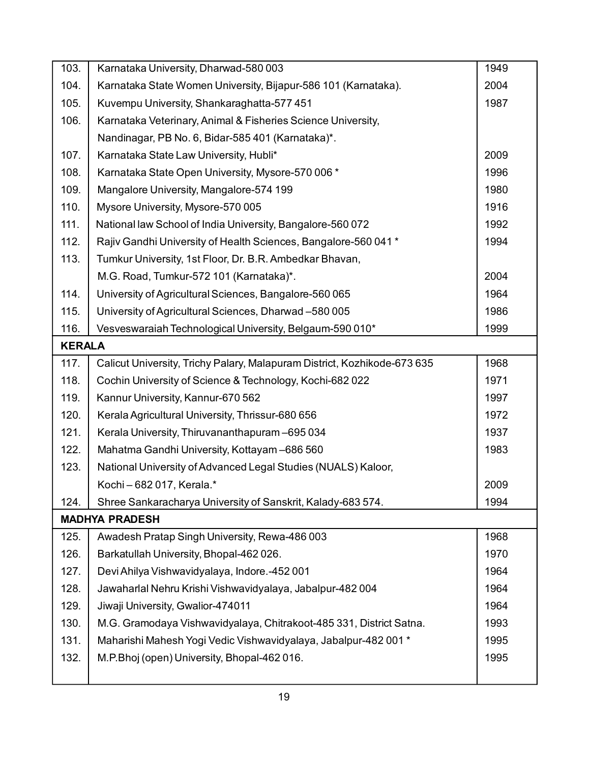| | | |
|---|---|---|
| 103. | Karnataka University, Dharwad-580 003 | 1949 |
| 104. | Karnataka State Women University, Bijapur-586 101 (Karnataka). | 2004 |
| 105. | Kuvempu University, Shankaraghatta-577 451 | 1987 |
| 106. | Karnataka Veterinary, Animal & Fisheries Science University, Nandinagar, PB No. 6, Bidar-585 401 (Karnataka)*. | |
| 107. | Karnataka State Law University, Hubli* | 2009 |
| 108. | Karnataka State Open University, Mysore-570 006 * | 1996 |
| 109. | Mangalore University, Mangalore-574 199 | 1980 |
| 110. | Mysore University, Mysore-570 005 | 1916 |
| 111. | National law School of India University, Bangalore-560 072 | 1992 |
| 112. | Rajiv Gandhi University of Health Sciences, Bangalore-560 041 * | 1994 |
| 113. | Tumkur University, 1st Floor, Dr. B.R. Ambedkar Bhavan, M.G. Road, Tumkur-572 101 (Karnataka)*. | 2004 |
| 114. | University of Agricultural Sciences, Bangalore-560 065 | 1964 |
| 115. | University of Agricultural Sciences, Dharwad –580 005 | 1986 |
| 116. | Vesveswaraiah Technological University, Belgaum-590 010* | 1999 |
| **KERALA** | | |
| 117. | Calicut University, Trichy Palary, Malapuram District, Kozhikode-673 635 | 1968 |
| 118. | Cochin University of Science & Technology, Kochi-682 022 | 1971 |
| 119. | Kannur University, Kannur-670 562 | 1997 |
| 120. | Kerala Agricultural University, Thrissur-680 656 | 1972 |
| 121. | Kerala University, Thiruvananthapuram –695 034 | 1937 |
| 122. | Mahatma Gandhi University, Kottayam –686 560 | 1983 |
| 123. | National University of Advanced Legal Studies (NUALS) Kaloor, Kochi – 682 017, Kerala.* | 2009 |
| 124. | Shree Sankaracharya University of Sanskrit, Kalady-683 574. | 1994 |
| **MADHYA PRADESH** | | |
| 125. | Awadesh Pratap Singh University, Rewa-486 003 | 1968 |
| 126. | Barkatullah University, Bhopal-462 026. | 1970 |
| 127. | Devi Ahilya Vishwavidyalaya, Indore.-452 001 | 1964 |
| 128. | Jawaharlal Nehru Krishi Vishwavidyalaya, Jabalpur-482 004 | 1964 |
| 129. | Jiwaji University, Gwalior-474011 | 1964 |
| 130. | M.G. Gramodaya Vishwavidyalaya, Chitrakoot-485 331, District Satna. | 1993 |
| 131. | Maharishi Mahesh Yogi Vedic Vishwavidyalaya, Jabalpur-482 001 * | 1995 |
| 132. | M.P.Bhoj (open) University, Bhopal-462 016. | 1995 |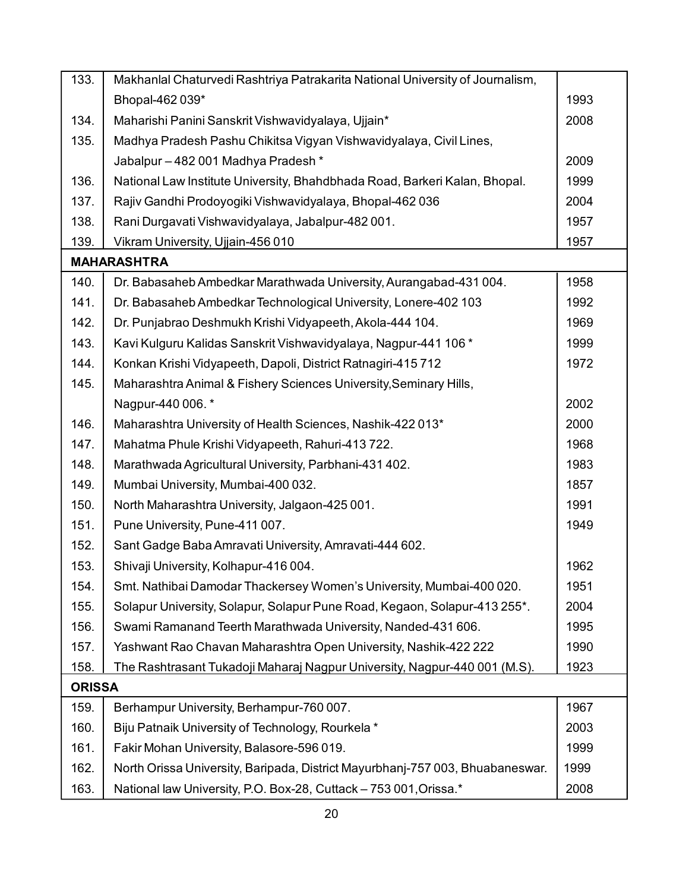| | | |
|---|---|---|
| 133. | Makhanlal Chaturvedi Rashtriya Patrakarita National University of Journalism, Bhopal-462 039* | 1993 |
| 134. | Maharishi Panini Sanskrit Vishwavidyalaya, Ujjain* | 2008 |
| 135. | Madhya Pradesh Pashu Chikitsa Vigyan Vishwavidyalaya, Civil Lines, Jabalpur – 482 001 Madhya Pradesh * | 2009 |
| 136. | National Law Institute University, Bhahdbhada Road, Barkeri Kalan, Bhopal. | 1999 |
| 137. | Rajiv Gandhi Prodoyogiki Vishwavidyalaya, Bhopal-462 036 | 2004 |
| 138. | Rani Durgavati Vishwavidyalaya, Jabalpur-482 001. | 1957 |
| 139. | Vikram University, Ujjain-456 010 | 1957 |
| **MAHARASHTRA** | | |
| 140. | Dr. Babasaheb Ambedkar Marathwada University, Aurangabad-431 004. | 1958 |
| 141. | Dr. Babasaheb Ambedkar Technological University, Lonere-402 103 | 1992 |
| 142. | Dr. Punjabrao Deshmukh Krishi Vidyapeeth, Akola-444 104. | 1969 |
| 143. | Kavi Kulguru Kalidas Sanskrit Vishwavidyalaya, Nagpur-441 106 * | 1999 |
| 144. | Konkan Krishi Vidyapeeth, Dapoli, District Ratnagiri-415 712 | 1972 |
| 145. | Maharashtra Animal & Fishery Sciences University,Seminary Hills, Nagpur-440 006. * | 2002 |
| 146. | Maharashtra University of Health Sciences, Nashik-422 013* | 2000 |
| 147. | Mahatma Phule Krishi Vidyapeeth, Rahuri-413 722. | 1968 |
| 148. | Marathwada Agricultural University, Parbhani-431 402. | 1983 |
| 149. | Mumbai University, Mumbai-400 032. | 1857 |
| 150. | North Maharashtra University, Jalgaon-425 001. | 1991 |
| 151. | Pune University, Pune-411 007. | 1949 |
| 152. | Sant Gadge Baba Amravati University, Amravati-444 602. | |
| 153. | Shivaji University, Kolhapur-416 004. | 1962 |
| 154. | Smt. Nathibai Damodar Thackersey Women's University, Mumbai-400 020. | 1951 |
| 155. | Solapur University, Solapur, Solapur Pune Road, Kegaon, Solapur-413 255*. | 2004 |
| 156. | Swami Ramanand Teerth Marathwada University, Nanded-431 606. | 1995 |
| 157. | Yashwant Rao Chavan Maharashtra Open University, Nashik-422 222 | 1990 |
| 158. | The Rashtrasant Tukadoji Maharaj Nagpur University, Nagpur-440 001 (M.S). | 1923 |
| **ORISSA** | | |
| 159. | Berhampur University, Berhampur-760 007. | 1967 |
| 160. | Biju Patnaik University of Technology, Rourkela * | 2003 |
| 161. | Fakir Mohan University, Balasore-596 019. | 1999 |
| 162. | North Orissa University, Baripada, District Mayurbhanj-757 003, Bhuabaneswar. | 1999 |
| 163. | National law University, P.O. Box-28, Cuttack – 753 001,Orissa.* | 2008 |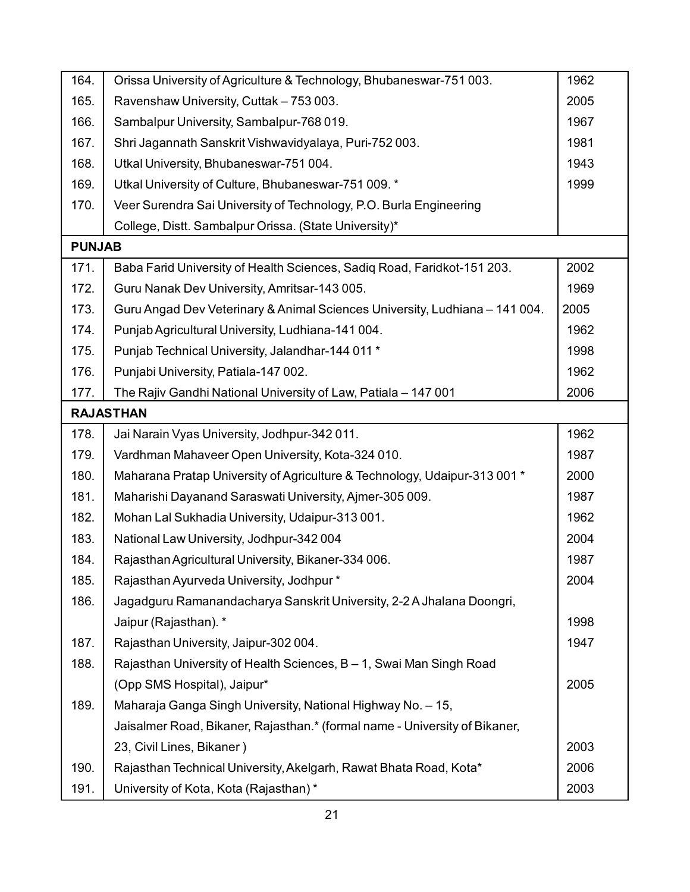| | | |
|---|---|---|
| 164. | Orissa University of Agriculture & Technology, Bhubaneswar-751 003. | 1962 |
| 165. | Ravenshaw University, Cuttak – 753 003. | 2005 |
| 166. | Sambalpur University, Sambalpur-768 019. | 1967 |
| 167. | Shri Jagannath Sanskrit Vishwavidyalaya, Puri-752 003. | 1981 |
| 168. | Utkal University, Bhubaneswar-751 004. | 1943 |
| 169. | Utkal University of Culture, Bhubaneswar-751 009. * | 1999 |
| 170. | Veer Surendra Sai University of Technology, P.O. Burla Engineering College, Distt. Sambalpur Orissa. (State University)* | |
| **PUNJAB** | | |
| 171. | Baba Farid University of Health Sciences, Sadiq Road, Faridkot-151 203. | 2002 |
| 172. | Guru Nanak Dev University, Amritsar-143 005. | 1969 |
| 173. | Guru Angad Dev Veterinary & Animal Sciences University, Ludhiana – 141 004. | 2005 |
| 174. | Punjab Agricultural University, Ludhiana-141 004. | 1962 |
| 175. | Punjab Technical University, Jalandhar-144 011 * | 1998 |
| 176. | Punjabi University, Patiala-147 002. | 1962 |
| 177. | The Rajiv Gandhi National University of Law, Patiala – 147 001 | 2006 |
| **RAJASTHAN** | | |
| 178. | Jai Narain Vyas University, Jodhpur-342 011. | 1962 |
| 179. | Vardhman Mahaveer Open University, Kota-324 010. | 1987 |
| 180. | Maharana Pratap University of Agriculture & Technology, Udaipur-313 001 * | 2000 |
| 181. | Maharishi Dayanand Saraswati University, Ajmer-305 009. | 1987 |
| 182. | Mohan Lal Sukhadia University, Udaipur-313 001. | 1962 |
| 183. | National Law University, Jodhpur-342 004 | 2004 |
| 184. | Rajasthan Agricultural University, Bikaner-334 006. | 1987 |
| 185. | Rajasthan Ayurveda University, Jodhpur * | 2004 |
| 186. | Jagadguru Ramanandacharya Sanskrit University, 2-2 A Jhalana Doongri, Jaipur (Rajasthan). * | 1998 |
| 187. | Rajasthan University, Jaipur-302 004. | 1947 |
| 188. | Rajasthan University of Health Sciences, B – 1, Swai Man Singh Road (Opp SMS Hospital), Jaipur* | 2005 |
| 189. | Maharaja Ganga Singh University, National Highway No. – 15, Jaisalmer Road, Bikaner, Rajasthan.* (formal name - University of Bikaner, 23, Civil Lines, Bikaner ) | 2003 |
| 190. | Rajasthan Technical University, Akelgarh, Rawat Bhata Road, Kota* | 2006 |
| 191. | University of Kota, Kota (Rajasthan) * | 2003 |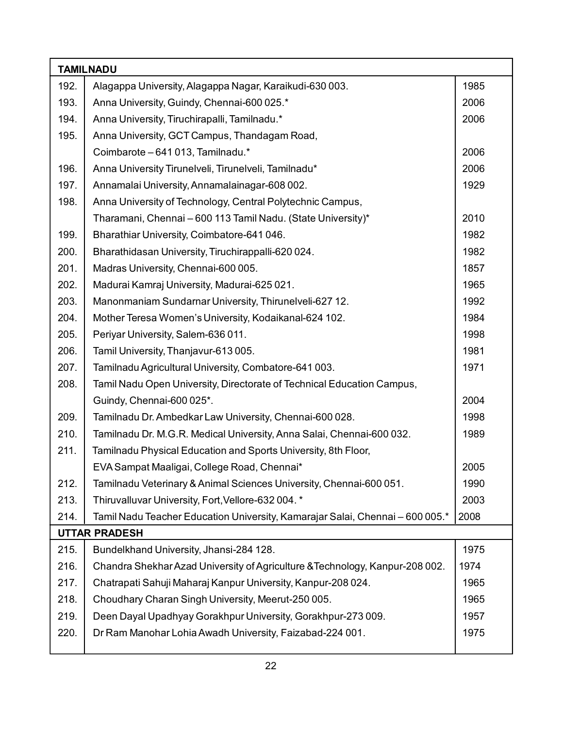| | | |
|---|---|---|
| **TAMILNADU** | | |
| 192. | Alagappa University, Alagappa Nagar, Karaikudi-630 003. | 1985 |
| 193. | Anna University, Guindy, Chennai-600 025.* | 2006 |
| 194. | Anna University, Tiruchirapalli, Tamilnadu.* | 2006 |
| 195. | Anna University, GCT Campus, Thandagam Road, Coimbarote – 641 013, Tamilnadu.* | 2006 |
| 196. | Anna University Tirunelveli, Tirunelveli, Tamilnadu* | 2006 |
| 197. | Annamalai University, Annamalainagar-608 002. | 1929 |
| 198. | Anna University of Technology, Central Polytechnic Campus, Tharamani, Chennai – 600 113 Tamil Nadu. (State University)* | 2010 |
| 199. | Bharathiar University, Coimbatore-641 046. | 1982 |
| 200. | Bharathidasan University, Tiruchirappalli-620 024. | 1982 |
| 201. | Madras University, Chennai-600 005. | 1857 |
| 202. | Madurai Kamraj University, Madurai-625 021. | 1965 |
| 203. | Manonmaniam Sundarnar University, Thirunelveli-627 12. | 1992 |
| 204. | Mother Teresa Women's University, Kodaikanal-624 102. | 1984 |
| 205. | Periyar University, Salem-636 011. | 1998 |
| 206. | Tamil University, Thanjavur-613 005. | 1981 |
| 207. | Tamilnadu Agricultural University, Combatore-641 003. | 1971 |
| 208. | Tamil Nadu Open University, Directorate of Technical Education Campus, Guindy, Chennai-600 025*. | 2004 |
| 209. | Tamilnadu Dr. Ambedkar Law University, Chennai-600 028. | 1998 |
| 210. | Tamilnadu Dr. M.G.R. Medical University, Anna Salai, Chennai-600 032. | 1989 |
| 211. | Tamilnadu Physical Education and Sports University, 8th Floor, EVA Sampat Maaligai, College Road, Chennai* | 2005 |
| 212. | Tamilnadu Veterinary & Animal Sciences University, Chennai-600 051. | 1990 |
| 213. | Thiruvalluvar University, Fort, Vellore-632 004. * | 2003 |
| 214. | Tamil Nadu Teacher Education University, Kamarajar Salai, Chennai – 600 005.* | 2008 |
| **UTTAR PRADESH** | | |
| 215. | Bundelkhand University, Jhansi-284 128. | 1975 |
| 216. | Chandra Shekhar Azad University of Agriculture &Technology, Kanpur-208 002. | 1974 |
| 217. | Chatrapati Sahuji Maharaj Kanpur University, Kanpur-208 024. | 1965 |
| 218. | Choudhary Charan Singh University, Meerut-250 005. | 1965 |
| 219. | Deen Dayal Upadhyay Gorakhpur University, Gorakhpur-273 009. | 1957 |
| 220. | Dr Ram Manohar Lohia Awadh University, Faizabad-224 001. | 1975 |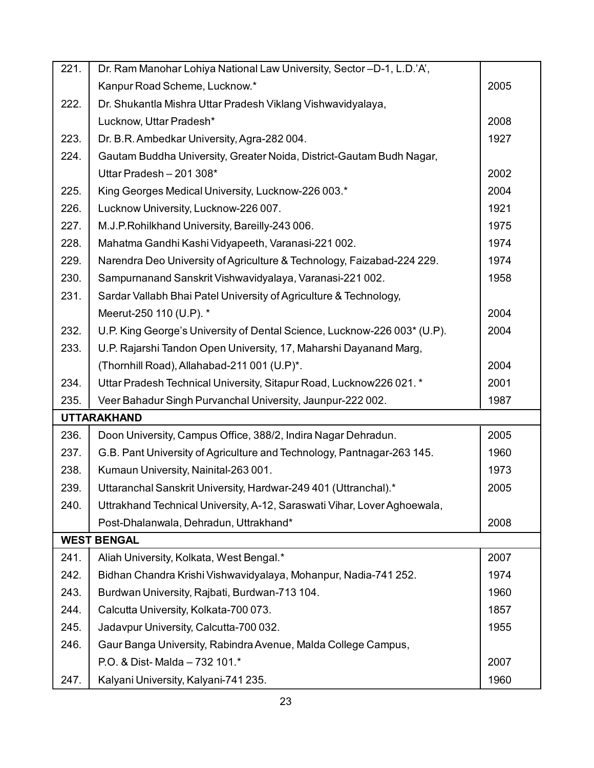| | | |
|---|---|---|
| 221. | Dr. Ram Manohar Lohiya National Law University, Sector –D-1, L.D.'A', Kanpur Road Scheme, Lucknow.* | 2005 |
| 222. | Dr. Shukantla Mishra Uttar Pradesh Viklang Vishwavidyalaya, Lucknow, Uttar Pradesh* | 2008 |
| 223. | Dr. B.R. Ambedkar University, Agra-282 004. | 1927 |
| 224. | Gautam Buddha University, Greater Noida, District-Gautam Budh Nagar, Uttar Pradesh – 201 308* | 2002 |
| 225. | King Georges Medical University, Lucknow-226 003.* | 2004 |
| 226. | Lucknow University, Lucknow-226 007. | 1921 |
| 227. | M.J.P.Rohilkhand University, Bareilly-243 006. | 1975 |
| 228. | Mahatma Gandhi Kashi Vidyapeeth, Varanasi-221 002. | 1974 |
| 229. | Narendra Deo University of Agriculture & Technology, Faizabad-224 229. | 1974 |
| 230. | Sampurnanand Sanskrit Vishwavidyalaya, Varanasi-221 002. | 1958 |
| 231. | Sardar Vallabh Bhai Patel University of Agriculture & Technology, Meerut-250 110 (U.P). * | 2004 |
| 232. | U.P. King George's University of Dental Science, Lucknow-226 003* (U.P). | 2004 |
| 233. | U.P. Rajarshi Tandon Open University, 17, Maharshi Dayanand Marg, (Thornhill Road), Allahabad-211 001 (U.P)*. | 2004 |
| 234. | Uttar Pradesh Technical University, Sitapur Road, Lucknow226 021. * | 2001 |
| 235. | Veer Bahadur Singh Purvanchal University, Jaunpur-222 002. | 1987 |
| **UTTARAKHAND** | | |
| 236. | Doon University, Campus Office, 388/2, Indira Nagar Dehradun. | 2005 |
| 237. | G.B. Pant University of Agriculture and Technology, Pantnagar-263 145. | 1960 |
| 238. | Kumaun University, Nainital-263 001. | 1973 |
| 239. | Uttaranchal Sanskrit University, Hardwar-249 401 (Uttranchal).* | 2005 |
| 240. | Uttrakhand Technical University, A-12, Saraswati Vihar, Lover Aghoewala, Post-Dhalanwala, Dehradun, Uttrakhand* | 2008 |
| **WEST BENGAL** | | |
| 241. | Aliah University, Kolkata, West Bengal.* | 2007 |
| 242. | Bidhan Chandra Krishi Vishwavidyalaya, Mohanpur, Nadia-741 252. | 1974 |
| 243. | Burdwan University, Rajbati, Burdwan-713 104. | 1960 |
| 244. | Calcutta University, Kolkata-700 073. | 1857 |
| 245. | Jadavpur University, Calcutta-700 032. | 1955 |
| 246. | Gaur Banga University, Rabindra Avenue, Malda College Campus, P.O. & Dist- Malda – 732 101.* | 2007 |
| 247. | Kalyani University, Kalyani-741 235. | 1960 |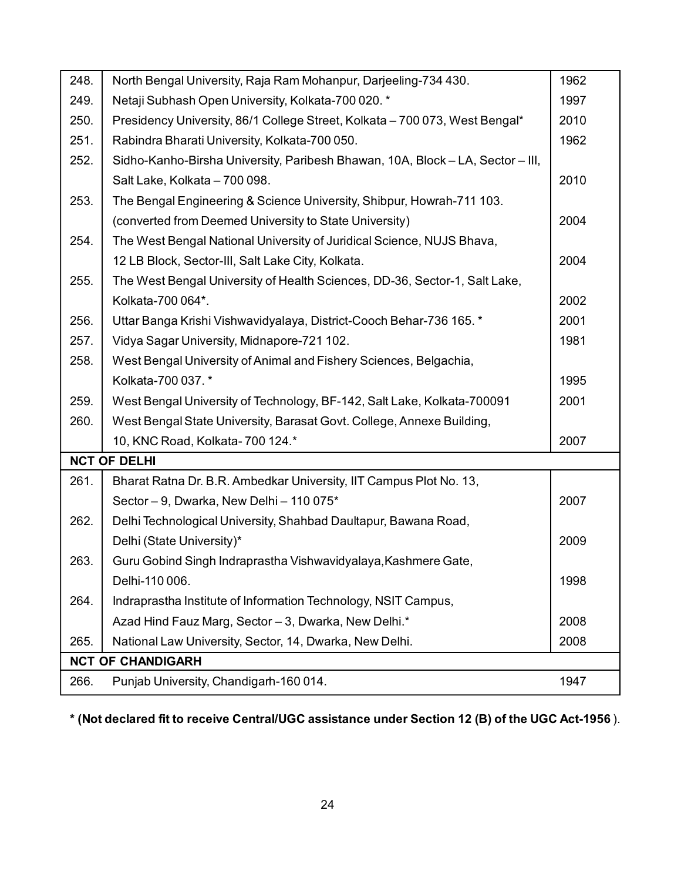| | | |
|---|---|---|
| 248. | North Bengal University, Raja Ram Mohanpur, Darjeeling-734 430. | 1962 |
| 249. | Netaji Subhash Open University, Kolkata-700 020. * | 1997 |
| 250. | Presidency University, 86/1 College Street, Kolkata – 700 073, West Bengal* | 2010 |
| 251. | Rabindra Bharati University, Kolkata-700 050. | 1962 |
| 252. | Sidho-Kanho-Birsha University, Paribesh Bhawan, 10A, Block – LA, Sector – III, Salt Lake, Kolkata – 700 098. | 2010 |
| 253. | The Bengal Engineering & Science University, Shibpur, Howrah-711 103. (converted from Deemed University to State University) | 2004 |
| 254. | The West Bengal National University of Juridical Science, NUJS Bhava, 12 LB Block, Sector-III, Salt Lake City, Kolkata. | 2004 |
| 255. | The West Bengal University of Health Sciences, DD-36, Sector-1, Salt Lake, Kolkata-700 064*. | 2002 |
| 256. | Uttar Banga Krishi Vishwavidyalaya, District-Cooch Behar-736 165. * | 2001 |
| 257. | Vidya Sagar University, Midnapore-721 102. | 1981 |
| 258. | West Bengal University of Animal and Fishery Sciences, Belgachia, Kolkata-700 037. * | 1995 |
| 259. | West Bengal University of Technology, BF-142, Salt Lake, Kolkata-700091 | 2001 |
| 260. | West Bengal State University, Barasat Govt. College, Annexe Building, 10, KNC Road, Kolkata- 700 124.* | 2007 |
| **NCT OF DELHI** | | |
| 261. | Bharat Ratna Dr. B.R. Ambedkar University, IIT Campus Plot No. 13, Sector – 9, Dwarka, New Delhi – 110 075* | 2007 |
| 262. | Delhi Technological University, Shahbad Daultapur, Bawana Road, Delhi (State University)* | 2009 |
| 263. | Guru Gobind Singh Indraprastha Vishwavidyalaya,Kashmere Gate, Delhi-110 006. | 1998 |
| 264. | Indraprastha Institute of Information Technology, NSIT Campus, Azad Hind Fauz Marg, Sector – 3, Dwarka, New Delhi.* | 2008 |
| 265. | National Law University, Sector, 14, Dwarka, New Delhi. | 2008 |
| **NCT OF CHANDIGARH** | | |
| 266. | Punjab University, Chandigarh-160 014. | 1947 |

**\* (Not declared fit to receive Central/UGC assistance under Section 12 (B) of the UGC Act-1956** ).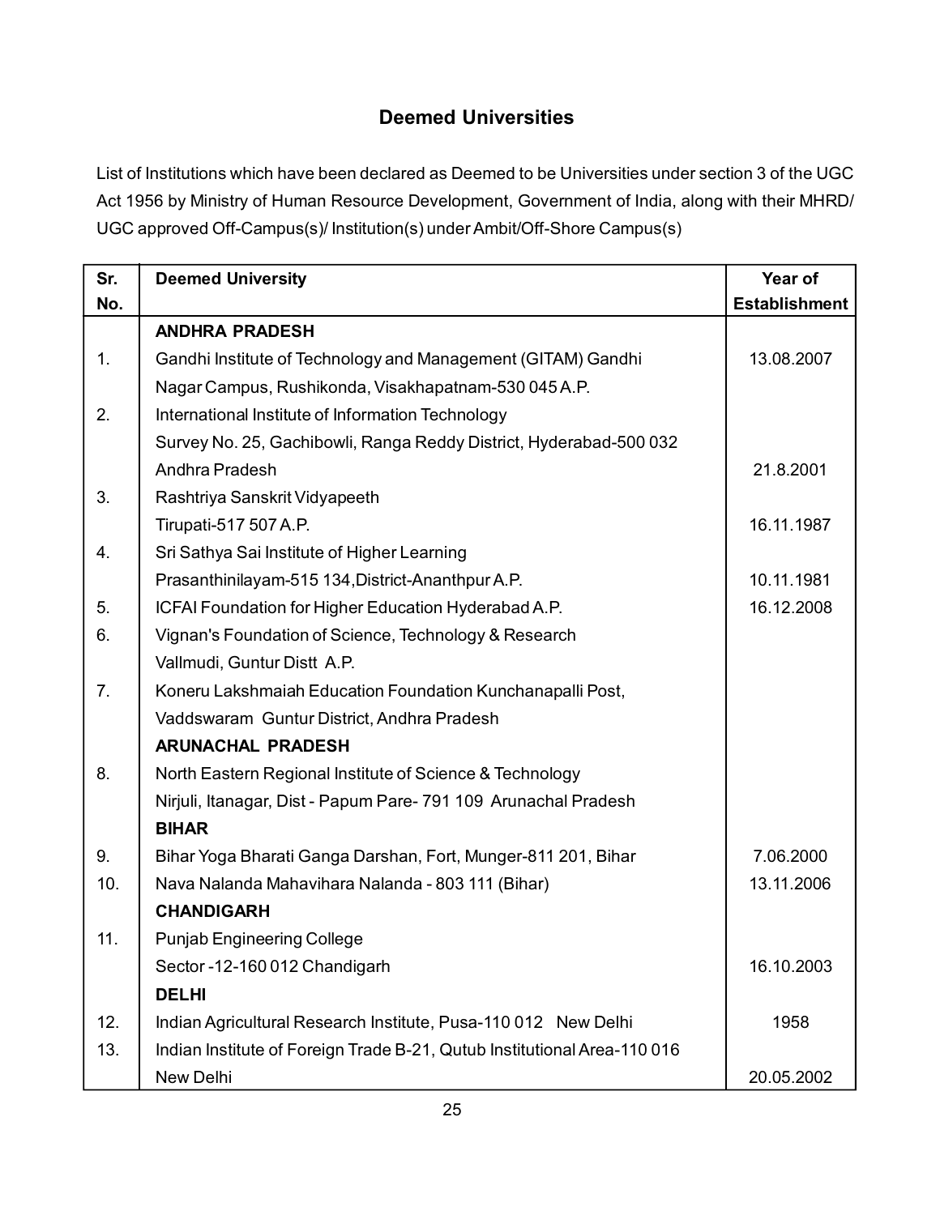## Deemed Universities

List of Institutions which have been declared as Deemed to be Universities under section 3 of the UGC Act 1956 by Ministry of Human Resource Development, Government of India, along with their MHRD/ UGC approved Off-Campus(s)/ Institution(s) under Ambit/Off-Shore Campus(s)

| Sr. No. | Deemed University | Year of Establishment |
|---|---|---|
| | **ANDHRA PRADESH** | |
| 1. | Gandhi Institute of Technology and Management (GITAM) Gandhi Nagar Campus, Rushikonda, Visakhapatnam-530 045 A.P. | 13.08.2007 |
| 2. | International Institute of Information Technology Survey No. 25, Gachibowli, Ranga Reddy District, Hyderabad-500 032 Andhra Pradesh | 21.8.2001 |
| 3. | Rashtriya Sanskrit Vidyapeeth Tirupati-517 507 A.P. | 16.11.1987 |
| 4. | Sri Sathya Sai Institute of Higher Learning Prasanthinilayam-515 134,District-Ananthpur A.P. | 10.11.1981 |
| 5. | ICFAI Foundation for Higher Education Hyderabad A.P. | 16.12.2008 |
| 6. | Vignan's Foundation of Science, Technology & Research Vallmudi, Guntur Distt A.P. | |
| 7. | Koneru Lakshmaiah Education Foundation Kunchanapalli Post, Vaddswaram Guntur District, Andhra Pradesh | |
| | **ARUNACHAL PRADESH** | |
| 8. | North Eastern Regional Institute of Science & Technology Nirjuli, Itanagar, Dist - Papum Pare- 791 109 Arunachal Pradesh | |
| | **BIHAR** | |
| 9. | Bihar Yoga Bharati Ganga Darshan, Fort, Munger-811 201, Bihar | 7.06.2000 |
| 10. | Nava Nalanda Mahavihara Nalanda - 803 111 (Bihar) | 13.11.2006 |
| | **CHANDIGARH** | |
| 11. | Punjab Engineering College Sector -12-160 012 Chandigarh | 16.10.2003 |
| | **DELHI** | |
| 12. | Indian Agricultural Research Institute, Pusa-110 012 New Delhi | 1958 |
| 13. | Indian Institute of Foreign Trade B-21, Qutub Institutional Area-110 016 New Delhi | 20.05.2002 |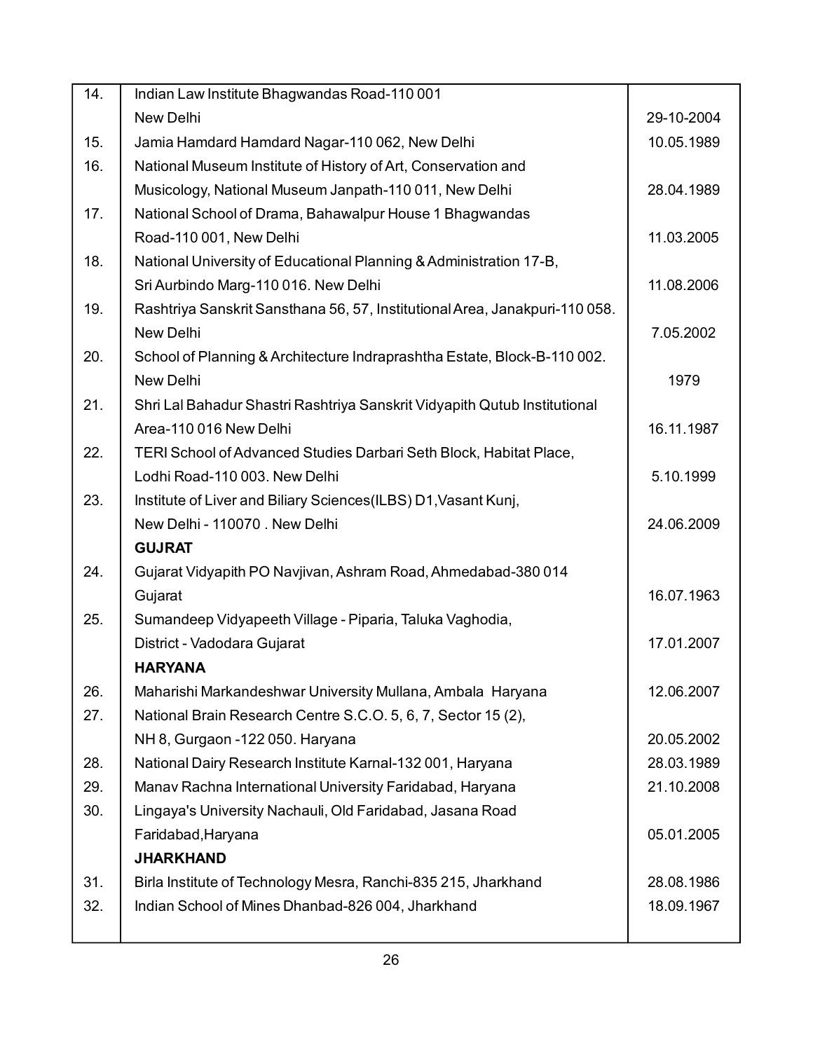| | | |
|---|---|---|
| 14. | Indian Law Institute Bhagwandas Road-110 001 New Delhi | 29-10-2004 |
| 15. | Jamia Hamdard Hamdard Nagar-110 062, New Delhi | 10.05.1989 |
| 16. | National Museum Institute of History of Art, Conservation and Musicology, National Museum Janpath-110 011, New Delhi | 28.04.1989 |
| 17. | National School of Drama, Bahawalpur House 1 Bhagwandas Road-110 001, New Delhi | 11.03.2005 |
| 18. | National University of Educational Planning & Administration 17-B, Sri Aurbindo Marg-110 016. New Delhi | 11.08.2006 |
| 19. | Rashtriya Sanskrit Sansthana 56, 57, Institutional Area, Janakpuri-110 058. New Delhi | 7.05.2002 |
| 20. | School of Planning & Architecture Indraprashtha Estate, Block-B-110 002. New Delhi | 1979 |
| 21. | Shri Lal Bahadur Shastri Rashtriya Sanskrit Vidyapith Qutub Institutional Area-110 016 New Delhi | 16.11.1987 |
| 22. | TERI School of Advanced Studies Darbari Seth Block, Habitat Place, Lodhi Road-110 003. New Delhi | 5.10.1999 |
| 23. | Institute of Liver and Biliary Sciences(ILBS) D1,Vasant Kunj, New Delhi - 110070 . New Delhi | 24.06.2009 |
| | **GUJRAT** | |
| 24. | Gujarat Vidyapith PO Navjivan, Ashram Road, Ahmedabad-380 014 Gujarat | 16.07.1963 |
| 25. | Sumandeep Vidyapeeth Village - Piparia, Taluka Vaghodia, District - Vadodara Gujarat | 17.01.2007 |
| | **HARYANA** | |
| 26. | Maharishi Markandeshwar University Mullana, Ambala Haryana | 12.06.2007 |
| 27. | National Brain Research Centre S.C.O. 5, 6, 7, Sector 15 (2), NH 8, Gurgaon -122 050. Haryana | 20.05.2002 |
| 28. | National Dairy Research Institute Karnal-132 001, Haryana | 28.03.1989 |
| 29. | Manav Rachna International University Faridabad, Haryana | 21.10.2008 |
| 30. | Lingaya's University Nachauli, Old Faridabad, Jasana Road Faridabad,Haryana | 05.01.2005 |
| | **JHARKHAND** | |
| 31. | Birla Institute of Technology Mesra, Ranchi-835 215, Jharkhand | 28.08.1986 |
| 32. | Indian School of Mines Dhanbad-826 004, Jharkhand | 18.09.1967 |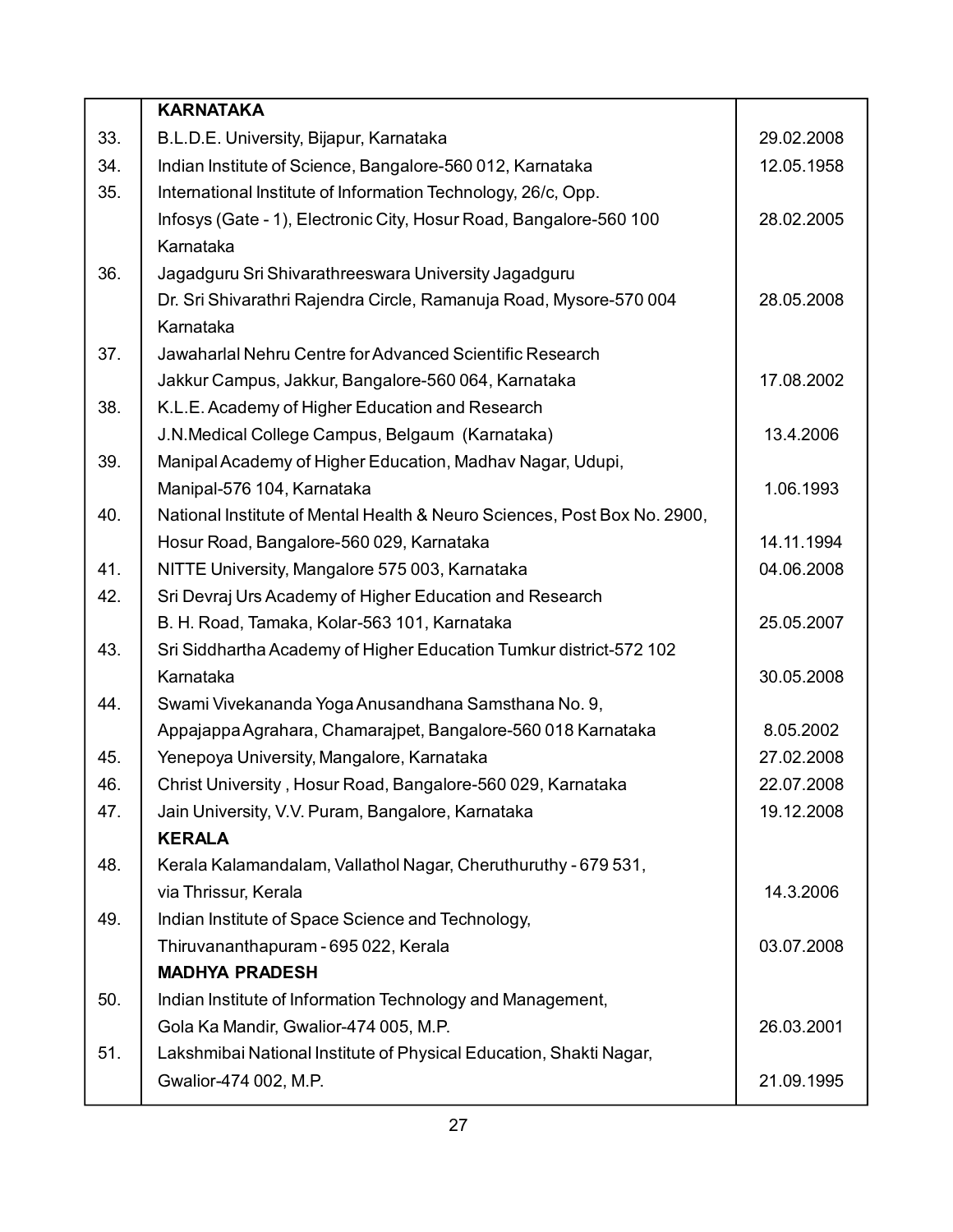|  |  |  |
|---|---|---|
|  | **KARNATAKA** |  |
| 33. | B.L.D.E. University, Bijapur, Karnataka | 29.02.2008 |
| 34. | Indian Institute of Science, Bangalore-560 012, Karnataka | 12.05.1958 |
| 35. | International Institute of Information Technology, 26/c, Opp. Infosys (Gate - 1), Electronic City, Hosur Road, Bangalore-560 100 Karnataka | 28.02.2005 |
| 36. | Jagadguru Sri Shivarathreeswara University Jagadguru Dr. Sri Shivarathri Rajendra Circle, Ramanuja Road, Mysore-570 004 Karnataka | 28.05.2008 |
| 37. | Jawaharlal Nehru Centre for Advanced Scientific Research Jakkur Campus, Jakkur, Bangalore-560 064, Karnataka | 17.08.2002 |
| 38. | K.L.E. Academy of Higher Education and Research J.N.Medical College Campus, Belgaum (Karnataka) | 13.4.2006 |
| 39. | Manipal Academy of Higher Education, Madhav Nagar, Udupi, Manipal-576 104, Karnataka | 1.06.1993 |
| 40. | National Institute of Mental Health & Neuro Sciences, Post Box No. 2900, Hosur Road, Bangalore-560 029, Karnataka | 14.11.1994 |
| 41. | NITTE University, Mangalore 575 003, Karnataka | 04.06.2008 |
| 42. | Sri Devraj Urs Academy of Higher Education and Research B. H. Road, Tamaka, Kolar-563 101, Karnataka | 25.05.2007 |
| 43. | Sri Siddhartha Academy of Higher Education Tumkur district-572 102 Karnataka | 30.05.2008 |
| 44. | Swami Vivekananda Yoga Anusandhana Samsthana No. 9, Appajappa Agrahara, Chamarajpet, Bangalore-560 018 Karnataka | 8.05.2002 |
| 45. | Yenepoya University, Mangalore, Karnataka | 27.02.2008 |
| 46. | Christ University , Hosur Road, Bangalore-560 029, Karnataka | 22.07.2008 |
| 47. | Jain University, V.V. Puram, Bangalore, Karnataka | 19.12.2008 |
|  | **KERALA** |  |
| 48. | Kerala Kalamandalam, Vallathol Nagar, Cheruthuruthy - 679 531, via Thrissur, Kerala | 14.3.2006 |
| 49. | Indian Institute of Space Science and Technology, Thiruvananthapuram - 695 022, Kerala | 03.07.2008 |
|  | **MADHYA PRADESH** |  |
| 50. | Indian Institute of Information Technology and Management, Gola Ka Mandir, Gwalior-474 005, M.P. | 26.03.2001 |
| 51. | Lakshmibai National Institute of Physical Education, Shakti Nagar, Gwalior-474 002, M.P. | 21.09.1995 |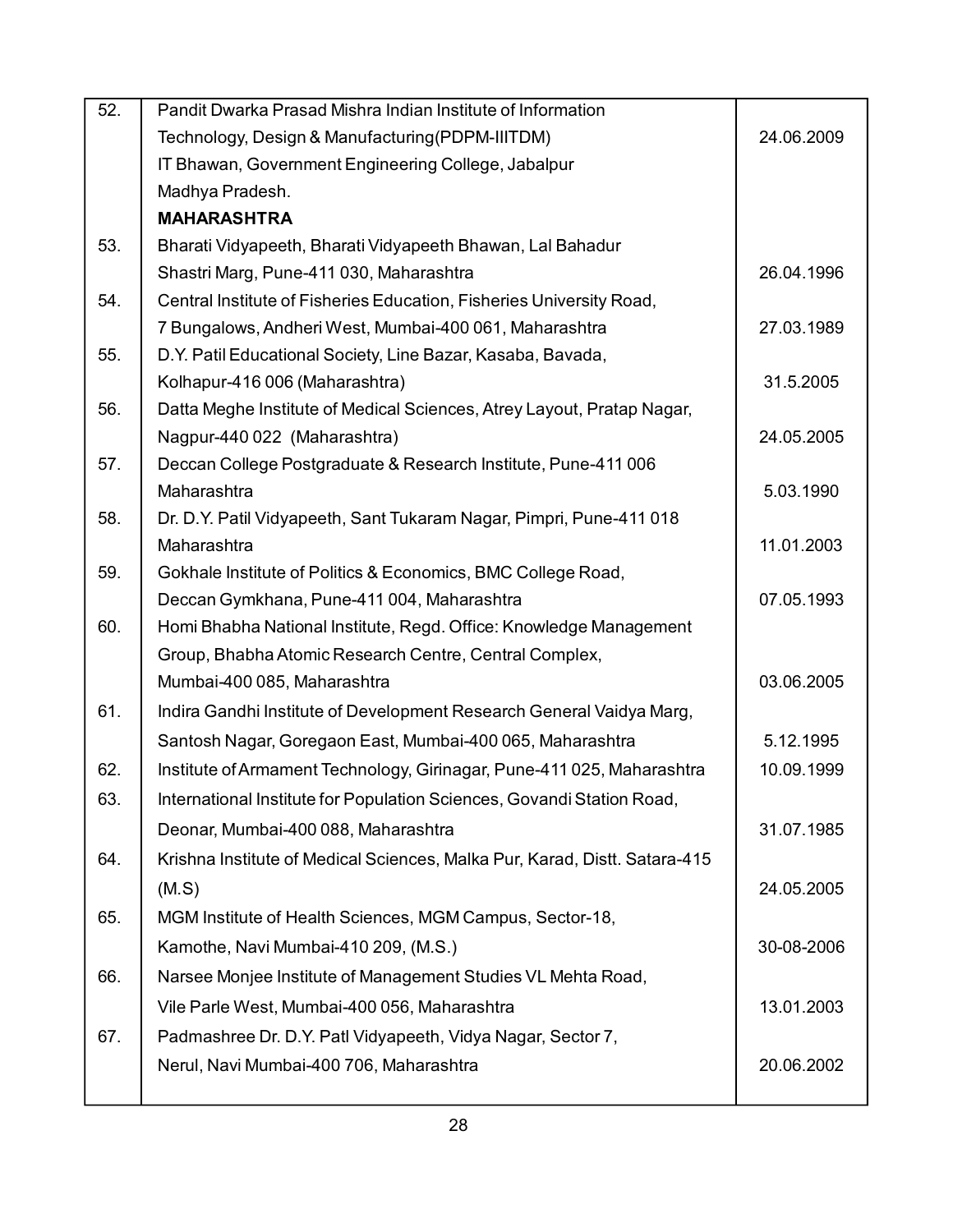| | | |
|---|---|---|
| 52. | Pandit Dwarka Prasad Mishra Indian Institute of Information Technology, Design & Manufacturing(PDPM-IIITDM) IT Bhawan, Government Engineering College, Jabalpur Madhya Pradesh. | 24.06.2009 |
| | **MAHARASHTRA** | |
| 53. | Bharati Vidyapeeth, Bharati Vidyapeeth Bhawan, Lal Bahadur Shastri Marg, Pune-411 030, Maharashtra | 26.04.1996 |
| 54. | Central Institute of Fisheries Education, Fisheries University Road, 7 Bungalows, Andheri West, Mumbai-400 061, Maharashtra | 27.03.1989 |
| 55. | D.Y. Patil Educational Society, Line Bazar, Kasaba, Bavada, Kolhapur-416 006 (Maharashtra) | 31.5.2005 |
| 56. | Datta Meghe Institute of Medical Sciences, Atrey Layout, Pratap Nagar, Nagpur-440 022 (Maharashtra) | 24.05.2005 |
| 57. | Deccan College Postgraduate & Research Institute, Pune-411 006 Maharashtra | 5.03.1990 |
| 58. | Dr. D.Y. Patil Vidyapeeth, Sant Tukaram Nagar, Pimpri, Pune-411 018 Maharashtra | 11.01.2003 |
| 59. | Gokhale Institute of Politics & Economics, BMC College Road, Deccan Gymkhana, Pune-411 004, Maharashtra | 07.05.1993 |
| 60. | Homi Bhabha National Institute, Regd. Office: Knowledge Management Group, Bhabha Atomic Research Centre, Central Complex, Mumbai-400 085, Maharashtra | 03.06.2005 |
| 61. | Indira Gandhi Institute of Development Research General Vaidya Marg, Santosh Nagar, Goregaon East, Mumbai-400 065, Maharashtra | 5.12.1995 |
| 62. | Institute of Armament Technology, Girinagar, Pune-411 025, Maharashtra | 10.09.1999 |
| 63. | International Institute for Population Sciences, Govandi Station Road, Deonar, Mumbai-400 088, Maharashtra | 31.07.1985 |
| 64. | Krishna Institute of Medical Sciences, Malka Pur, Karad, Distt. Satara-415 (M.S) | 24.05.2005 |
| 65. | MGM Institute of Health Sciences, MGM Campus, Sector-18, Kamothe, Navi Mumbai-410 209, (M.S.) | 30-08-2006 |
| 66. | Narsee Monjee Institute of Management Studies VL Mehta Road, Vile Parle West, Mumbai-400 056, Maharashtra | 13.01.2003 |
| 67. | Padmashree Dr. D.Y. Patl Vidyapeeth, Vidya Nagar, Sector 7, Nerul, Navi Mumbai-400 706, Maharashtra | 20.06.2002 |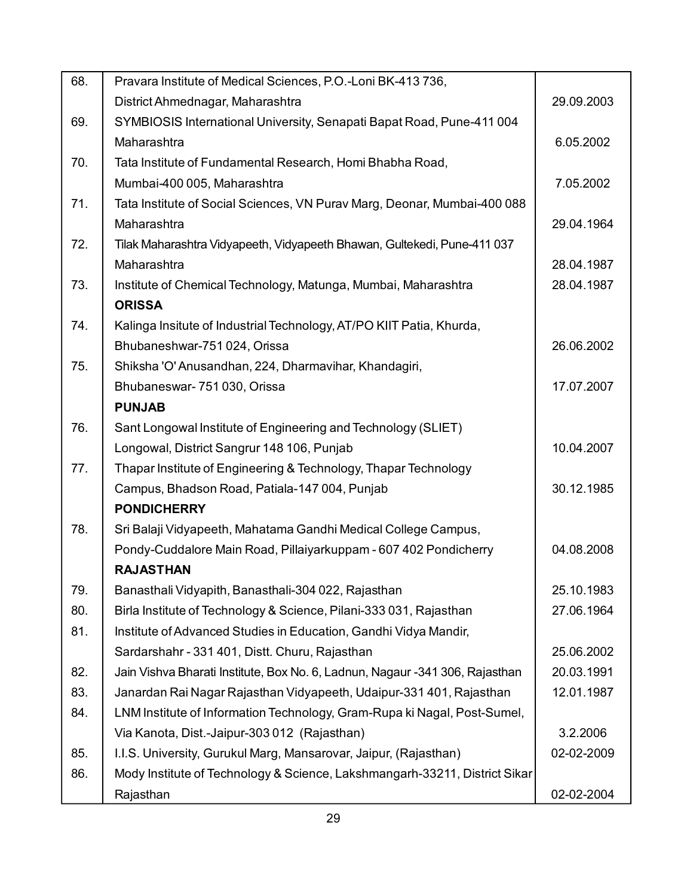| | | |
|---|---|---|
| 68. | Pravara Institute of Medical Sciences, P.O.-Loni BK-413 736, District Ahmednagar, Maharashtra | 29.09.2003 |
| 69. | SYMBIOSIS International University, Senapati Bapat Road, Pune-411 004 Maharashtra | 6.05.2002 |
| 70. | Tata Institute of Fundamental Research, Homi Bhabha Road, Mumbai-400 005, Maharashtra | 7.05.2002 |
| 71. | Tata Institute of Social Sciences, VN Purav Marg, Deonar, Mumbai-400 088 Maharashtra | 29.04.1964 |
| 72. | Tilak Maharashtra Vidyapeeth, Vidyapeeth Bhawan, Gultekedi, Pune-411 037 Maharashtra | 28.04.1987 |
| 73. | Institute of Chemical Technology, Matunga, Mumbai, Maharashtra | 28.04.1987 |
| | **ORISSA** | |
| 74. | Kalinga Insitute of Industrial Technology, AT/PO KIIT Patia, Khurda, Bhubaneshwar-751 024, Orissa | 26.06.2002 |
| 75. | Shiksha 'O' Anusandhan, 224, Dharmavihar, Khandagiri, Bhubaneswar- 751 030, Orissa | 17.07.2007 |
| | **PUNJAB** | |
| 76. | Sant Longowal Institute of Engineering and Technology (SLIET) Longowal, District Sangrur 148 106, Punjab | 10.04.2007 |
| 77. | Thapar Institute of Engineering & Technology, Thapar Technology Campus, Bhadson Road, Patiala-147 004, Punjab | 30.12.1985 |
| | **PONDICHERRY** | |
| 78. | Sri Balaji Vidyapeeth, Mahatama Gandhi Medical College Campus, Pondy-Cuddalore Main Road, Pillaiyarkuppam - 607 402 Pondicherry | 04.08.2008 |
| | **RAJASTHAN** | |
| 79. | Banasthali Vidyapith, Banasthali-304 022, Rajasthan | 25.10.1983 |
| 80. | Birla Institute of Technology & Science, Pilani-333 031, Rajasthan | 27.06.1964 |
| 81. | Institute of Advanced Studies in Education, Gandhi Vidya Mandir, Sardarshahr - 331 401, Distt. Churu, Rajasthan | 25.06.2002 |
| 82. | Jain Vishva Bharati Institute, Box No. 6, Ladnun, Nagaur -341 306, Rajasthan | 20.03.1991 |
| 83. | Janardan Rai Nagar Rajasthan Vidyapeeth, Udaipur-331 401, Rajasthan | 12.01.1987 |
| 84. | LNM Institute of Information Technology, Gram-Rupa ki Nagal, Post-Sumel, Via Kanota, Dist.-Jaipur-303 012 (Rajasthan) | 3.2.2006 |
| 85. | I.I.S. University, Gurukul Marg, Mansarovar, Jaipur, (Rajasthan) | 02-02-2009 |
| 86. | Mody Institute of Technology & Science, Lakshmangarh-33211, District Sikar Rajasthan | 02-02-2004 |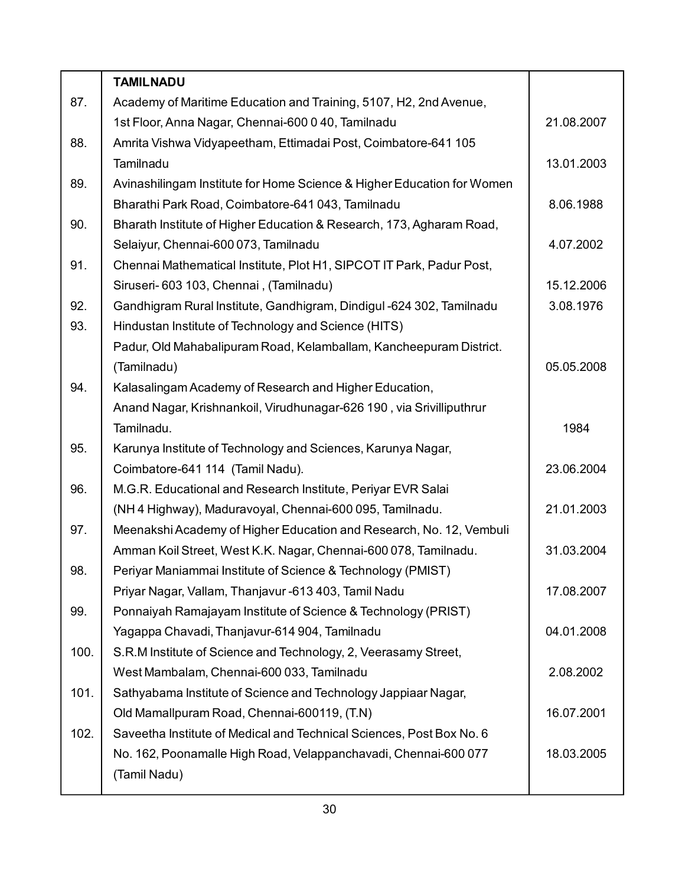| | | |
|---|---|---|
| | **TAMILNADU** | |
| 87. | Academy of Maritime Education and Training, 5107, H2, 2nd Avenue, 1st Floor, Anna Nagar, Chennai-600 0 40, Tamilnadu | 21.08.2007 |
| 88. | Amrita Vishwa Vidyapeetham, Ettimadai Post, Coimbatore-641 105 Tamilnadu | 13.01.2003 |
| 89. | Avinashilingam Institute for Home Science & Higher Education for Women Bharathi Park Road, Coimbatore-641 043, Tamilnadu | 8.06.1988 |
| 90. | Bharath Institute of Higher Education & Research, 173, Agharam Road, Selaiyur, Chennai-600 073, Tamilnadu | 4.07.2002 |
| 91. | Chennai Mathematical Institute, Plot H1, SIPCOT IT Park, Padur Post, Siruseri- 603 103, Chennai , (Tamilnadu) | 15.12.2006 |
| 92. | Gandhigram Rural Institute, Gandhigram, Dindigul -624 302, Tamilnadu | 3.08.1976 |
| 93. | Hindustan Institute of Technology and Science (HITS) Padur, Old Mahabalipuram Road, Kelamballam, Kancheepuram District. (Tamilnadu) | 05.05.2008 |
| 94. | Kalasalingam Academy of Research and Higher Education, Anand Nagar, Krishnankoil, Virudhunagar-626 190 , via Srivilliputhrur Tamilnadu. | 1984 |
| 95. | Karunya Institute of Technology and Sciences, Karunya Nagar, Coimbatore-641 114 (Tamil Nadu). | 23.06.2004 |
| 96. | M.G.R. Educational and Research Institute, Periyar EVR Salai (NH 4 Highway), Maduravoyal, Chennai-600 095, Tamilnadu. | 21.01.2003 |
| 97. | Meenakshi Academy of Higher Education and Research, No. 12, Vembuli Amman Koil Street, West K.K. Nagar, Chennai-600 078, Tamilnadu. | 31.03.2004 |
| 98. | Periyar Maniammai Institute of Science & Technology (PMIST) Priyar Nagar, Vallam, Thanjavur -613 403, Tamil Nadu | 17.08.2007 |
| 99. | Ponnaiyah Ramajayam Institute of Science & Technology (PRIST) Yagappa Chavadi, Thanjavur-614 904, Tamilnadu | 04.01.2008 |
| 100. | S.R.M Institute of Science and Technology, 2, Veerasamy Street, West Mambalam, Chennai-600 033, Tamilnadu | 2.08.2002 |
| 101. | Sathyabama Institute of Science and Technology Jappiaar Nagar, Old Mamallpuram Road, Chennai-600119, (T.N) | 16.07.2001 |
| 102. | Saveetha Institute of Medical and Technical Sciences, Post Box No. 6 No. 162, Poonamalle High Road, Velappanchavadi, Chennai-600 077 (Tamil Nadu) | 18.03.2005 |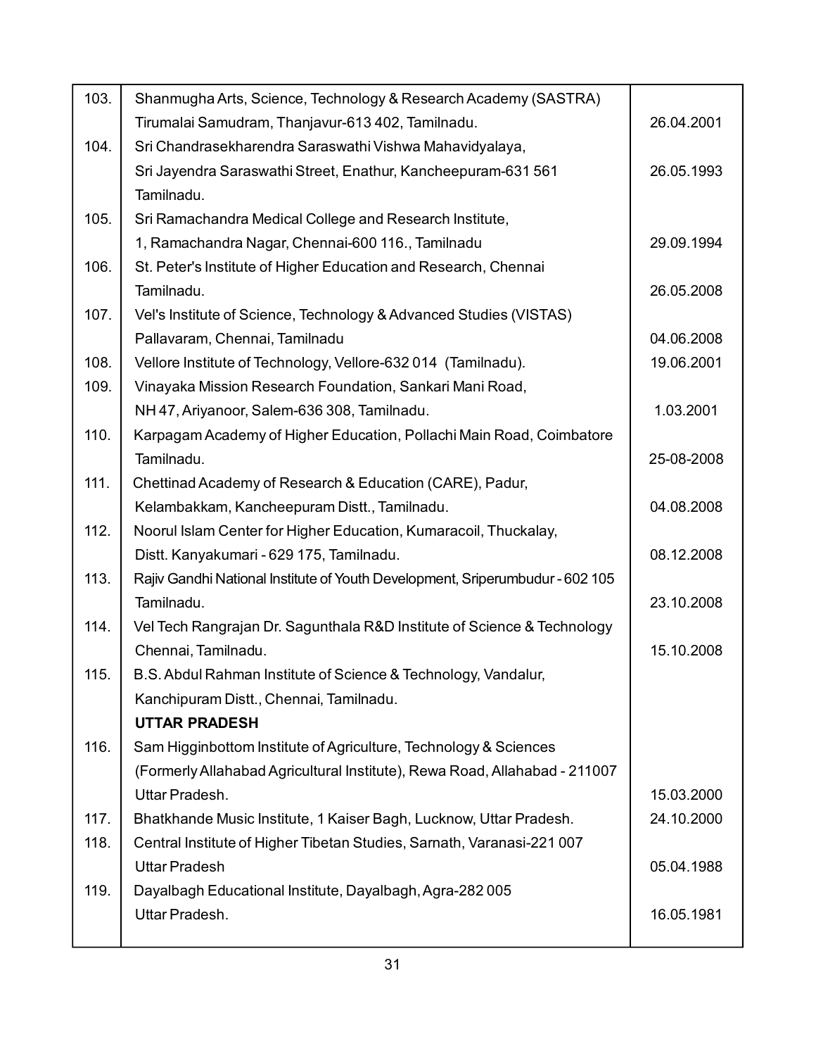| | | |
|---|---|---|
| 103. | Shanmugha Arts, Science, Technology & Research Academy (SASTRA) Tirumalai Samudram, Thanjavur-613 402, Tamilnadu. | 26.04.2001 |
| 104. | Sri Chandrasekharendra Saraswathi Vishwa Mahavidyalaya, Sri Jayendra Saraswathi Street, Enathur, Kancheepuram-631 561 Tamilnadu. | 26.05.1993 |
| 105. | Sri Ramachandra Medical College and Research Institute, 1, Ramachandra Nagar, Chennai-600 116., Tamilnadu | 29.09.1994 |
| 106. | St. Peter's Institute of Higher Education and Research, Chennai Tamilnadu. | 26.05.2008 |
| 107. | Vel's Institute of Science, Technology & Advanced Studies (VISTAS) Pallavaram, Chennai, Tamilnadu | 04.06.2008 |
| 108. | Vellore Institute of Technology, Vellore-632 014 (Tamilnadu). | 19.06.2001 |
| 109. | Vinayaka Mission Research Foundation, Sankari Mani Road, NH 47, Ariyanoor, Salem-636 308, Tamilnadu. | 1.03.2001 |
| 110. | Karpagam Academy of Higher Education, Pollachi Main Road, Coimbatore Tamilnadu. | 25-08-2008 |
| 111. | Chettinad Academy of Research & Education (CARE), Padur, Kelambakkam, Kancheepuram Distt., Tamilnadu. | 04.08.2008 |
| 112. | Noorul Islam Center for Higher Education, Kumaracoil, Thuckalay, Distt. Kanyakumari - 629 175, Tamilnadu. | 08.12.2008 |
| 113. | Rajiv Gandhi National Institute of Youth Development, Sriperumbudur - 602 105 Tamilnadu. | 23.10.2008 |
| 114. | Vel Tech Rangrajan Dr. Sagunthala R&D Institute of Science & Technology Chennai, Tamilnadu. | 15.10.2008 |
| 115. | B.S. Abdul Rahman Institute of Science & Technology, Vandalur, Kanchipuram Distt., Chennai, Tamilnadu. | |
| | **UTTAR PRADESH** | |
| 116. | Sam Higginbottom Institute of Agriculture, Technology & Sciences (Formerly Allahabad Agricultural Institute), Rewa Road, Allahabad - 211007 Uttar Pradesh. | 15.03.2000 |
| 117. | Bhatkhande Music Institute, 1 Kaiser Bagh, Lucknow, Uttar Pradesh. | 24.10.2000 |
| 118. | Central Institute of Higher Tibetan Studies, Sarnath, Varanasi-221 007 Uttar Pradesh | 05.04.1988 |
| 119. | Dayalbagh Educational Institute, Dayalbagh, Agra-282 005 Uttar Pradesh. | 16.05.1981 |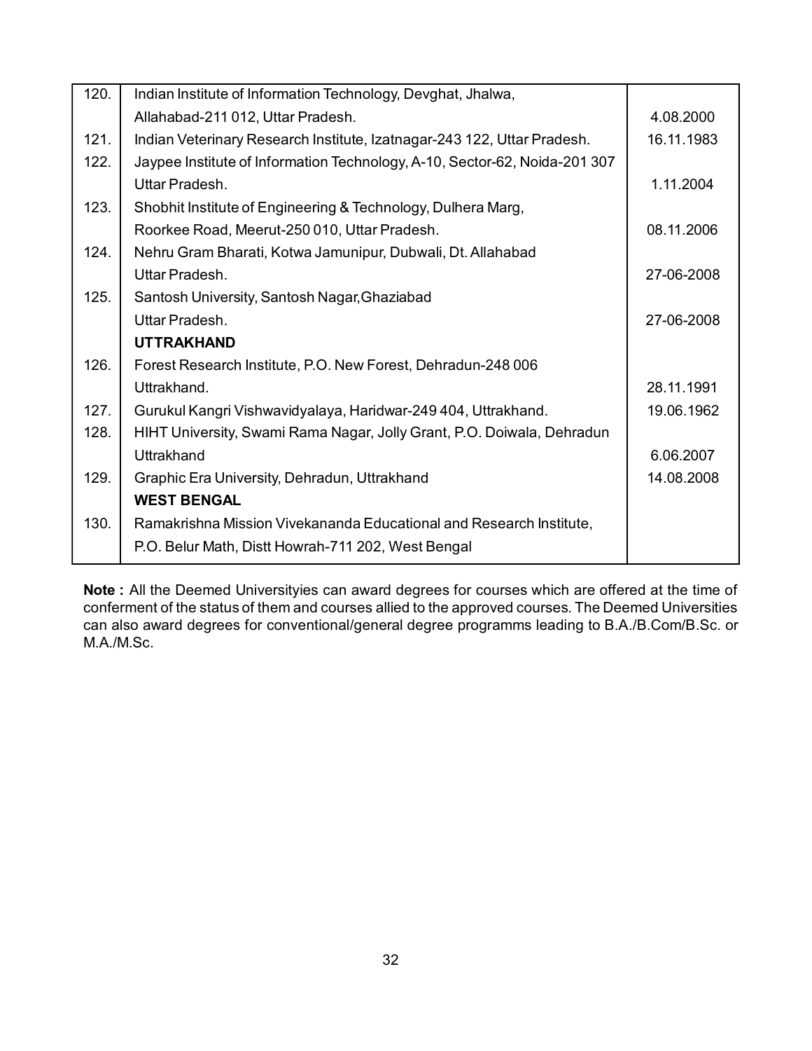| | | |
|---|---|---|
| 120. | Indian Institute of Information Technology, Devghat, Jhalwa, Allahabad-211 012, Uttar Pradesh. | 4.08.2000 |
| 121. | Indian Veterinary Research Institute, Izatnagar-243 122, Uttar Pradesh. | 16.11.1983 |
| 122. | Jaypee Institute of Information Technology, A-10, Sector-62, Noida-201 307 Uttar Pradesh. | 1.11.2004 |
| 123. | Shobhit Institute of Engineering & Technology, Dulhera Marg, Roorkee Road, Meerut-250 010, Uttar Pradesh. | 08.11.2006 |
| 124. | Nehru Gram Bharati, Kotwa Jamunipur, Dubwali, Dt. Allahabad Uttar Pradesh. | 27-06-2008 |
| 125. | Santosh University, Santosh Nagar,Ghaziabad Uttar Pradesh. | 27-06-2008 |
| | **UTTRAKHAND** | |
| 126. | Forest Research Institute, P.O. New Forest, Dehradun-248 006 Uttrakhand. | 28.11.1991 |
| 127. | Gurukul Kangri Vishwavidyalaya, Haridwar-249 404, Uttrakhand. | 19.06.1962 |
| 128. | HIHT University, Swami Rama Nagar, Jolly Grant, P.O. Doiwala, Dehradun Uttrakhand | 6.06.2007 |
| 129. | Graphic Era University, Dehradun, Uttrakhand | 14.08.2008 |
| | **WEST BENGAL** | |
| 130. | Ramakrishna Mission Vivekananda Educational and Research Institute, P.O. Belur Math, Distt Howrah-711 202, West Bengal | |

**Note :** All the Deemed Universityies can award degrees for courses which are offered at the time of conferment of the status of them and courses allied to the approved courses. The Deemed Universities can also award degrees for conventional/general degree programms leading to B.A./B.Com/B.Sc. or M.A./M.Sc.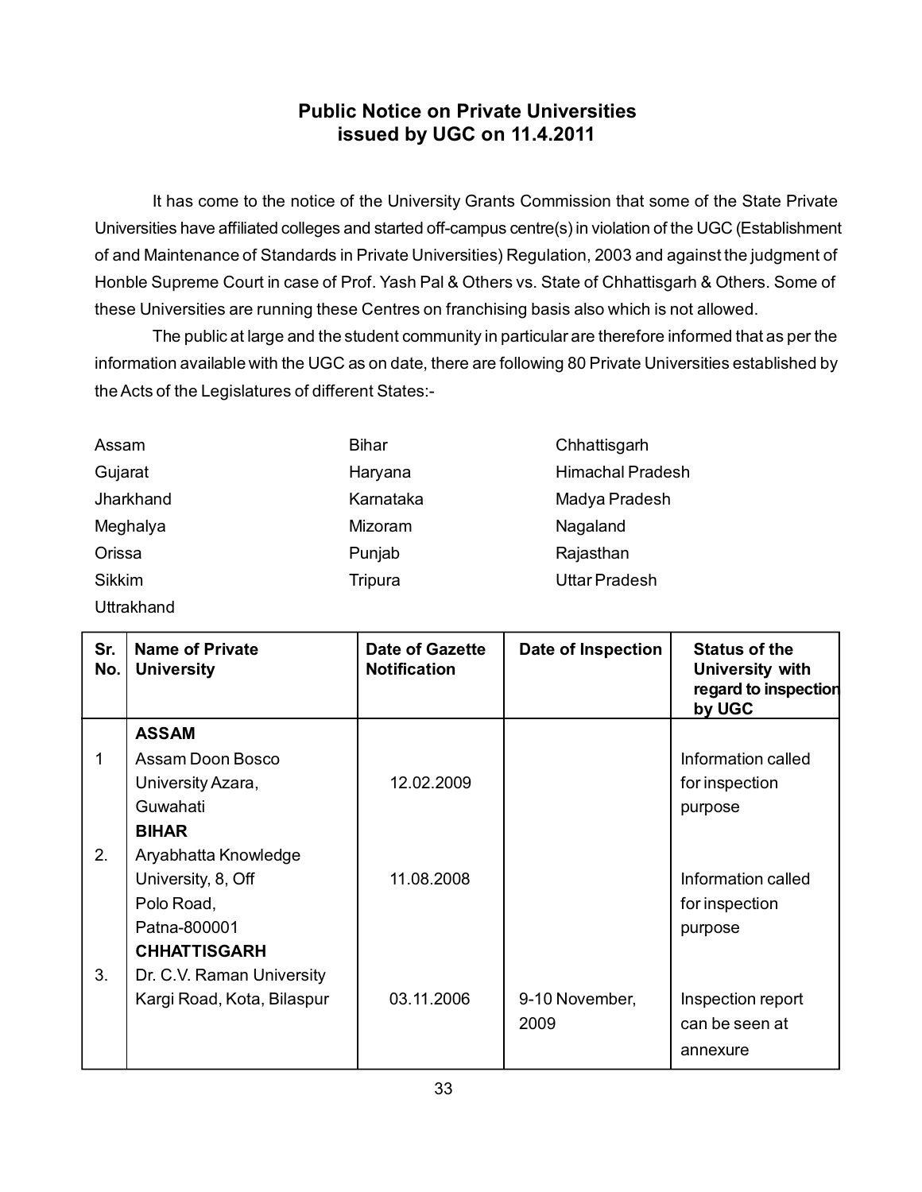## Public Notice on Private Universities issued by UGC on 11.4.2011

It has come to the notice of the University Grants Commission that some of the State Private Universities have affiliated colleges and started off-campus centre(s) in violation of the UGC (Establishment of and Maintenance of Standards in Private Universities) Regulation, 2003 and against the judgment of Honble Supreme Court in case of Prof. Yash Pal & Others vs. State of Chhattisgarh & Others. Some of these Universities are running these Centres on franchising basis also which is not allowed.

The public at large and the student community in particular are therefore informed that as per the information available with the UGC as on date, there are following 80 Private Universities established by the Acts of the Legislatures of different States:-

| | | |
|---|---|---|
| Assam | Bihar | Chhattisgarh |
| Gujarat | Haryana | Himachal Pradesh |
| Jharkhand | Karnataka | Madya Pradesh |
| Meghalya | Mizoram | Nagaland |
| Orissa | Punjab | Rajasthan |
| Sikkim | Tripura | Uttar Pradesh |
| Uttrakhand | | |

| Sr. No. | Name of Private University | Date of Gazette Notification | Date of Inspection | Status of the University with regard to inspection by UGC |
|---|---|---|---|---|
| | **ASSAM** | | | |
| 1 | Assam Doon Bosco University Azara, Guwahati | 12.02.2009 | | Information called for inspection purpose |
| | **BIHAR** | | | |
| 2. | Aryabhatta Knowledge University, 8, Off Polo Road, Patna-800001 | 11.08.2008 | | Information called for inspection purpose |
| | **CHHATTISGARH** | | | |
| 3. | Dr. C.V. Raman University Kargi Road, Kota, Bilaspur | 03.11.2006 | 9-10 November, 2009 | Inspection report can be seen at annexure |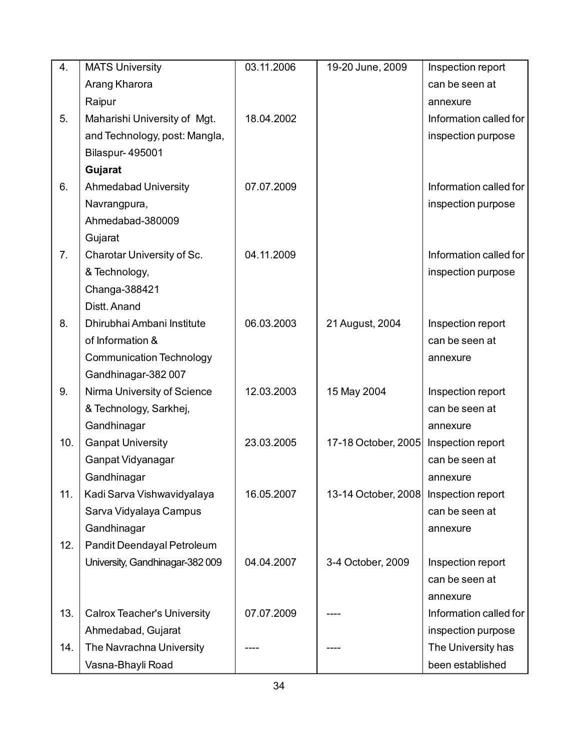| | | | | |
|---|---|---|---|---|
| 4. | MATS University Arang Kharora Raipur | 03.11.2006 | 19-20 June, 2009 | Inspection report can be seen at annexure |
| 5. | Maharishi University of Mgt. and Technology, post: Mangla, Bilaspur- 495001 | 18.04.2002 | | Information called for inspection purpose |
| | **Gujarat** | | | |
| 6. | Ahmedabad University Navrangpura, Ahmedabad-380009 Gujarat | 07.07.2009 | | Information called for inspection purpose |
| 7. | Charotar University of Sc. & Technology, Changa-388421 Distt. Anand | 04.11.2009 | | Information called for inspection purpose |
| 8. | Dhirubhai Ambani Institute of Information & Communication Technology Gandhinagar-382 007 | 06.03.2003 | 21 August, 2004 | Inspection report can be seen at annexure |
| 9. | Nirma University of Science & Technology, Sarkhej, Gandhinagar | 12.03.2003 | 15 May 2004 | Inspection report can be seen at annexure |
| 10. | Ganpat University Ganpat Vidyanagar Gandhinagar | 23.03.2005 | 17-18 October, 2005 | Inspection report can be seen at annexure |
| 11. | Kadi Sarva Vishwavidyalaya Sarva Vidyalaya Campus Gandhinagar | 16.05.2007 | 13-14 October, 2008 | Inspection report can be seen at annexure |
| 12. | Pandit Deendayal Petroleum University, Gandhinagar-382 009 | 04.04.2007 | 3-4 October, 2009 | Inspection report can be seen at annexure |
| 13. | Calrox Teacher's University Ahmedabad, Gujarat | 07.07.2009 | ---- | Information called for inspection purpose |
| 14. | The Navrachna University Vasna-Bhayli Road | ---- | ---- | The University has been established |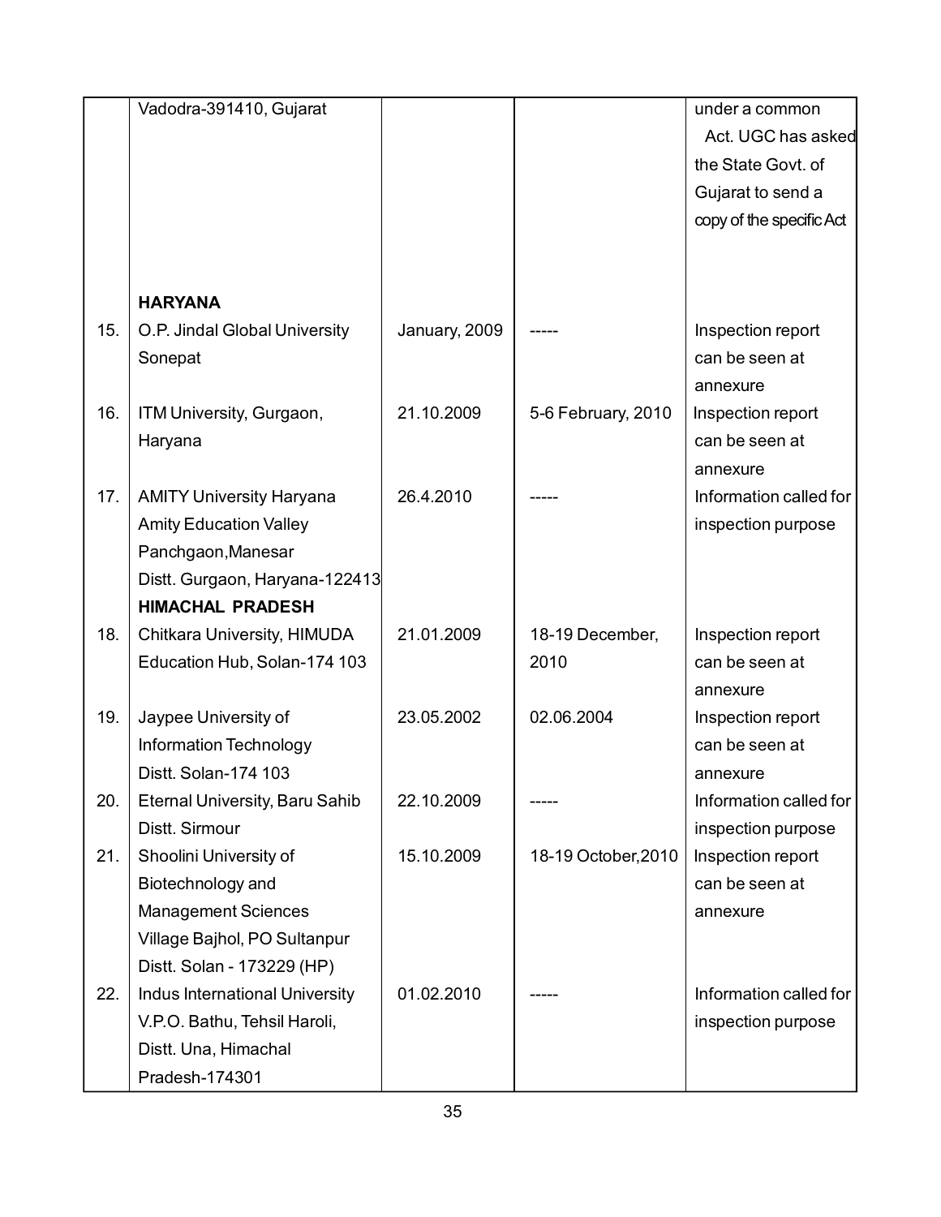| | | | | |
|---|---|---|---|---|
| | Vadodra-391410, Gujarat | | | under a common Act. UGC has asked the State Govt. of Gujarat to send a copy of the specific Act |
| | **HARYANA** | | | |
| 15. | O.P. Jindal Global University Sonepat | January, 2009 | ----- | Inspection report can be seen at annexure |
| 16. | ITM University, Gurgaon, Haryana | 21.10.2009 | 5-6 February, 2010 | Inspection report can be seen at annexure |
| 17. | AMITY University Haryana Amity Education Valley Panchgaon,Manesar Distt. Gurgaon, Haryana-122413 | 26.4.2010 | ----- | Information called for inspection purpose |
| | **HIMACHAL PRADESH** | | | |
| 18. | Chitkara University, HIMUDA Education Hub, Solan-174 103 | 21.01.2009 | 18-19 December, 2010 | Inspection report can be seen at annexure |
| 19. | Jaypee University of Information Technology Distt. Solan-174 103 | 23.05.2002 | 02.06.2004 | Inspection report can be seen at annexure |
| 20. | Eternal University, Baru Sahib Distt. Sirmour | 22.10.2009 | ----- | Information called for inspection purpose |
| 21. | Shoolini University of Biotechnology and Management Sciences Village Bajhol, PO Sultanpur Distt. Solan - 173229 (HP) | 15.10.2009 | 18-19 October,2010 | Inspection report can be seen at annexure |
| 22. | Indus International University V.P.O. Bathu, Tehsil Haroli, Distt. Una, Himachal Pradesh-174301 | 01.02.2010 | ----- | Information called for inspection purpose |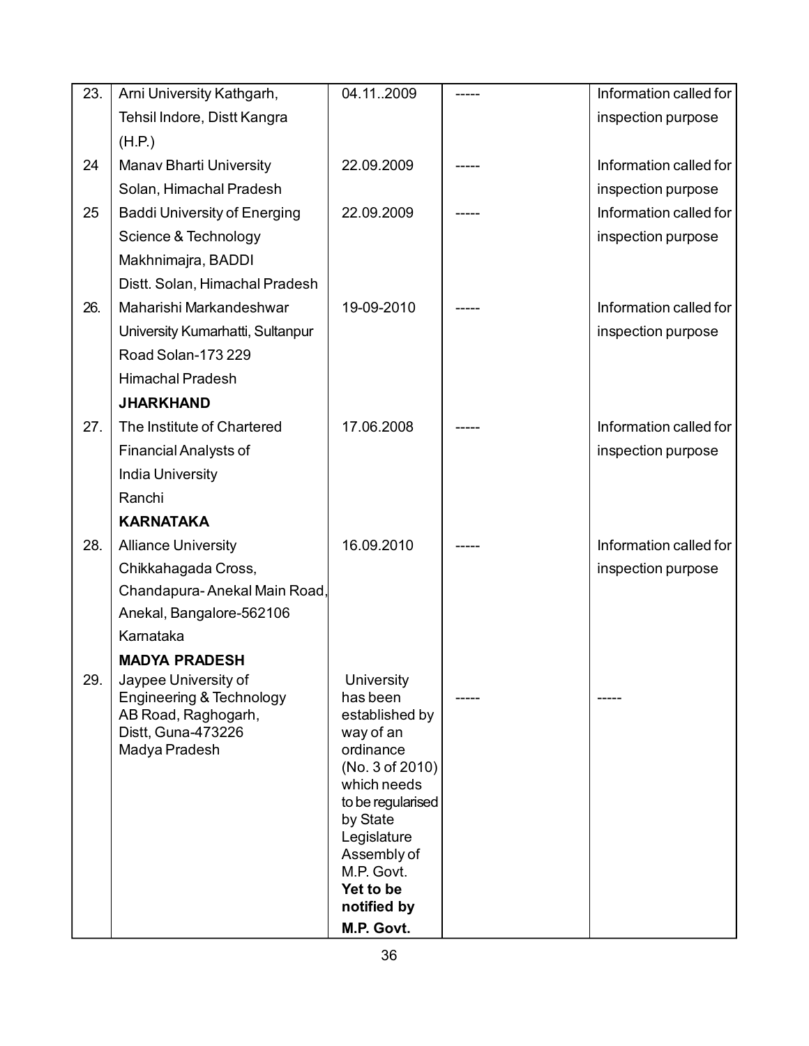| | | | | |
|---|---|---|---|---|
| 23. | Arni University Kathgarh, Tehsil Indore, Distt Kangra (H.P.) | 04.11..2009 | ----- | Information called for inspection purpose |
| 24 | Manav Bharti University Solan, Himachal Pradesh | 22.09.2009 | ----- | Information called for inspection purpose |
| 25 | Baddi University of Energing Science & Technology Makhnimajra, BADDI Distt. Solan, Himachal Pradesh | 22.09.2009 | ----- | Information called for inspection purpose |
| 26. | Maharishi Markandeshwar University Kumarhatti, Sultanpur Road Solan-173 229 Himachal Pradesh | 19-09-2010 | ----- | Information called for inspection purpose |
| | **JHARKHAND** | | | |
| 27. | The Institute of Chartered Financial Analysts of India University Ranchi | 17.06.2008 | ----- | Information called for inspection purpose |
| | **KARNATAKA** | | | |
| 28. | Alliance University Chikkahagada Cross, Chandapura- Anekal Main Road, Anekal, Bangalore-562106 Karnataka | 16.09.2010 | ----- | Information called for inspection purpose |
| | **MADYA PRADESH** | | | |
| 29. | Jaypee University of Engineering & Technology AB Road, Raghogarh, Distt, Guna-473226 Madya Pradesh | University has been established by way of an ordinance (No. 3 of 2010) which needs to be regularised by State Legislature Assembly of M.P. Govt. **Yet to be notified by M.P. Govt.** | ----- | ----- |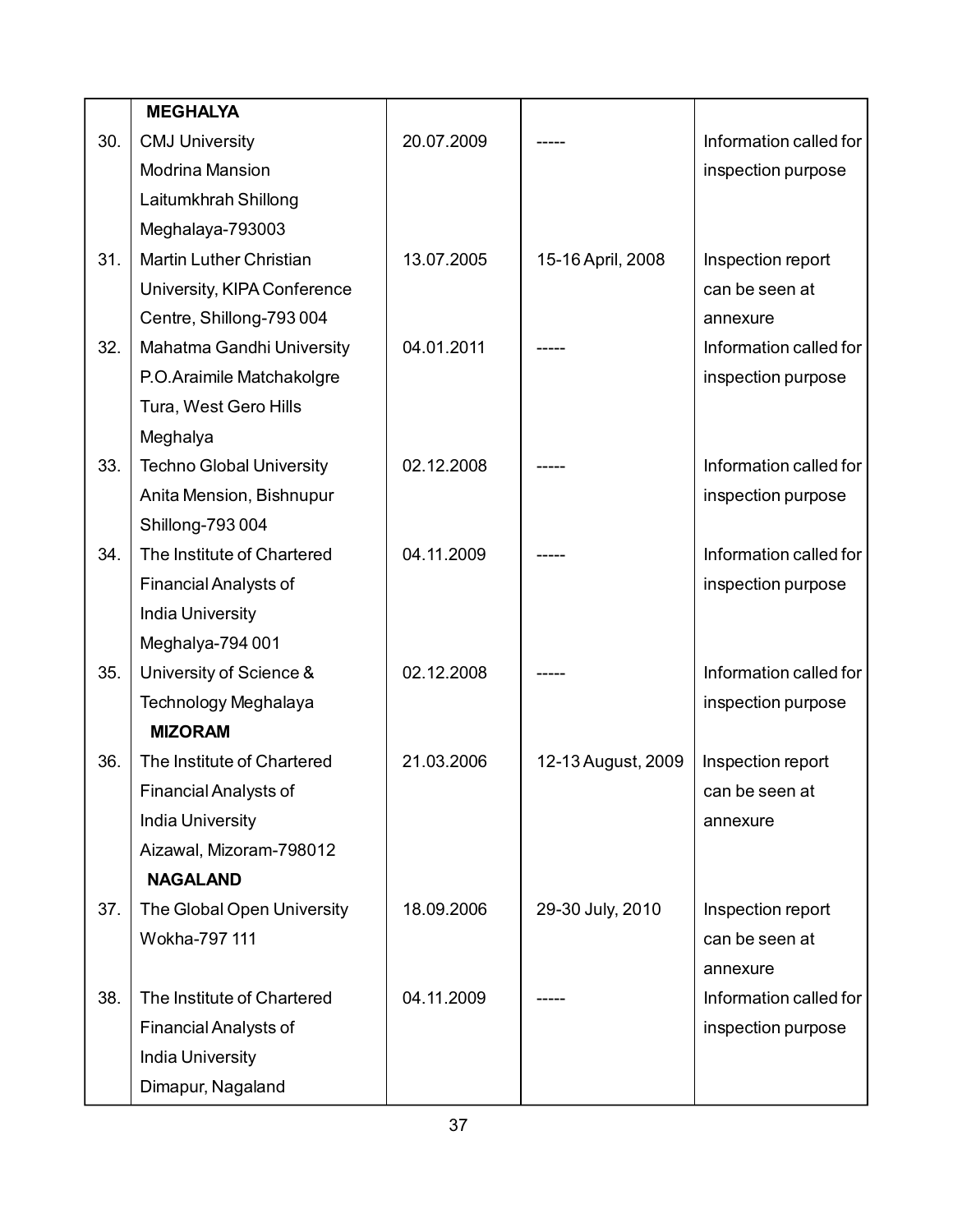|  |  |  |  |  |
|---|---|---|---|---|
|  | **MEGHALYA** |  |  |  |
| 30. | CMJ University Modrina Mansion Laitumkhrah Shillong Meghalaya-793003 | 20.07.2009 | ----- | Information called for inspection purpose |
| 31. | Martin Luther Christian University, KIPA Conference Centre, Shillong-793 004 | 13.07.2005 | 15-16 April, 2008 | Inspection report can be seen at annexure |
| 32. | Mahatma Gandhi University P.O.Araimile Matchakolgre Tura, West Gero Hills Meghalya | 04.01.2011 | ----- | Information called for inspection purpose |
| 33. | Techno Global University Anita Mension, Bishnupur Shillong-793 004 | 02.12.2008 | ----- | Information called for inspection purpose |
| 34. | The Institute of Chartered Financial Analysts of India University Meghalya-794 001 | 04.11.2009 | ----- | Information called for inspection purpose |
| 35. | University of Science & Technology Meghalaya | 02.12.2008 | ----- | Information called for inspection purpose |
|  | **MIZORAM** |  |  |  |
| 36. | The Institute of Chartered Financial Analysts of India University Aizawal, Mizoram-798012 | 21.03.2006 | 12-13 August, 2009 | Inspection report can be seen at annexure |
|  | **NAGALAND** |  |  |  |
| 37. | The Global Open University Wokha-797 111 | 18.09.2006 | 29-30 July, 2010 | Inspection report can be seen at annexure |
| 38. | The Institute of Chartered Financial Analysts of India University Dimapur, Nagaland | 04.11.2009 | ----- | Information called for inspection purpose |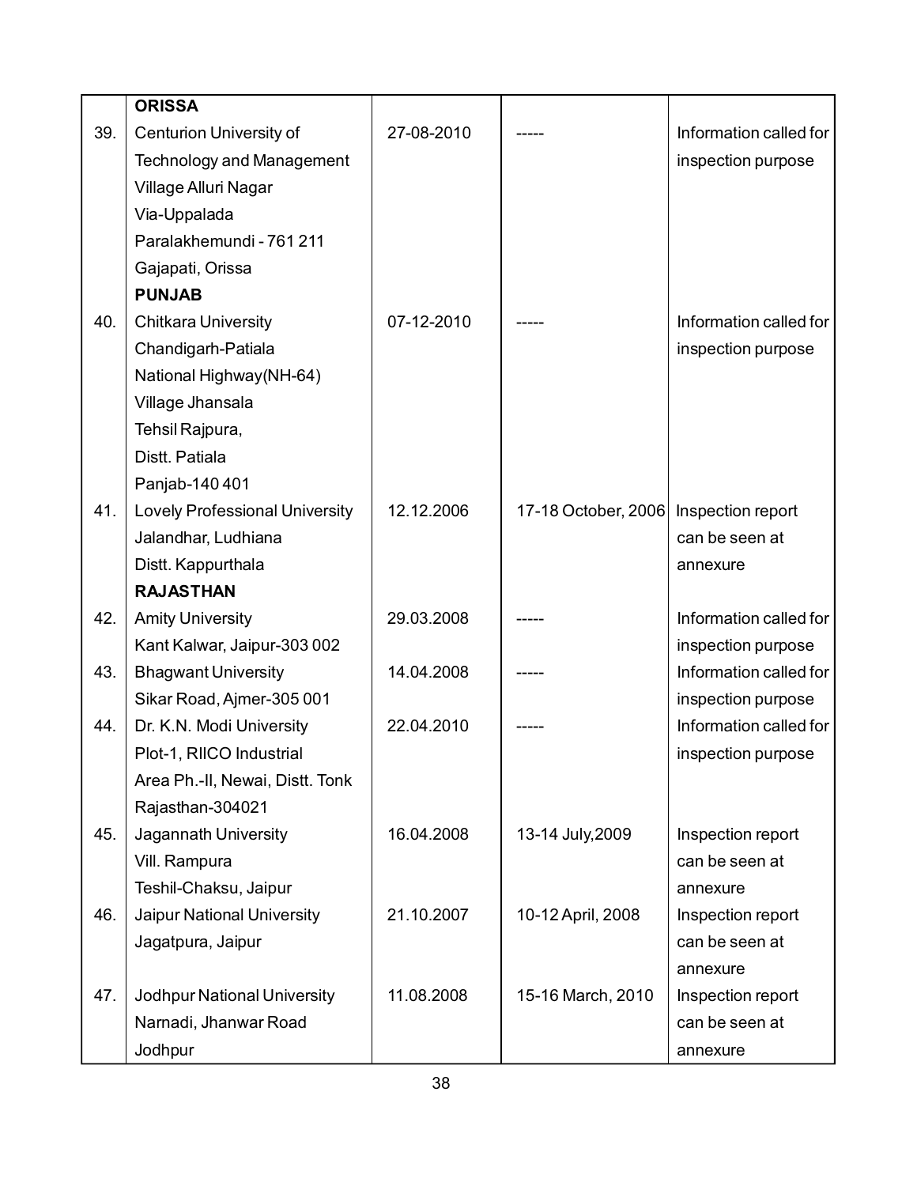| | | | | |
|---|---|---|---|---|
| | **ORISSA** | | | |
| 39. | Centurion University of Technology and Management Village Alluri Nagar Via-Uppalada Paralakhemundi - 761 211 Gajapati, Orissa | 27-08-2010 | ----- | Information called for inspection purpose |
| | **PUNJAB** | | | |
| 40. | Chitkara University Chandigarh-Patiala National Highway(NH-64) Village Jhansala Tehsil Rajpura, Distt. Patiala Panjab-140 401 | 07-12-2010 | ----- | Information called for inspection purpose |
| 41. | Lovely Professional University Jalandhar, Ludhiana Distt. Kappurthala | 12.12.2006 | 17-18 October, 2006 | Inspection report can be seen at annexure |
| | **RAJASTHAN** | | | |
| 42. | Amity University Kant Kalwar, Jaipur-303 002 | 29.03.2008 | ----- | Information called for inspection purpose |
| 43. | Bhagwant University Sikar Road, Ajmer-305 001 | 14.04.2008 | ----- | Information called for inspection purpose |
| 44. | Dr. K.N. Modi University Plot-1, RIICO Industrial Area Ph.-II, Newai, Distt. Tonk Rajasthan-304021 | 22.04.2010 | ----- | Information called for inspection purpose |
| 45. | Jagannath University Vill. Rampura Teshil-Chaksu, Jaipur | 16.04.2008 | 13-14 July,2009 | Inspection report can be seen at annexure |
| 46. | Jaipur National University Jagatpura, Jaipur | 21.10.2007 | 10-12 April, 2008 | Inspection report can be seen at annexure |
| 47. | Jodhpur National University Narnadi, Jhanwar Road Jodhpur | 11.08.2008 | 15-16 March, 2010 | Inspection report can be seen at annexure |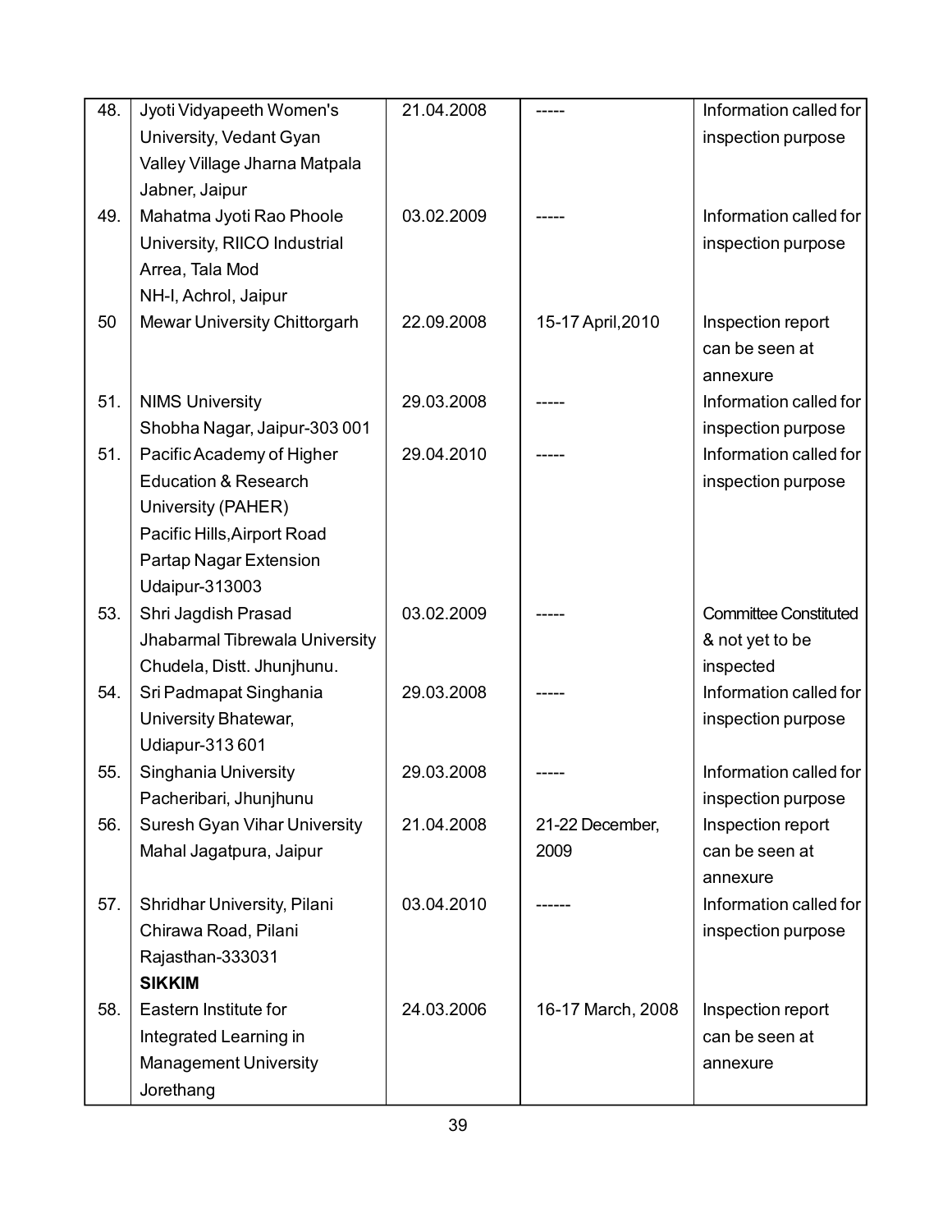| 48. | Jyoti Vidyapeeth Women's University, Vedant Gyan Valley Village Jharna Matpala Jabner, Jaipur | 21.04.2008 | ----- | Information called for inspection purpose |
|---|---|---|---|---|
| 49. | Mahatma Jyoti Rao Phoole University, RIICO Industrial Arrea, Tala Mod NH-I, Achrol, Jaipur | 03.02.2009 | ----- | Information called for inspection purpose |
| 50 | Mewar University Chittorgarh | 22.09.2008 | 15-17 April,2010 | Inspection report can be seen at annexure |
| 51. | NIMS University Shobha Nagar, Jaipur-303 001 | 29.03.2008 | ----- | Information called for inspection purpose |
| 51. | Pacific Academy of Higher Education & Research University (PAHER) Pacific Hills,Airport Road Partap Nagar Extension Udaipur-313003 | 29.04.2010 | ----- | Information called for inspection purpose |
| 53. | Shri Jagdish Prasad Jhabarmal Tibrewala University Chudela, Distt. Jhunjhunu. | 03.02.2009 | ----- | Committee Constituted & not yet to be inspected |
| 54. | Sri Padmapat Singhania University Bhatewar, Udiapur-313 601 | 29.03.2008 | ----- | Information called for inspection purpose |
| 55. | Singhania University Pacheribari, Jhunjhunu | 29.03.2008 | ----- | Information called for inspection purpose |
| 56. | Suresh Gyan Vihar University Mahal Jagatpura, Jaipur | 21.04.2008 | 21-22 December, 2009 | Inspection report can be seen at annexure |
| 57. | Shridhar University, Pilani Chirawa Road, Pilani Rajasthan-333031 | 03.04.2010 | ------ | Information called for inspection purpose |
| | **SIKKIM** | | | |
| 58. | Eastern Institute for Integrated Learning in Management University Jorethang | 24.03.2006 | 16-17 March, 2008 | Inspection report can be seen at annexure |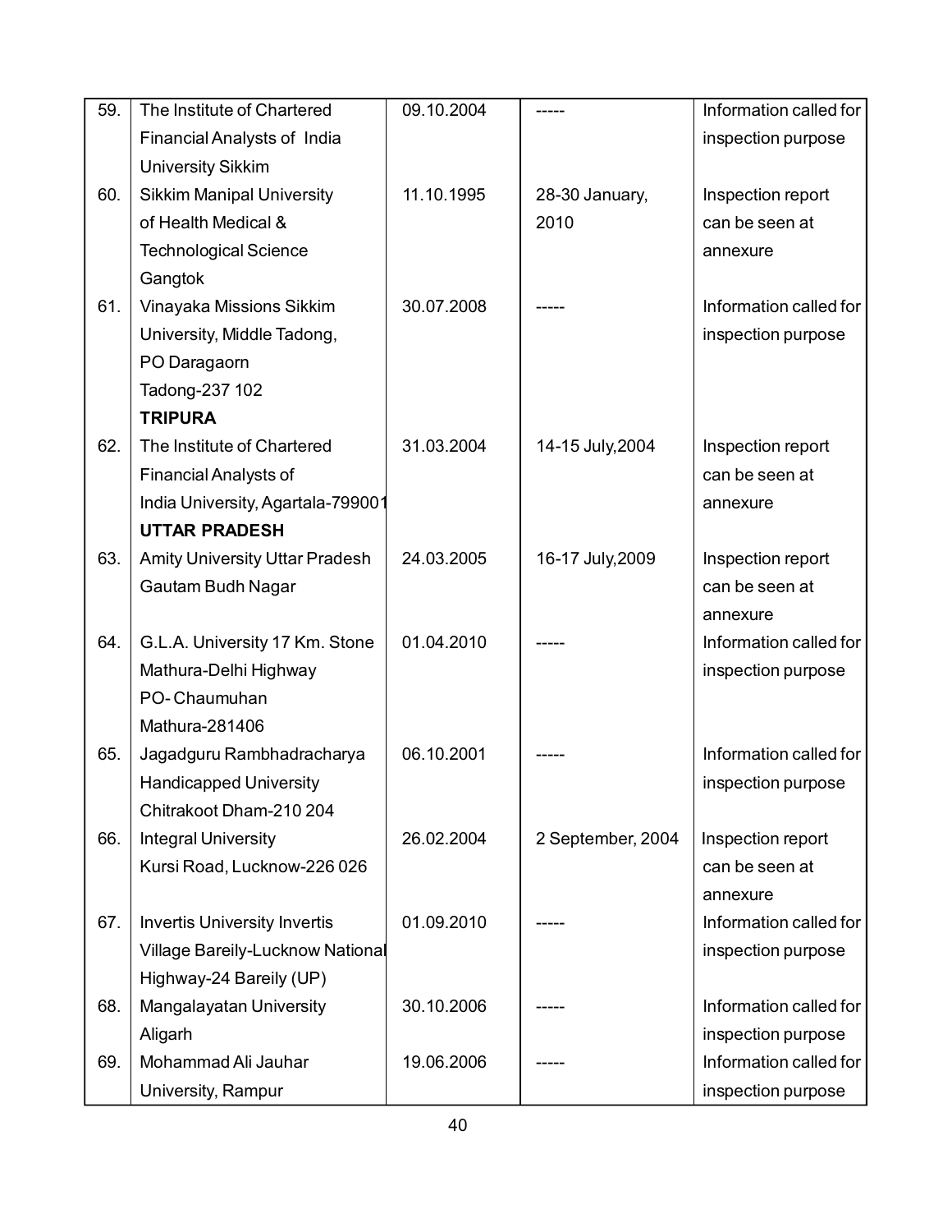| | | | | |
|---|---|---|---|---|
| 59. | The Institute of Chartered Financial Analysts of India University Sikkim | 09.10.2004 | ----- | Information called for inspection purpose |
| 60. | Sikkim Manipal University of Health Medical & Technological Science Gangtok | 11.10.1995 | 28-30 January, 2010 | Inspection report can be seen at annexure |
| 61. | Vinayaka Missions Sikkim University, Middle Tadong, PO Daragaorn Tadong-237 102 | 30.07.2008 | ----- | Information called for inspection purpose |
| | **TRIPURA** | | | |
| 62. | The Institute of Chartered Financial Analysts of India University, Agartala-799001 | 31.03.2004 | 14-15 July,2004 | Inspection report can be seen at annexure |
| | **UTTAR PRADESH** | | | |
| 63. | Amity University Uttar Pradesh Gautam Budh Nagar | 24.03.2005 | 16-17 July,2009 | Inspection report can be seen at annexure |
| 64. | G.L.A. University 17 Km. Stone Mathura-Delhi Highway PO- Chaumuhan Mathura-281406 | 01.04.2010 | ----- | Information called for inspection purpose |
| 65. | Jagadguru Rambhadracharya Handicapped University Chitrakoot Dham-210 204 | 06.10.2001 | ----- | Information called for inspection purpose |
| 66. | Integral University Kursi Road, Lucknow-226 026 | 26.02.2004 | 2 September, 2004 | Inspection report can be seen at annexure |
| 67. | Invertis University Invertis Village Bareily-Lucknow National Highway-24 Bareily (UP) | 01.09.2010 | ----- | Information called for inspection purpose |
| 68. | Mangalayatan University Aligarh | 30.10.2006 | ----- | Information called for inspection purpose |
| 69. | Mohammad Ali Jauhar University, Rampur | 19.06.2006 | ----- | Information called for inspection purpose |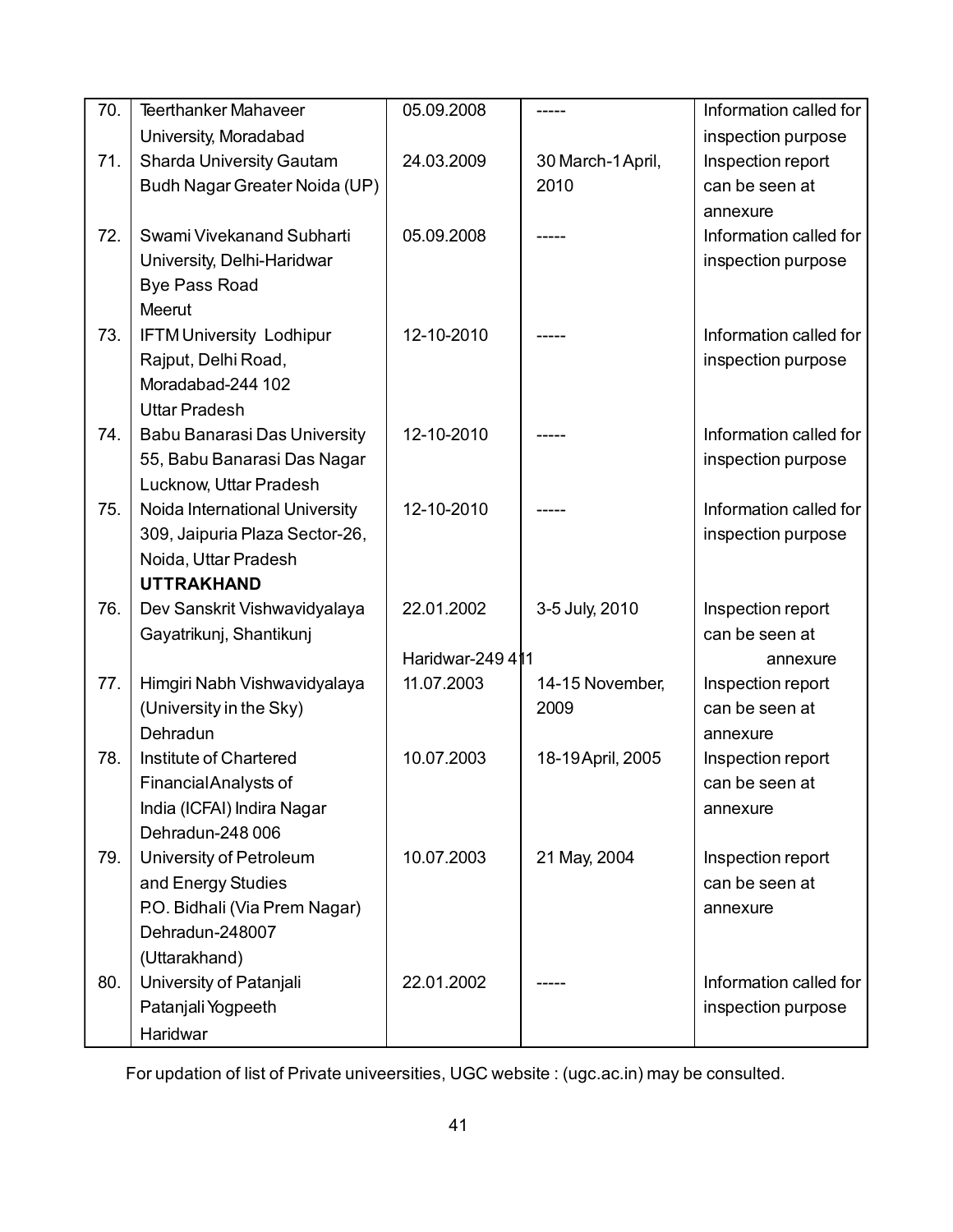| 70. | Teerthanker Mahaveer University, Moradabad | 05.09.2008 | ----- | Information called for inspection purpose |
|---|---|---|---|---|
| 71. | Sharda University Gautam Budh Nagar Greater Noida (UP) | 24.03.2009 | 30 March-1 April, 2010 | Inspection report can be seen at annexure |
| 72. | Swami Vivekanand Subharti University, Delhi-Haridwar Bye Pass Road Meerut | 05.09.2008 | ----- | Information called for inspection purpose |
| 73. | IFTM University Lodhipur Rajput, Delhi Road, Moradabad-244 102 Uttar Pradesh | 12-10-2010 | ----- | Information called for inspection purpose |
| 74. | Babu Banarasi Das University 55, Babu Banarasi Das Nagar Lucknow, Uttar Pradesh | 12-10-2010 | ----- | Information called for inspection purpose |
| 75. | Noida International University 309, Jaipuria Plaza Sector-26, Noida, Uttar Pradesh | 12-10-2010 | ----- | Information called for inspection purpose |
| | **UTTRAKHAND** | | | |
| 76. | Dev Sanskrit Vishwavidyalaya Gayatrikunj, Shantikunj | 22.01.2002 Haridwar-249 411 | 3-5 July, 2010 | Inspection report can be seen at annexure |
| 77. | Himgiri Nabh Vishwavidyalaya (University in the Sky) Dehradun | 11.07.2003 | 14-15 November, 2009 | Inspection report can be seen at annexure |
| 78. | Institute of Chartered Financial Analysts of India (ICFAI) Indira Nagar Dehradun-248 006 | 10.07.2003 | 18-19 April, 2005 | Inspection report can be seen at annexure |
| 79. | University of Petroleum and Energy Studies P.O. Bidhali (Via Prem Nagar) Dehradun-248007 (Uttarakhand) | 10.07.2003 | 21 May, 2004 | Inspection report can be seen at annexure |
| 80. | University of Patanjali Patanjali Yogpeeth Haridwar | 22.01.2002 | ----- | Information called for inspection purpose |

For updation of list of Private univeersities, UGC website : (ugc.ac.in) may be consulted.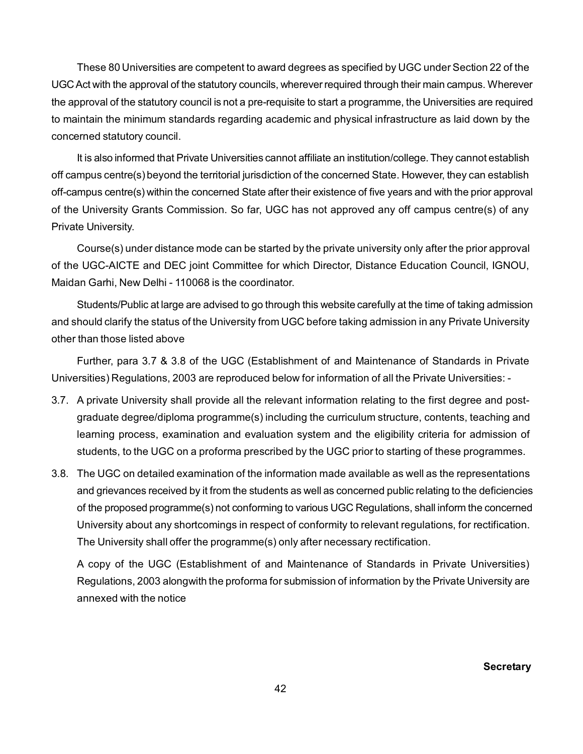These 80 Universities are competent to award degrees as specified by UGC under Section 22 of the UGC Act with the approval of the statutory councils, wherever required through their main campus. Wherever the approval of the statutory council is not a pre-requisite to start a programme, the Universities are required to maintain the minimum standards regarding academic and physical infrastructure as laid down by the concerned statutory council.

It is also informed that Private Universities cannot affiliate an institution/college. They cannot establish off campus centre(s) beyond the territorial jurisdiction of the concerned State. However, they can establish off-campus centre(s) within the concerned State after their existence of five years and with the prior approval of the University Grants Commission. So far, UGC has not approved any off campus centre(s) of any Private University.

Course(s) under distance mode can be started by the private university only after the prior approval of the UGC-AICTE and DEC joint Committee for which Director, Distance Education Council, IGNOU, Maidan Garhi, New Delhi - 110068 is the coordinator.

Students/Public at large are advised to go through this website carefully at the time of taking admission and should clarify the status of the University from UGC before taking admission in any Private University other than those listed above

Further, para 3.7 & 3.8 of the UGC (Establishment of and Maintenance of Standards in Private Universities) Regulations, 2003 are reproduced below for information of all the Private Universities: -

3.7. A private University shall provide all the relevant information relating to the first degree and post-graduate degree/diploma programme(s) including the curriculum structure, contents, teaching and learning process, examination and evaluation system and the eligibility criteria for admission of students, to the UGC on a proforma prescribed by the UGC prior to starting of these programmes.

3.8. The UGC on detailed examination of the information made available as well as the representations and grievances received by it from the students as well as concerned public relating to the deficiencies of the proposed programme(s) not conforming to various UGC Regulations, shall inform the concerned University about any shortcomings in respect of conformity to relevant regulations, for rectification. The University shall offer the programme(s) only after necessary rectification.

A copy of the UGC (Establishment of and Maintenance of Standards in Private Universities) Regulations, 2003 alongwith the proforma for submission of information by the Private University are annexed with the notice

**Secretary**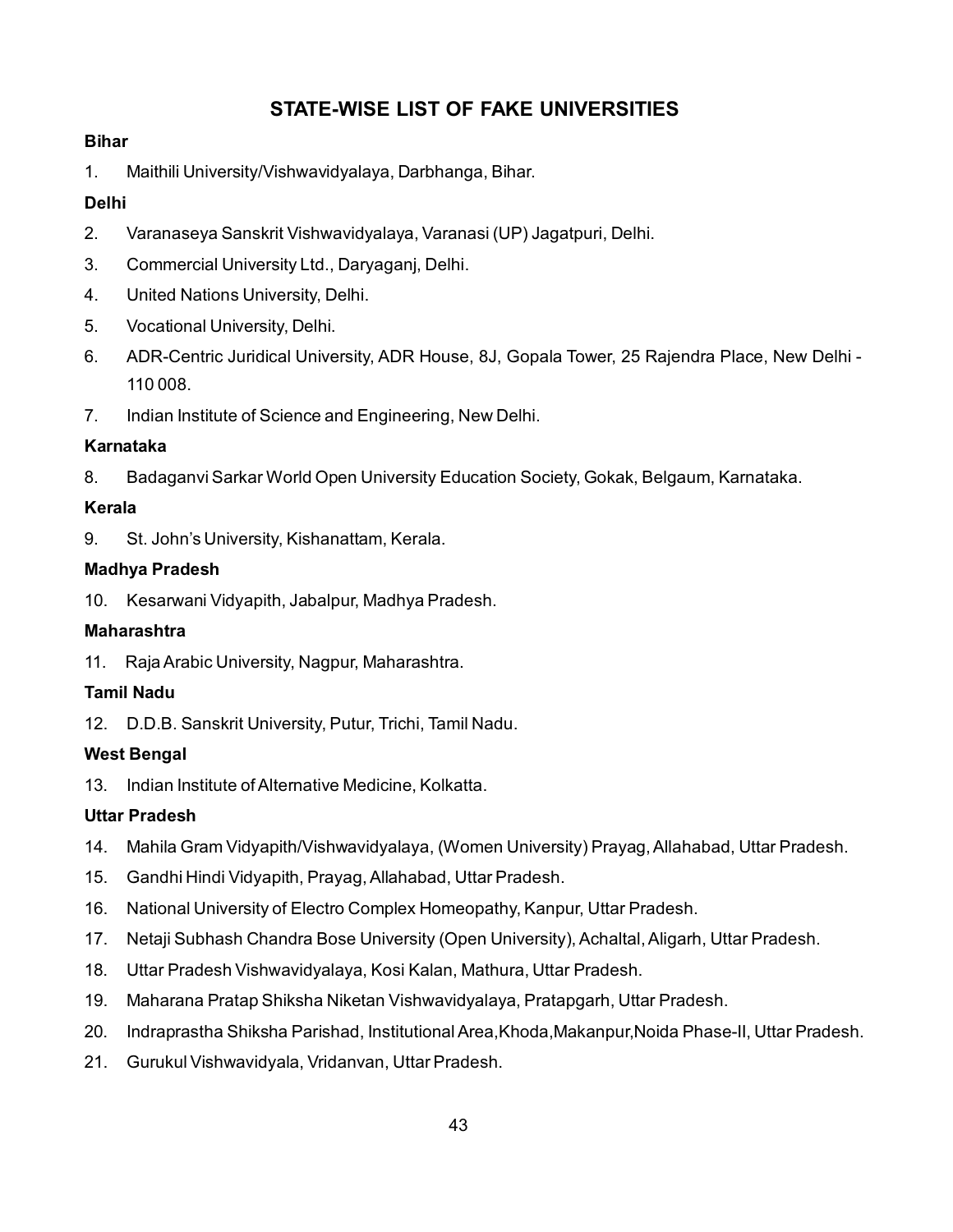# STATE-WISE LIST OF FAKE UNIVERSITIES

**Bihar**

1. Maithili University/Vishwavidyalaya, Darbhanga, Bihar.

**Delhi**

2. Varanaseya Sanskrit Vishwavidyalaya, Varanasi (UP) Jagatpuri, Delhi.
3. Commercial University Ltd., Daryaganj, Delhi.
4. United Nations University, Delhi.
5. Vocational University, Delhi.
6. ADR-Centric Juridical University, ADR House, 8J, Gopala Tower, 25 Rajendra Place, New Delhi - 110 008.
7. Indian Institute of Science and Engineering, New Delhi.

**Karnataka**

8. Badaganvi Sarkar World Open University Education Society, Gokak, Belgaum, Karnataka.

**Kerala**

9. St. John's University, Kishanattam, Kerala.

**Madhya Pradesh**

10. Kesarwani Vidyapith, Jabalpur, Madhya Pradesh.

**Maharashtra**

11. Raja Arabic University, Nagpur, Maharashtra.

**Tamil Nadu**

12. D.D.B. Sanskrit University, Putur, Trichi, Tamil Nadu.

**West Bengal**

13. Indian Institute of Alternative Medicine, Kolkatta.

**Uttar Pradesh**

14. Mahila Gram Vidyapith/Vishwavidyalaya, (Women University) Prayag, Allahabad, Uttar Pradesh.
15. Gandhi Hindi Vidyapith, Prayag, Allahabad, Uttar Pradesh.
16. National University of Electro Complex Homeopathy, Kanpur, Uttar Pradesh.
17. Netaji Subhash Chandra Bose University (Open University), Achaltal, Aligarh, Uttar Pradesh.
18. Uttar Pradesh Vishwavidyalaya, Kosi Kalan, Mathura, Uttar Pradesh.
19. Maharana Pratap Shiksha Niketan Vishwavidyalaya, Pratapgarh, Uttar Pradesh.
20. Indraprastha Shiksha Parishad, Institutional Area,Khoda,Makanpur,Noida Phase-II, Uttar Pradesh.
21. Gurukul Vishwavidyala, Vridanvan, Uttar Pradesh.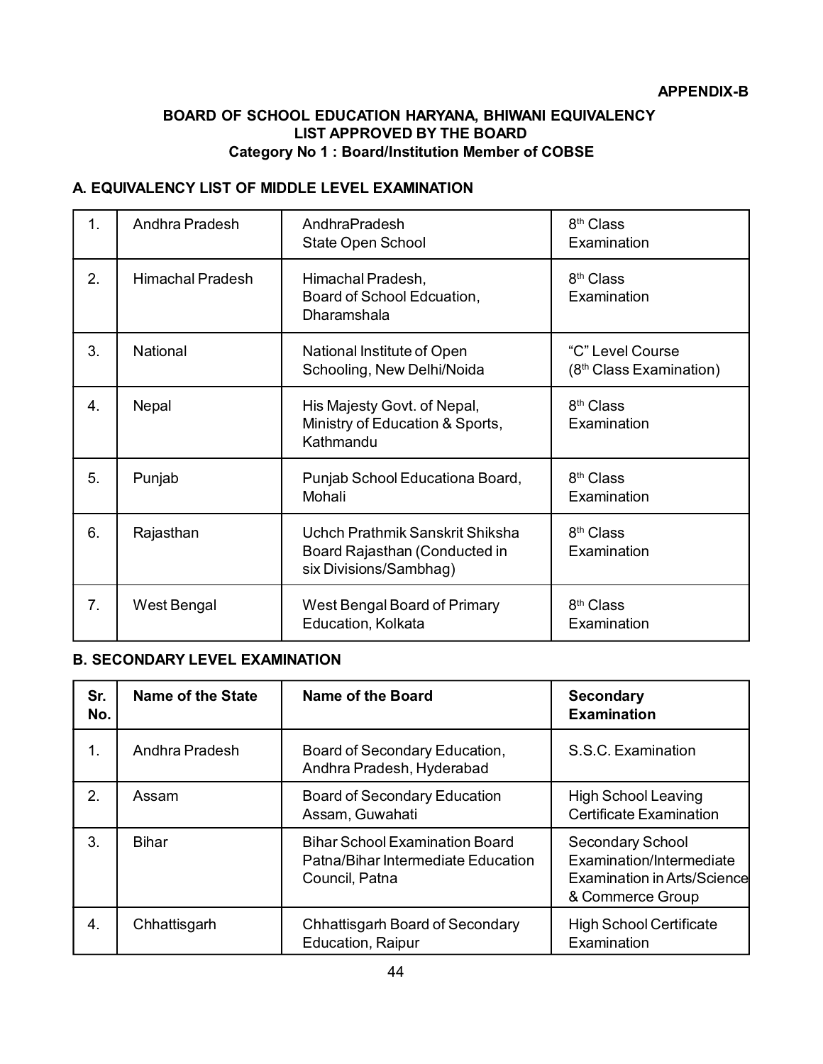**APPENDIX-B**

## BOARD OF SCHOOL EDUCATION HARYANA, BHIWANI EQUIVALENCY LIST APPROVED BY THE BOARD

### Category No 1 : Board/Institution Member of COBSE

### A. EQUIVALENCY LIST OF MIDDLE LEVEL EXAMINATION

| | | | |
|---|---|---|---|
| 1. | Andhra Pradesh | AndhraPradesh State Open School | 8th Class Examination |
| 2. | Himachal Pradesh | Himachal Pradesh, Board of School Edcuation, Dharamshala | 8th Class Examination |
| 3. | National | National Institute of Open Schooling, New Delhi/Noida | "C" Level Course (8th Class Examination) |
| 4. | Nepal | His Majesty Govt. of Nepal, Ministry of Education & Sports, Kathmandu | 8th Class Examination |
| 5. | Punjab | Punjab School Educationa Board, Mohali | 8th Class Examination |
| 6. | Rajasthan | Uchch Prathmik Sanskrit Shiksha Board Rajasthan (Conducted in six Divisions/Sambhag) | 8th Class Examination |
| 7. | West Bengal | West Bengal Board of Primary Education, Kolkata | 8th Class Examination |

### B. SECONDARY LEVEL EXAMINATION

| Sr. No. | Name of the State | Name of the Board | Secondary Examination |
|---|---|---|---|
| 1. | Andhra Pradesh | Board of Secondary Education, Andhra Pradesh, Hyderabad | S.S.C. Examination |
| 2. | Assam | Board of Secondary Education Assam, Guwahati | High School Leaving Certificate Examination |
| 3. | Bihar | Bihar School Examination Board Patna/Bihar Intermediate Education Council, Patna | Secondary School Examination/Intermediate Examination in Arts/Science & Commerce Group |
| 4. | Chhattisgarh | Chhattisgarh Board of Secondary Education, Raipur | High School Certificate Examination |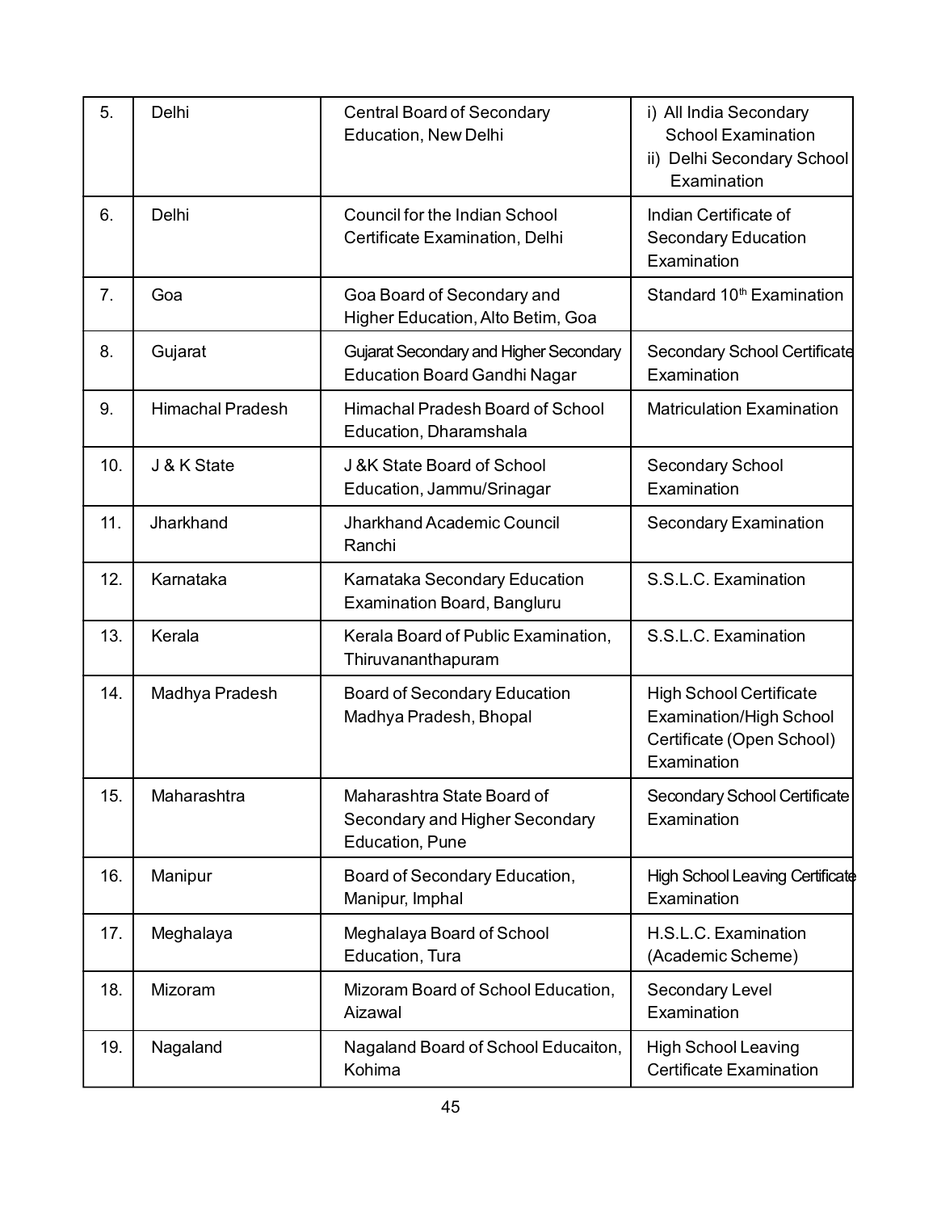| 5. | Delhi | Central Board of Secondary Education, New Delhi | i) All India Secondary School Examination<br>ii) Delhi Secondary School Examination |
|---|---|---|---|
| 6. | Delhi | Council for the Indian School Certificate Examination, Delhi | Indian Certificate of Secondary Education Examination |
| 7. | Goa | Goa Board of Secondary and Higher Education, Alto Betim, Goa | Standard 10th Examination |
| 8. | Gujarat | Gujarat Secondary and Higher Secondary Education Board Gandhi Nagar | Secondary School Certificate Examination |
| 9. | Himachal Pradesh | Himachal Pradesh Board of School Education, Dharamshala | Matriculation Examination |
| 10. | J & K State | J &K State Board of School Education, Jammu/Srinagar | Secondary School Examination |
| 11. | Jharkhand | Jharkhand Academic Council Ranchi | Secondary Examination |
| 12. | Karnataka | Karnataka Secondary Education Examination Board, Bangluru | S.S.L.C. Examination |
| 13. | Kerala | Kerala Board of Public Examination, Thiruvananthapuram | S.S.L.C. Examination |
| 14. | Madhya Pradesh | Board of Secondary Education Madhya Pradesh, Bhopal | High School Certificate Examination/High School Certificate (Open School) Examination |
| 15. | Maharashtra | Maharashtra State Board of Secondary and Higher Secondary Education, Pune | Secondary School Certificate Examination |
| 16. | Manipur | Board of Secondary Education, Manipur, Imphal | High School Leaving Certificate Examination |
| 17. | Meghalaya | Meghalaya Board of School Education, Tura | H.S.L.C. Examination (Academic Scheme) |
| 18. | Mizoram | Mizoram Board of School Education, Aizawal | Secondary Level Examination |
| 19. | Nagaland | Nagaland Board of School Educaiton, Kohima | High School Leaving Certificate Examination |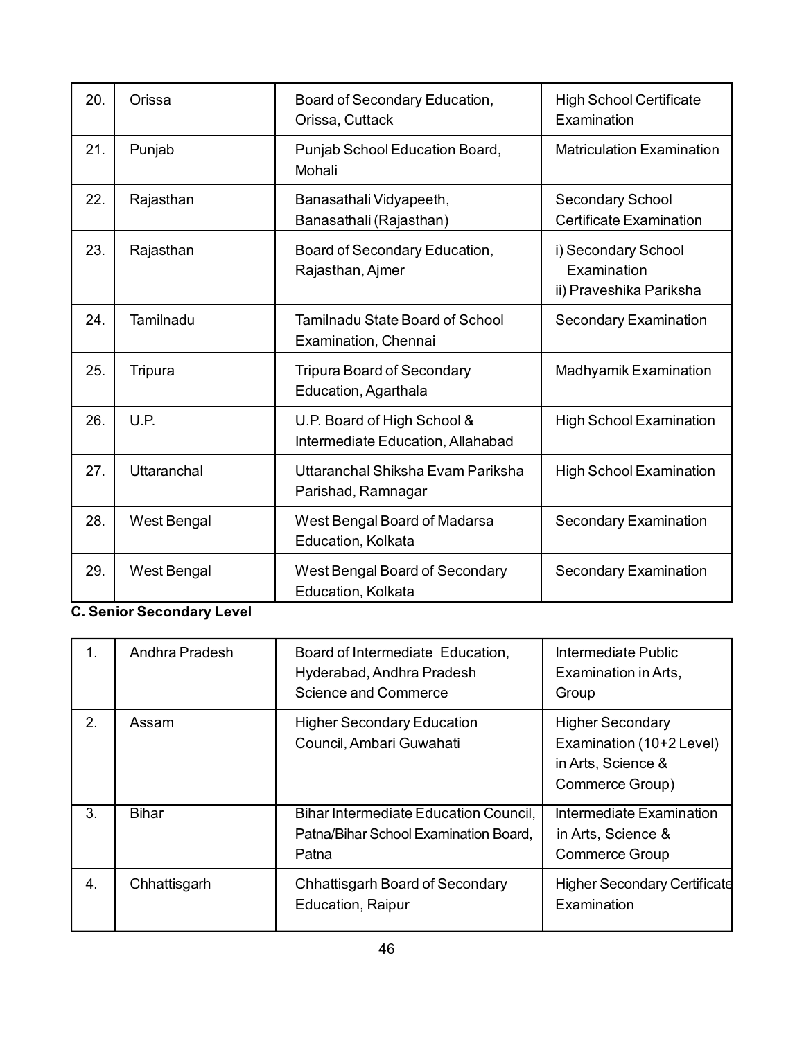| 20. | Orissa | Board of Secondary Education, Orissa, Cuttack | High School Certificate Examination |
|---|---|---|---|
| 21. | Punjab | Punjab School Education Board, Mohali | Matriculation Examination |
| 22. | Rajasthan | Banasathali Vidyapeeth, Banasathali (Rajasthan) | Secondary School Certificate Examination |
| 23. | Rajasthan | Board of Secondary Education, Rajasthan, Ajmer | i) Secondary School Examination<br>ii) Praveshika Pariksha |
| 24. | Tamilnadu | Tamilnadu State Board of School Examination, Chennai | Secondary Examination |
| 25. | Tripura | Tripura Board of Secondary Education, Agarthala | Madhyamik Examination |
| 26. | U.P. | U.P. Board of High School & Intermediate Education, Allahabad | High School Examination |
| 27. | Uttaranchal | Uttaranchal Shiksha Evam Pariksha Parishad, Ramnagar | High School Examination |
| 28. | West Bengal | West Bengal Board of Madarsa Education, Kolkata | Secondary Examination |
| 29. | West Bengal | West Bengal Board of Secondary Education, Kolkata | Secondary Examination |

**C. Senior Secondary Level**

| 1. | Andhra Pradesh | Board of Intermediate Education, Hyderabad, Andhra Pradesh Science and Commerce | Intermediate Public Examination in Arts, Group |
|---|---|---|---|
| 2. | Assam | Higher Secondary Education Council, Ambari Guwahati | Higher Secondary Examination (10+2 Level) in Arts, Science & Commerce Group) |
| 3. | Bihar | Bihar Intermediate Education Council, Patna/Bihar School Examination Board, Patna | Intermediate Examination in Arts, Science & Commerce Group |
| 4. | Chhattisgarh | Chhattisgarh Board of Secondary Education, Raipur | Higher Secondary Certificate Examination |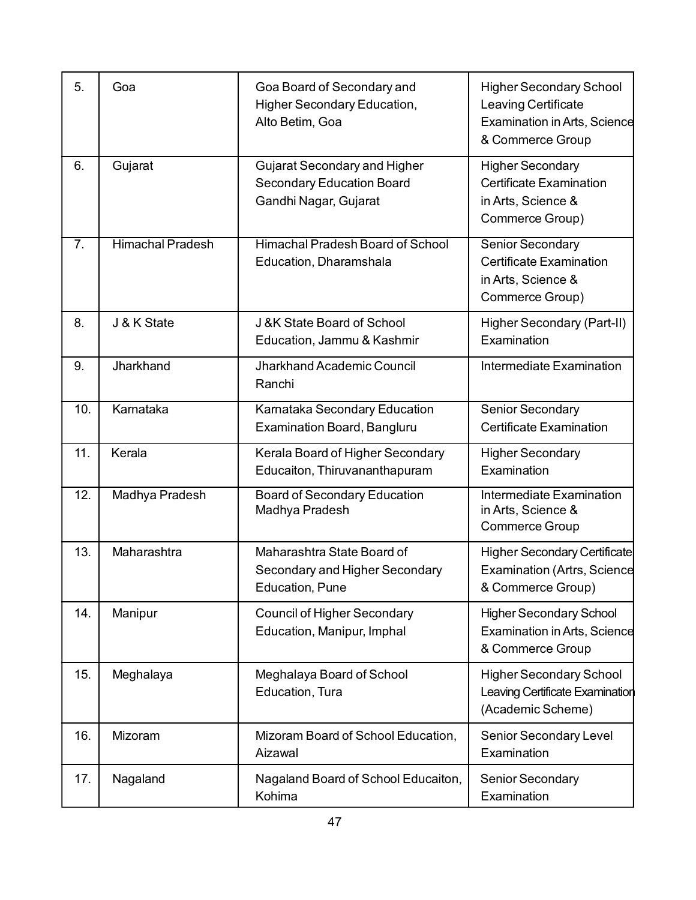| 5. | Goa | Goa Board of Secondary and Higher Secondary Education, Alto Betim, Goa | Higher Secondary School Leaving Certificate Examination in Arts, Science & Commerce Group |
|---|---|---|---|
| 6. | Gujarat | Gujarat Secondary and Higher Secondary Education Board Gandhi Nagar, Gujarat | Higher Secondary Certificate Examination in Arts, Science & Commerce Group) |
| 7. | Himachal Pradesh | Himachal Pradesh Board of School Education, Dharamshala | Senior Secondary Certificate Examination in Arts, Science & Commerce Group) |
| 8. | J & K State | J &K State Board of School Education, Jammu & Kashmir | Higher Secondary (Part-II) Examination |
| 9. | Jharkhand | Jharkhand Academic Council Ranchi | Intermediate Examination |
| 10. | Karnataka | Karnataka Secondary Education Examination Board, Bangluru | Senior Secondary Certificate Examination |
| 11. | Kerala | Kerala Board of Higher Secondary Educaiton, Thiruvananthapuram | Higher Secondary Examination |
| 12. | Madhya Pradesh | Board of Secondary Education Madhya Pradesh | Intermediate Examination in Arts, Science & Commerce Group |
| 13. | Maharashtra | Maharashtra State Board of Secondary and Higher Secondary Education, Pune | Higher Secondary Certificate Examination (Artrs, Science & Commerce Group) |
| 14. | Manipur | Council of Higher Secondary Education, Manipur, Imphal | Higher Secondary School Examination in Arts, Science & Commerce Group |
| 15. | Meghalaya | Meghalaya Board of School Education, Tura | Higher Secondary School Leaving Certificate Examination (Academic Scheme) |
| 16. | Mizoram | Mizoram Board of School Education, Aizawal | Senior Secondary Level Examination |
| 17. | Nagaland | Nagaland Board of School Educaiton, Kohima | Senior Secondary Examination |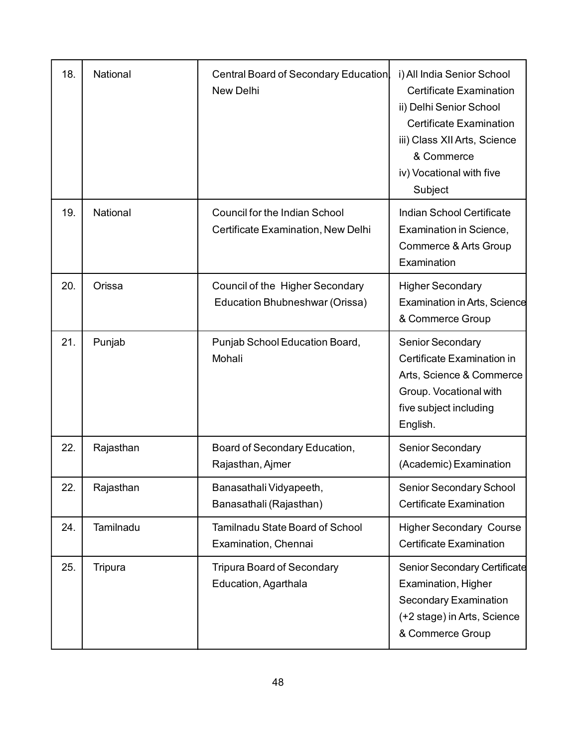| | | | |
|---|---|---|---|
| 18. | National | Central Board of Secondary Education, New Delhi | i) All India Senior School Certificate Examination<br>ii) Delhi Senior School Certificate Examination<br>iii) Class XII Arts, Science & Commerce<br>iv) Vocational with five Subject |
| 19. | National | Council for the Indian School Certificate Examination, New Delhi | Indian School Certificate Examination in Science, Commerce & Arts Group Examination |
| 20. | Orissa | Council of the Higher Secondary Education Bhubneshwar (Orissa) | Higher Secondary Examination in Arts, Science & Commerce Group |
| 21. | Punjab | Punjab School Education Board, Mohali | Senior Secondary Certificate Examination in Arts, Science & Commerce Group. Vocational with five subject including English. |
| 22. | Rajasthan | Board of Secondary Education, Rajasthan, Ajmer | Senior Secondary (Academic) Examination |
| 22. | Rajasthan | Banasathali Vidyapeeth, Banasathali (Rajasthan) | Senior Secondary School Certificate Examination |
| 24. | Tamilnadu | Tamilnadu State Board of School Examination, Chennai | Higher Secondary Course Certificate Examination |
| 25. | Tripura | Tripura Board of Secondary Education, Agarthala | Senior Secondary Certificate Examination, Higher Secondary Examination (+2 stage) in Arts, Science & Commerce Group |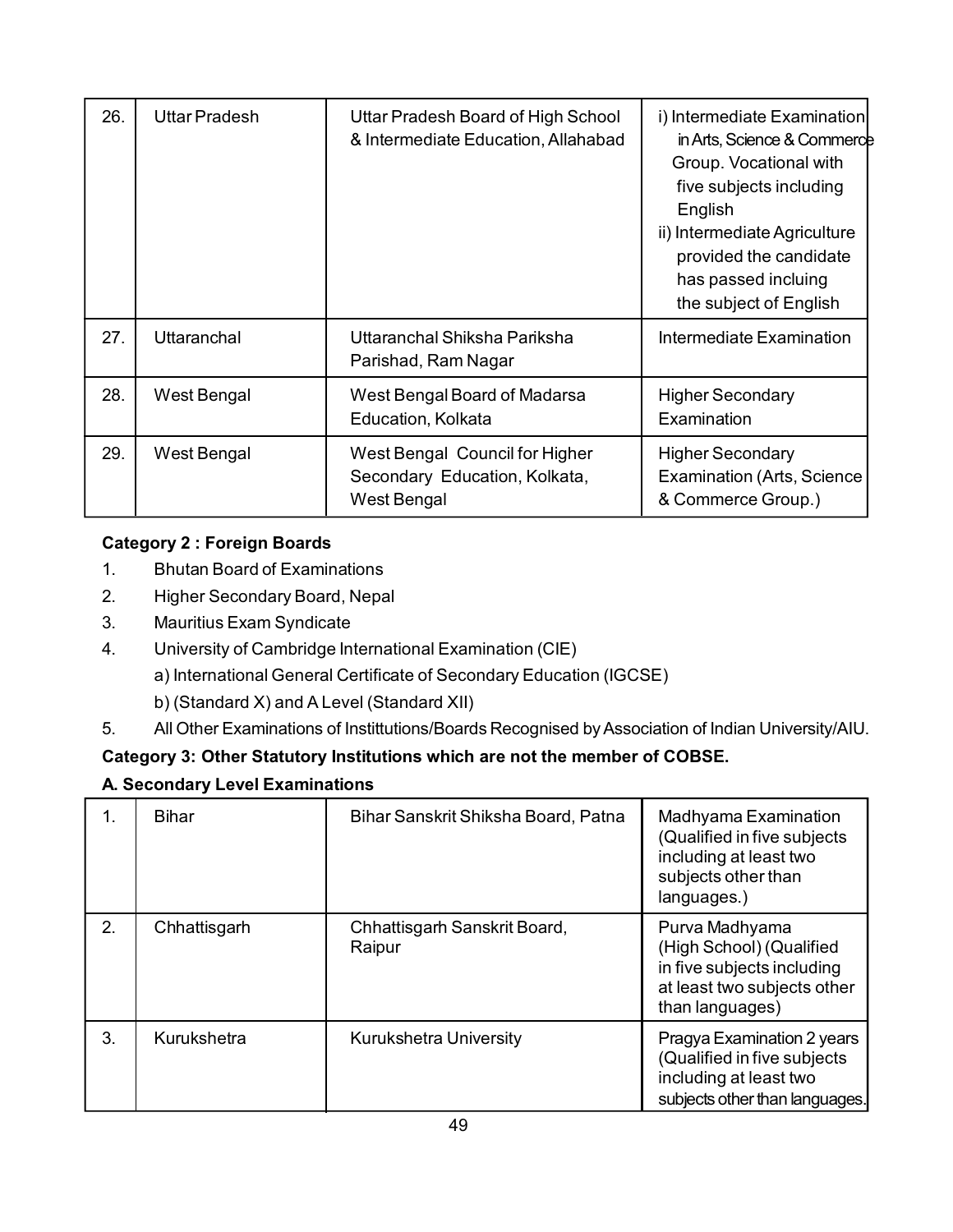| 26. | Uttar Pradesh | Uttar Pradesh Board of High School & Intermediate Education, Allahabad | i) Intermediate Examination in Arts, Science & Commerce Group. Vocational with five subjects including English<br>ii) Intermediate Agriculture provided the candidate has passed incluing the subject of English |
|---|---|---|---|
| 27. | Uttaranchal | Uttaranchal Shiksha Pariksha Parishad, Ram Nagar | Intermediate Examination |
| 28. | West Bengal | West Bengal Board of Madarsa Education, Kolkata | Higher Secondary Examination |
| 29. | West Bengal | West Bengal Council for Higher Secondary Education, Kolkata, West Bengal | Higher Secondary Examination (Arts, Science & Commerce Group.) |

**Category 2 : Foreign Boards**

1. Bhutan Board of Examinations
2. Higher Secondary Board, Nepal
3. Mauritius Exam Syndicate
4. University of Cambridge International Examination (CIE)
   a) International General Certificate of Secondary Education (IGCSE)
   b) (Standard X) and A Level (Standard XII)
5. All Other Examinations of Instittutions/Boards Recognised by Association of Indian University/AIU.

**Category 3: Other Statutory Institutions which are not the member of COBSE.**

**A. Secondary Level Examinations**

| 1. | Bihar | Bihar Sanskrit Shiksha Board, Patna | Madhyama Examination (Qualified in five subjects including at least two subjects other than languages.) |
|---|---|---|---|
| 2. | Chhattisgarh | Chhattisgarh Sanskrit Board, Raipur | Purva Madhyama (High School) (Qualified in five subjects including at least two subjects other than languages) |
| 3. | Kurukshetra | Kurukshetra University | Pragya Examination 2 years (Qualified in five subjects including at least two subjects other than languages. |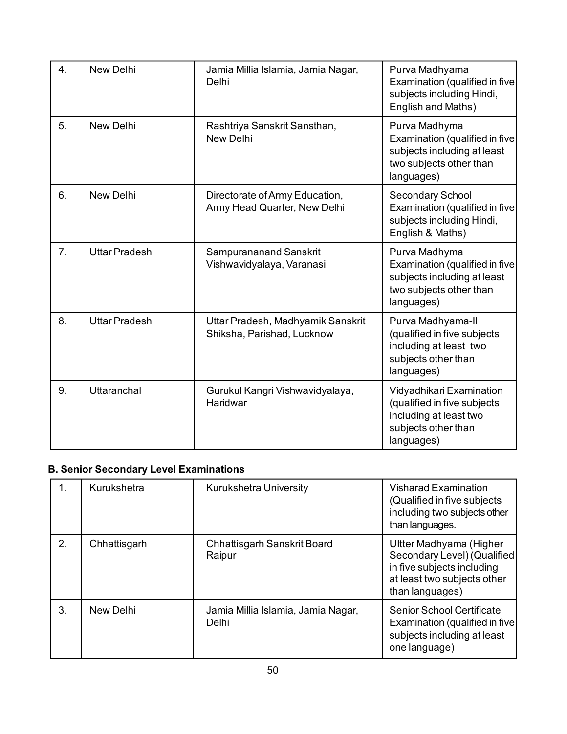| 4. | New Delhi | Jamia Millia Islamia, Jamia Nagar, Delhi | Purva Madhyama Examination (qualified in five subjects including Hindi, English and Maths) |
|---|---|---|---|
| 5. | New Delhi | Rashtriya Sanskrit Sansthan, New Delhi | Purva Madhyma Examination (qualified in five subjects including at least two subjects other than languages) |
| 6. | New Delhi | Directorate of Army Education, Army Head Quarter, New Delhi | Secondary School Examination (qualified in five subjects including Hindi, English & Maths) |
| 7. | Uttar Pradesh | Sampurananand Sanskrit Vishwavidyalaya, Varanasi | Purva Madhyma Examination (qualified in five subjects including at least two subjects other than languages) |
| 8. | Uttar Pradesh | Uttar Pradesh, Madhyamik Sanskrit Shiksha, Parishad, Lucknow | Purva Madhyama-II (qualified in five subjects including at least two subjects other than languages) |
| 9. | Uttaranchal | Gurukul Kangri Vishwavidyalaya, Haridwar | Vidyadhikari Examination (qualified in five subjects including at least two subjects other than languages) |

**B. Senior Secondary Level Examinations**

| 1. | Kurukshetra | Kurukshetra University | Visharad Examination (Qualified in five subjects including two subjects other than languages. |
|---|---|---|---|
| 2. | Chhattisgarh | Chhattisgarh Sanskrit Board Raipur | Ultter Madhyama (Higher Secondary Level) (Qualified in five subjects including at least two subjects other than languages) |
| 3. | New Delhi | Jamia Millia Islamia, Jamia Nagar, Delhi | Senior School Certificate Examination (qualified in five subjects including at least one language) |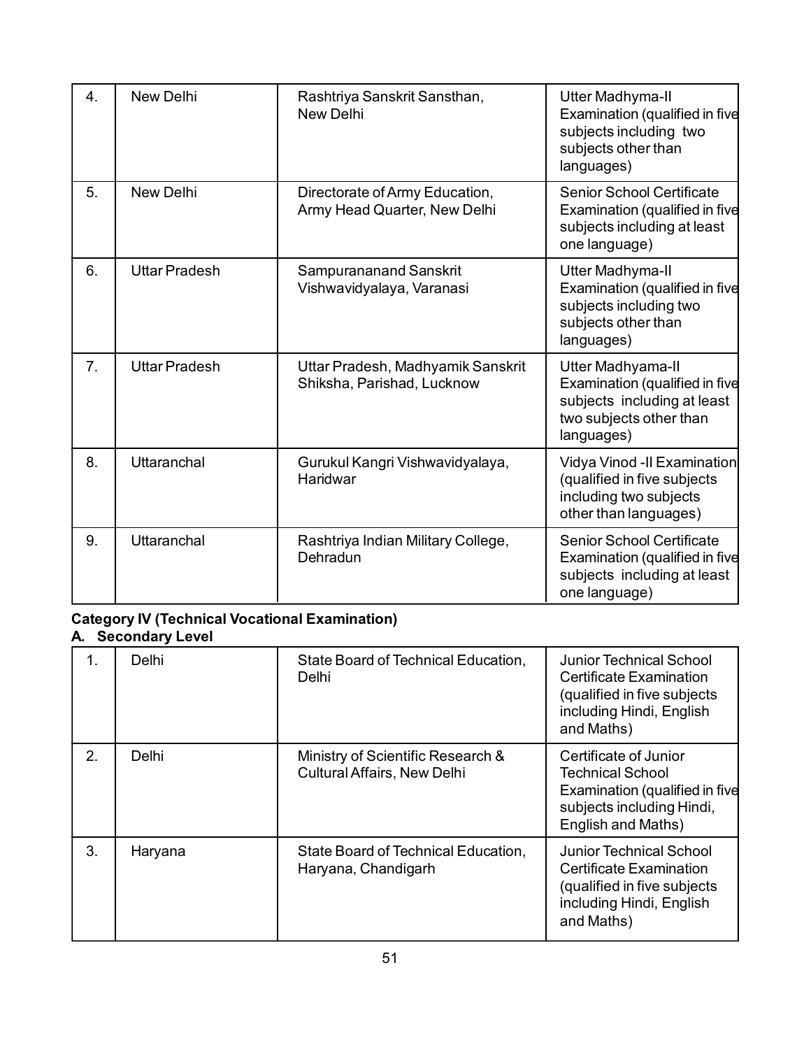| | | | |
|---|---|---|---|
| 4. | New Delhi | Rashtriya Sanskrit Sansthan, New Delhi | Utter Madhyma-II Examination (qualified in five subjects including two subjects other than languages) |
| 5. | New Delhi | Directorate of Army Education, Army Head Quarter, New Delhi | Senior School Certificate Examination (qualified in five subjects including at least one language) |
| 6. | Uttar Pradesh | Sampurananand Sanskrit Vishwavidyalaya, Varanasi | Utter Madhyma-II Examination (qualified in five subjects including two subjects other than languages) |
| 7. | Uttar Pradesh | Uttar Pradesh, Madhyamik Sanskrit Shiksha, Parishad, Lucknow | Utter Madhyama-II Examination (qualified in five subjects including at least two subjects other than languages) |
| 8. | Uttaranchal | Gurukul Kangri Vishwavidyalaya, Haridwar | Vidya Vinod -II Examination (qualified in five subjects including two subjects other than languages) |
| 9. | Uttaranchal | Rashtriya Indian Military College, Dehradun | Senior School Certificate Examination (qualified in five subjects including at least one language) |

**Category IV (Technical Vocational Examination)**

**A. Secondary Level**

| | | | |
|---|---|---|---|
| 1. | Delhi | State Board of Technical Education, Delhi | Junior Technical School Certificate Examination (qualified in five subjects including Hindi, English and Maths) |
| 2. | Delhi | Ministry of Scientific Research & Cultural Affairs, New Delhi | Certificate of Junior Technical School Examination (qualified in five subjects including Hindi, English and Maths) |
| 3. | Haryana | State Board of Technical Education, Haryana, Chandigarh | Junior Technical School Certificate Examination (qualified in five subjects including Hindi, English and Maths) |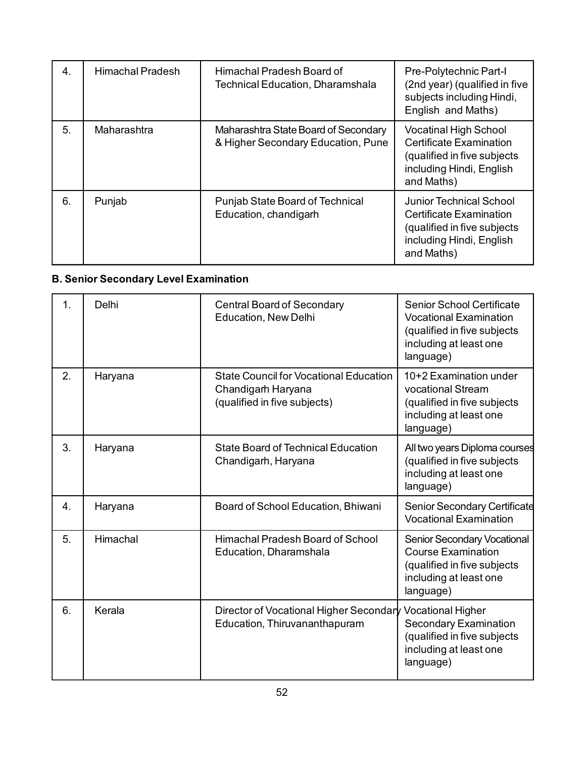| | | | |
|---|---|---|---|
| 4. | Himachal Pradesh | Himachal Pradesh Board of Technical Education, Dharamshala | Pre-Polytechnic Part-I (2nd year) (qualified in five subjects including Hindi, English and Maths) |
| 5. | Maharashtra | Maharashtra State Board of Secondary & Higher Secondary Education, Pune | Vocatinal High School Certificate Examination (qualified in five subjects including Hindi, English and Maths) |
| 6. | Punjab | Punjab State Board of Technical Education, chandigarh | Junior Technical School Certificate Examination (qualified in five subjects including Hindi, English and Maths) |

**B. Senior Secondary Level Examination**

| | | | |
|---|---|---|---|
| 1. | Delhi | Central Board of Secondary Education, New Delhi | Senior School Certificate Vocational Examination (qualified in five subjects including at least one language) |
| 2. | Haryana | State Council for Vocational Education Chandigarh Haryana (qualified in five subjects) | 10+2 Examination under vocational Stream (qualified in five subjects including at least one language) |
| 3. | Haryana | State Board of Technical Education Chandigarh, Haryana | All two years Diploma courses (qualified in five subjects including at least one language) |
| 4. | Haryana | Board of School Education, Bhiwani | Senior Secondary Certificate Vocational Examination |
| 5. | Himachal | Himachal Pradesh Board of School Education, Dharamshala | Senior Secondary Vocational Course Examination (qualified in five subjects including at least one language) |
| 6. | Kerala | Director of Vocational Higher Secondary Education, Thiruvananthapuram | Vocational Higher Secondary Examination (qualified in five subjects including at least one language) |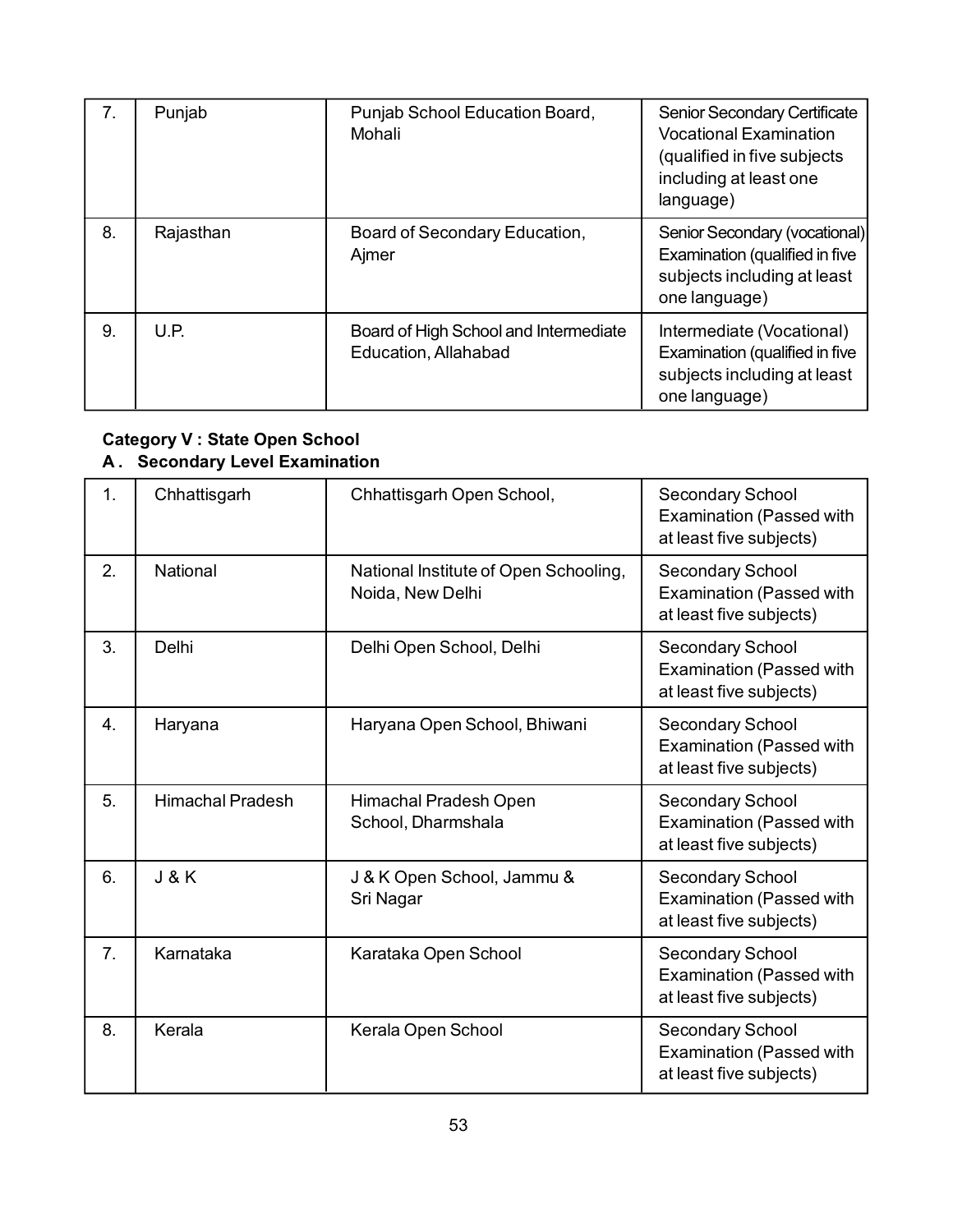| 7. | Punjab | Punjab School Education Board, Mohali | Senior Secondary Certificate Vocational Examination (qualified in five subjects including at least one language) |
|---|---|---|---|
| 8. | Rajasthan | Board of Secondary Education, Ajmer | Senior Secondary (vocational) Examination (qualified in five subjects including at least one language) |
| 9. | U.P. | Board of High School and Intermediate Education, Allahabad | Intermediate (Vocational) Examination (qualified in five subjects including at least one language) |

**Category V : State Open School**

**A . Secondary Level Examination**

| 1. | Chhattisgarh | Chhattisgarh Open School, | Secondary School Examination (Passed with at least five subjects) |
|---|---|---|---|
| 2. | National | National Institute of Open Schooling, Noida, New Delhi | Secondary School Examination (Passed with at least five subjects) |
| 3. | Delhi | Delhi Open School, Delhi | Secondary School Examination (Passed with at least five subjects) |
| 4. | Haryana | Haryana Open School, Bhiwani | Secondary School Examination (Passed with at least five subjects) |
| 5. | Himachal Pradesh | Himachal Pradesh Open School, Dharmshala | Secondary School Examination (Passed with at least five subjects) |
| 6. | J & K | J & K Open School, Jammu & Sri Nagar | Secondary School Examination (Passed with at least five subjects) |
| 7. | Karnataka | Karataka Open School | Secondary School Examination (Passed with at least five subjects) |
| 8. | Kerala | Kerala Open School | Secondary School Examination (Passed with at least five subjects) |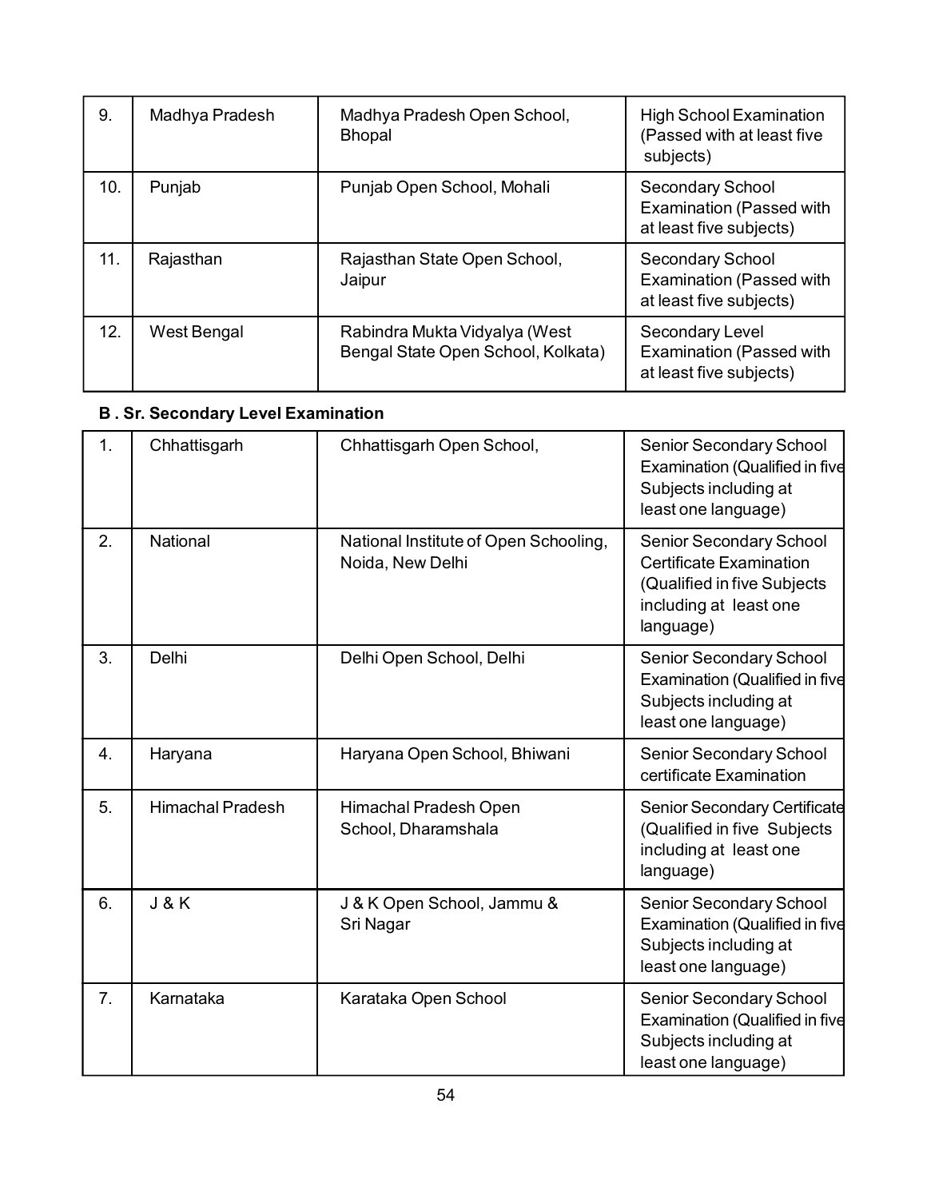| 9. | Madhya Pradesh | Madhya Pradesh Open School, Bhopal | High School Examination (Passed with at least five subjects) |
|---|---|---|---|
| 10. | Punjab | Punjab Open School, Mohali | Secondary School Examination (Passed with at least five subjects) |
| 11. | Rajasthan | Rajasthan State Open School, Jaipur | Secondary School Examination (Passed with at least five subjects) |
| 12. | West Bengal | Rabindra Mukta Vidyalya (West Bengal State Open School, Kolkata) | Secondary Level Examination (Passed with at least five subjects) |

**B . Sr. Secondary Level Examination**

| 1. | Chhattisgarh | Chhattisgarh Open School, | Senior Secondary School Examination (Qualified in five Subjects including at least one language) |
|---|---|---|---|
| 2. | National | National Institute of Open Schooling, Noida, New Delhi | Senior Secondary School Certificate Examination (Qualified in five Subjects including at least one language) |
| 3. | Delhi | Delhi Open School, Delhi | Senior Secondary School Examination (Qualified in five Subjects including at least one language) |
| 4. | Haryana | Haryana Open School, Bhiwani | Senior Secondary School certificate Examination |
| 5. | Himachal Pradesh | Himachal Pradesh Open School, Dharamshala | Senior Secondary Certificate (Qualified in five Subjects including at least one language) |
| 6. | J & K | J & K Open School, Jammu & Sri Nagar | Senior Secondary School Examination (Qualified in five Subjects including at least one language) |
| 7. | Karnataka | Karataka Open School | Senior Secondary School Examination (Qualified in five Subjects including at least one language) |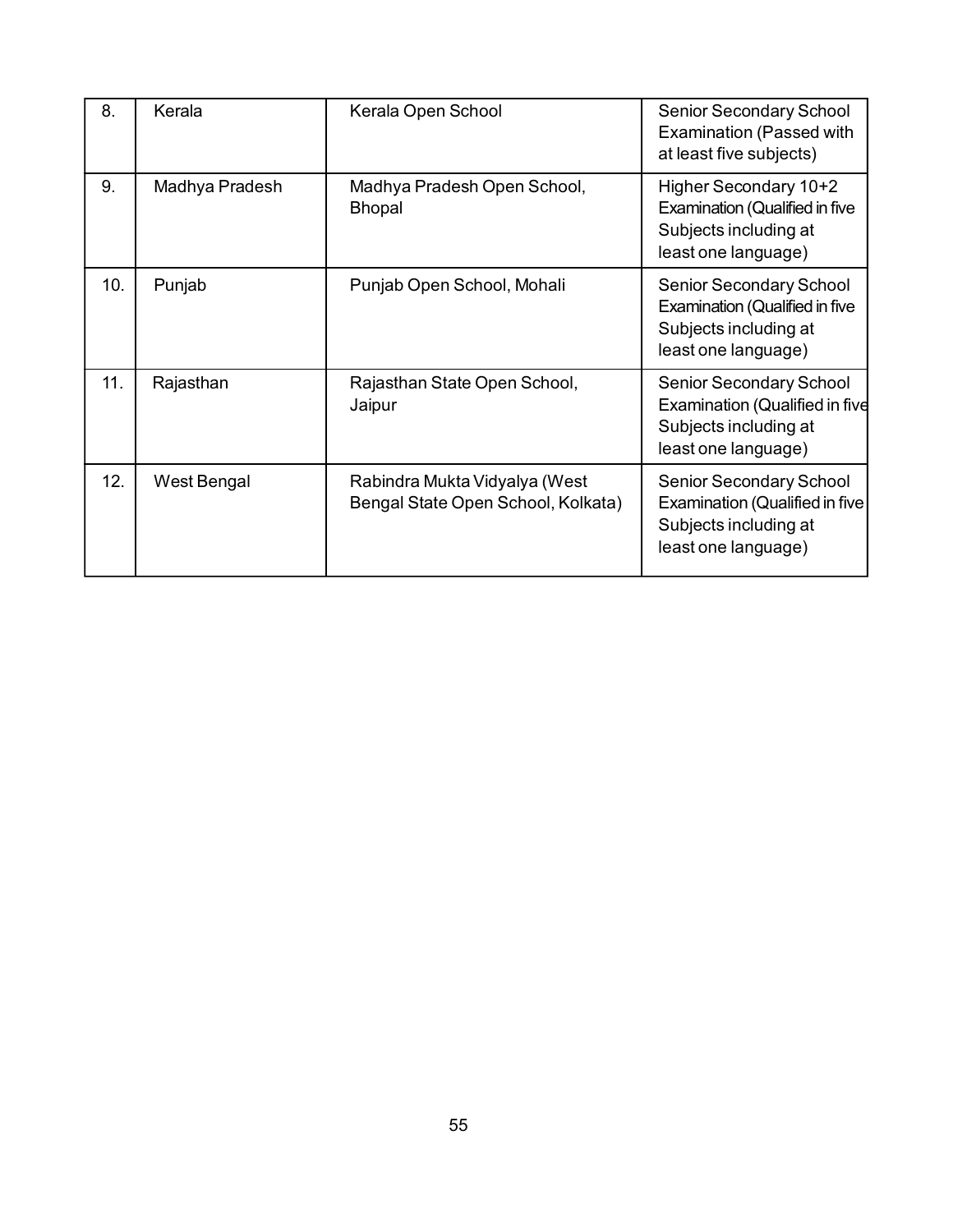| 8. | Kerala | Kerala Open School | Senior Secondary School Examination (Passed with at least five subjects) |
|---|---|---|---|
| 9. | Madhya Pradesh | Madhya Pradesh Open School, Bhopal | Higher Secondary 10+2 Examination (Qualified in five Subjects including at least one language) |
| 10. | Punjab | Punjab Open School, Mohali | Senior Secondary School Examination (Qualified in five Subjects including at least one language) |
| 11. | Rajasthan | Rajasthan State Open School, Jaipur | Senior Secondary School Examination (Qualified in five Subjects including at least one language) |
| 12. | West Bengal | Rabindra Mukta Vidyalya (West Bengal State Open School, Kolkata) | Senior Secondary School Examination (Qualified in five Subjects including at least one language) |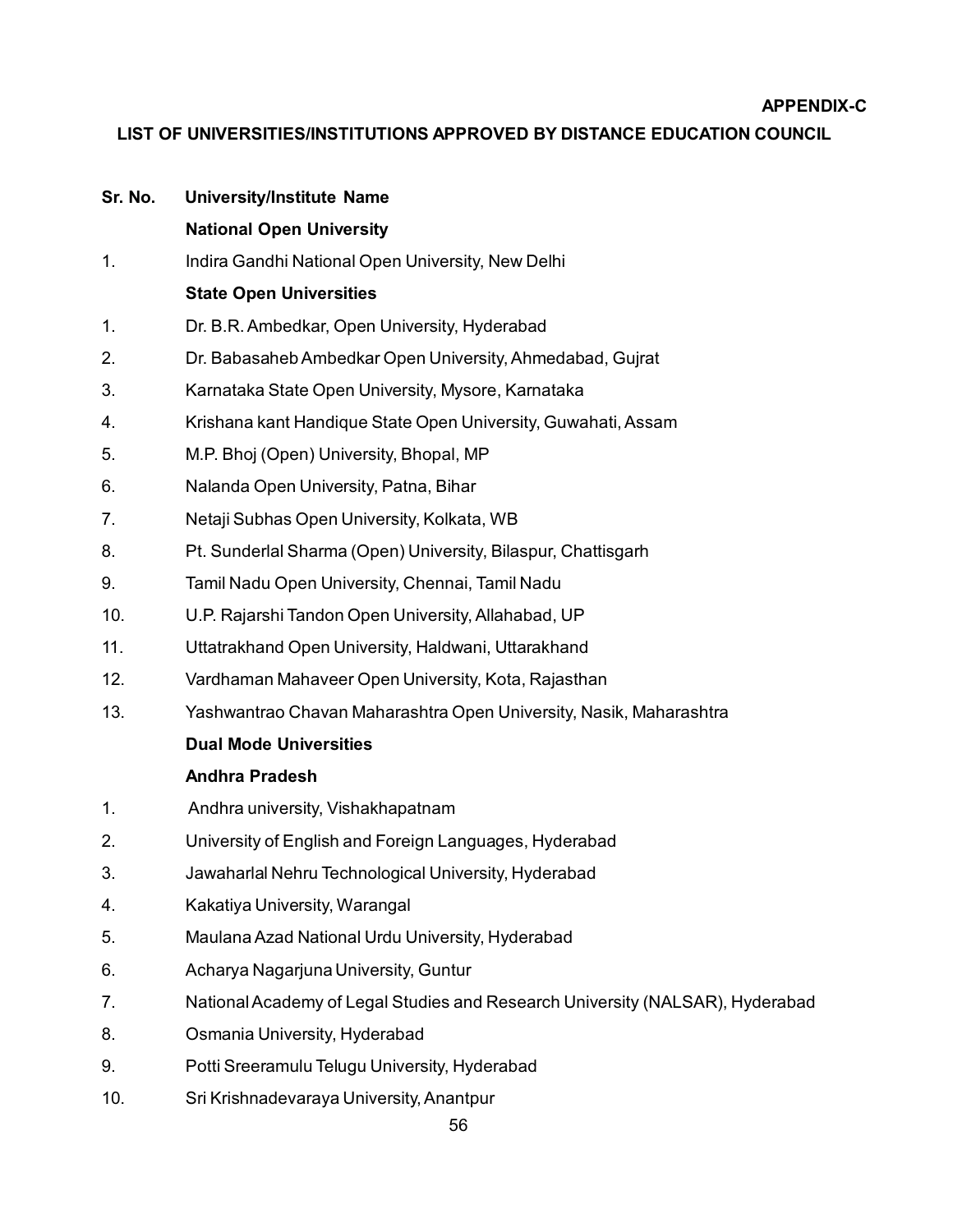**APPENDIX-C**

## LIST OF UNIVERSITIES/INSTITUTIONS APPROVED BY DISTANCE EDUCATION COUNCIL

| Sr. No. | University/Institute Name |
|---|---|
| | **National Open University** |
| 1. | Indira Gandhi National Open University, New Delhi |
| | **State Open Universities** |
| 1. | Dr. B.R. Ambedkar, Open University, Hyderabad |
| 2. | Dr. Babasaheb Ambedkar Open University, Ahmedabad, Gujrat |
| 3. | Karnataka State Open University, Mysore, Karnataka |
| 4. | Krishana kant Handique State Open University, Guwahati, Assam |
| 5. | M.P. Bhoj (Open) University, Bhopal, MP |
| 6. | Nalanda Open University, Patna, Bihar |
| 7. | Netaji Subhas Open University, Kolkata, WB |
| 8. | Pt. Sunderlal Sharma (Open) University, Bilaspur, Chattisgarh |
| 9. | Tamil Nadu Open University, Chennai, Tamil Nadu |
| 10. | U.P. Rajarshi Tandon Open University, Allahabad, UP |
| 11. | Uttatrakhand Open University, Haldwani, Uttarakhand |
| 12. | Vardhaman Mahaveer Open University, Kota, Rajasthan |
| 13. | Yashwantrao Chavan Maharashtra Open University, Nasik, Maharashtra |
| | **Dual Mode Universities** |
| | **Andhra Pradesh** |
| 1. | Andhra university, Vishakhapatnam |
| 2. | University of English and Foreign Languages, Hyderabad |
| 3. | Jawaharlal Nehru Technological University, Hyderabad |
| 4. | Kakatiya University, Warangal |
| 5. | Maulana Azad National Urdu University, Hyderabad |
| 6. | Acharya Nagarjuna University, Guntur |
| 7. | National Academy of Legal Studies and Research University (NALSAR), Hyderabad |
| 8. | Osmania University, Hyderabad |
| 9. | Potti Sreeramulu Telugu University, Hyderabad |
| 10. | Sri Krishnadevaraya University, Anantpur |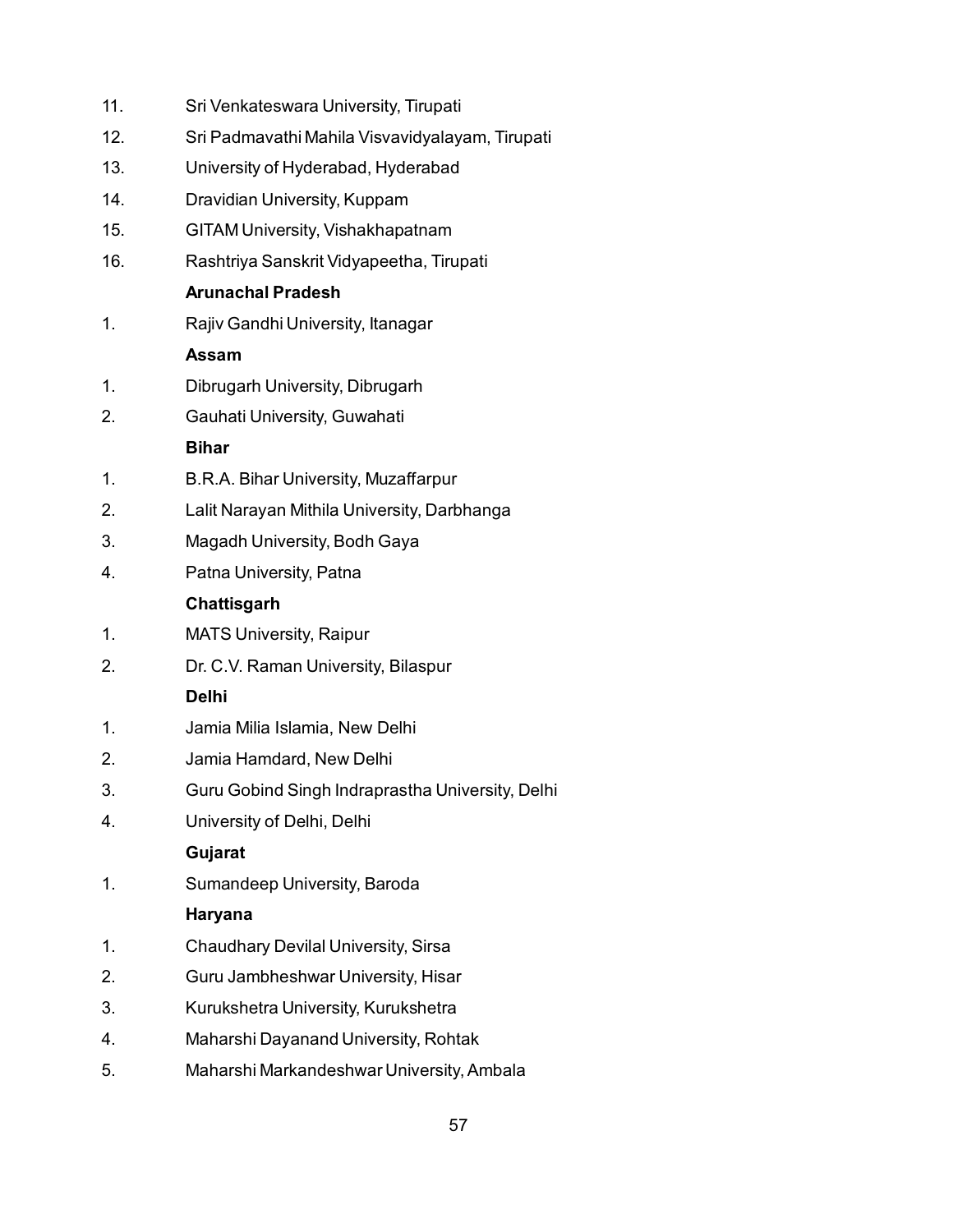11. Sri Venkateswara University, Tirupati
12. Sri Padmavathi Mahila Visvavidyalayam, Tirupati
13. University of Hyderabad, Hyderabad
14. Dravidian University, Kuppam
15. GITAM University, Vishakhapatnam
16. Rashtriya Sanskrit Vidyapeetha, Tirupati

**Arunachal Pradesh**

1. Rajiv Gandhi University, Itanagar

**Assam**

1. Dibrugarh University, Dibrugarh
2. Gauhati University, Guwahati

**Bihar**

1. B.R.A. Bihar University, Muzaffarpur
2. Lalit Narayan Mithila University, Darbhanga
3. Magadh University, Bodh Gaya
4. Patna University, Patna

**Chattisgarh**

1. MATS University, Raipur
2. Dr. C.V. Raman University, Bilaspur

**Delhi**

1. Jamia Milia Islamia, New Delhi
2. Jamia Hamdard, New Delhi
3. Guru Gobind Singh Indraprastha University, Delhi
4. University of Delhi, Delhi

**Gujarat**

1. Sumandeep University, Baroda

**Haryana**

1. Chaudhary Devilal University, Sirsa
2. Guru Jambheshwar University, Hisar
3. Kurukshetra University, Kurukshetra
4. Maharshi Dayanand University, Rohtak
5. Maharshi Markandeshwar University, Ambala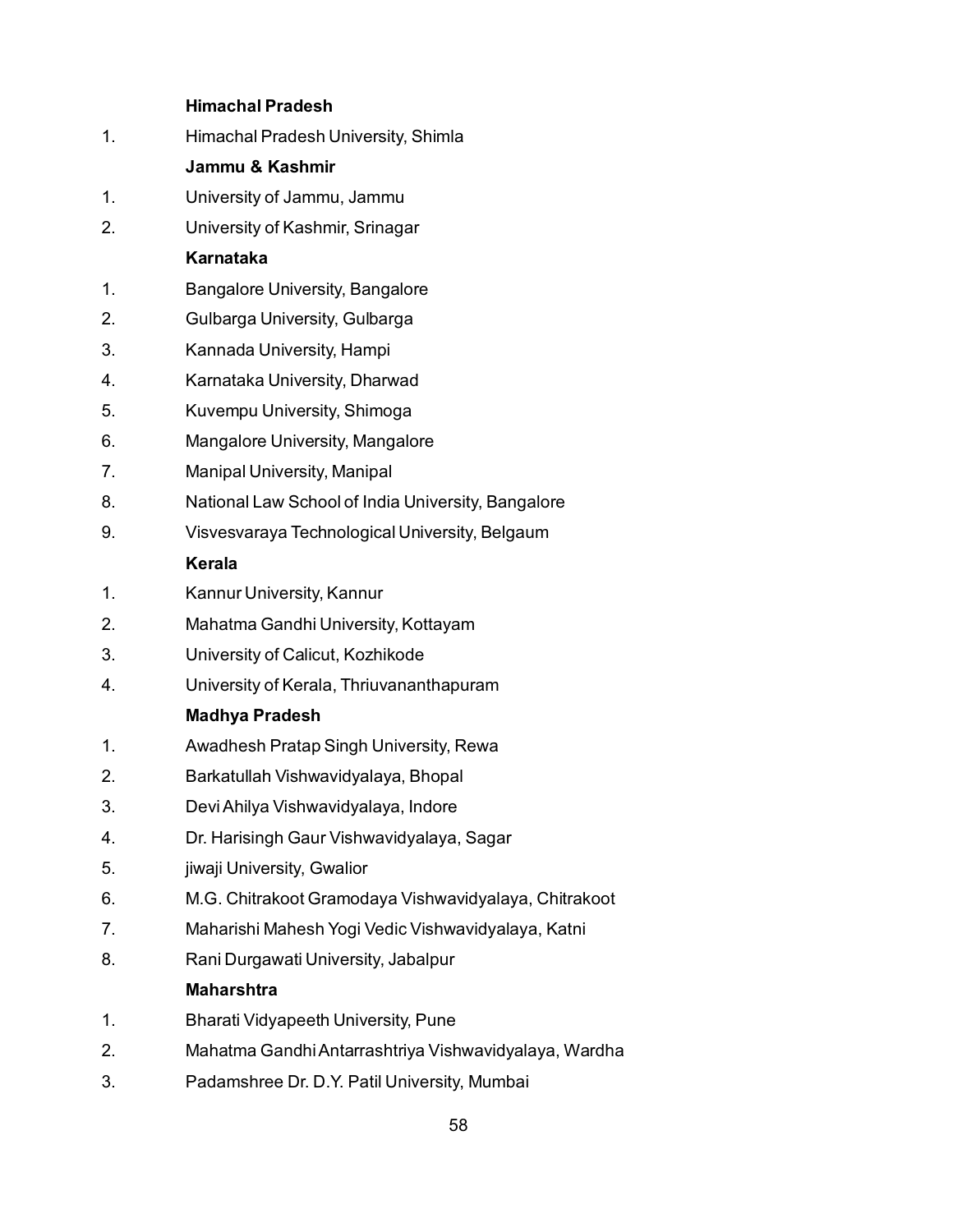**Himachal Pradesh**

1. Himachal Pradesh University, Shimla

**Jammu & Kashmir**

1. University of Jammu, Jammu
2. University of Kashmir, Srinagar

**Karnataka**

1. Bangalore University, Bangalore
2. Gulbarga University, Gulbarga
3. Kannada University, Hampi
4. Karnataka University, Dharwad
5. Kuvempu University, Shimoga
6. Mangalore University, Mangalore
7. Manipal University, Manipal
8. National Law School of India University, Bangalore
9. Visvesvaraya Technological University, Belgaum

**Kerala**

1. Kannur University, Kannur
2. Mahatma Gandhi University, Kottayam
3. University of Calicut, Kozhikode
4. University of Kerala, Thriuvananthapuram

**Madhya Pradesh**

1. Awadhesh Pratap Singh University, Rewa
2. Barkatullah Vishwavidyalaya, Bhopal
3. Devi Ahilya Vishwavidyalaya, Indore
4. Dr. Harisingh Gaur Vishwavidyalaya, Sagar
5. jiwaji University, Gwalior
6. M.G. Chitrakoot Gramodaya Vishwavidyalaya, Chitrakoot
7. Maharishi Mahesh Yogi Vedic Vishwavidyalaya, Katni
8. Rani Durgawati University, Jabalpur

**Maharshtra**

1. Bharati Vidyapeeth University, Pune
2. Mahatma Gandhi Antarrashtriya Vishwavidyalaya, Wardha
3. Padamshree Dr. D.Y. Patil University, Mumbai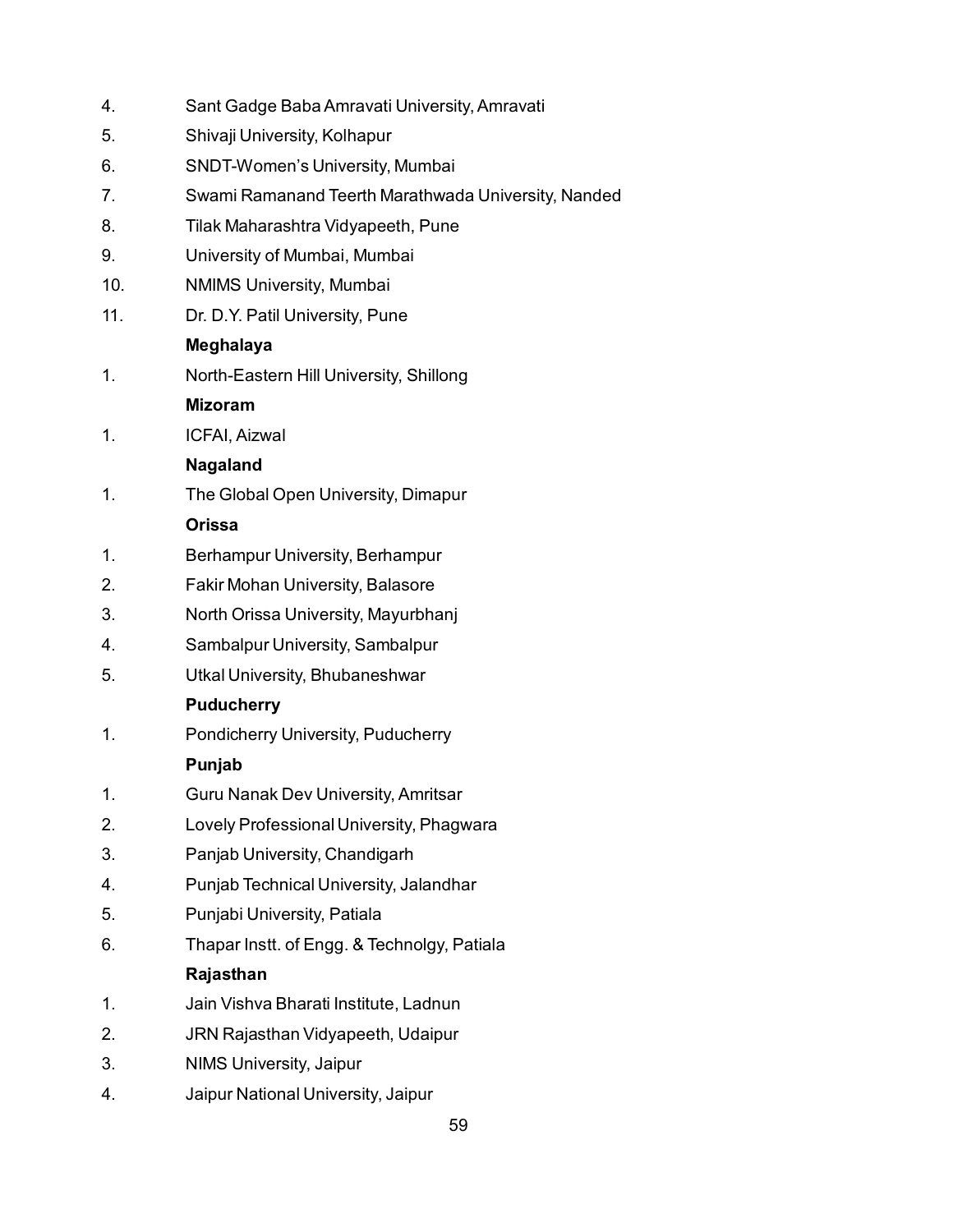4. Sant Gadge Baba Amravati University, Amravati
5. Shivaji University, Kolhapur
6. SNDT-Women's University, Mumbai
7. Swami Ramanand Teerth Marathwada University, Nanded
8. Tilak Maharashtra Vidyapeeth, Pune
9. University of Mumbai, Mumbai
10. NMIMS University, Mumbai
11. Dr. D.Y. Patil University, Pune

**Meghalaya**

1. North-Eastern Hill University, Shillong

**Mizoram**

1. ICFAI, Aizwal

**Nagaland**

1. The Global Open University, Dimapur

**Orissa**

1. Berhampur University, Berhampur
2. Fakir Mohan University, Balasore
3. North Orissa University, Mayurbhanj
4. Sambalpur University, Sambalpur
5. Utkal University, Bhubaneshwar

**Puducherry**

1. Pondicherry University, Puducherry

**Punjab**

1. Guru Nanak Dev University, Amritsar
2. Lovely Professional University, Phagwara
3. Panjab University, Chandigarh
4. Punjab Technical University, Jalandhar
5. Punjabi University, Patiala
6. Thapar Instt. of Engg. & Technolgy, Patiala

**Rajasthan**

1. Jain Vishva Bharati Institute, Ladnun
2. JRN Rajasthan Vidyapeeth, Udaipur
3. NIMS University, Jaipur
4. Jaipur National University, Jaipur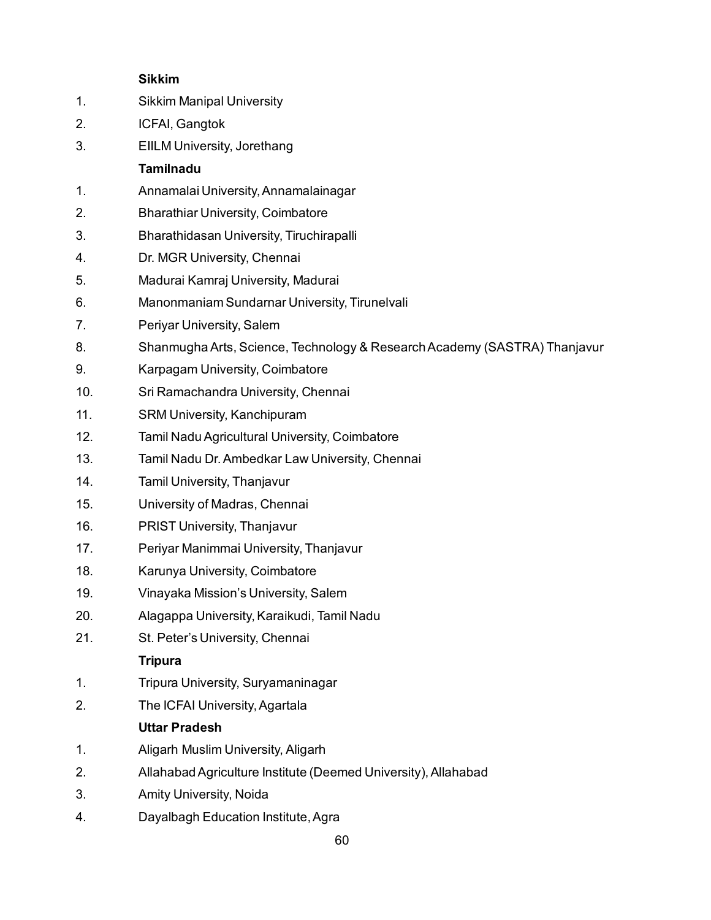**Sikkim**

1. Sikkim Manipal University
2. ICFAI, Gangtok
3. EIILM University, Jorethang

**Tamilnadu**

1. Annamalai University, Annamalainagar
2. Bharathiar University, Coimbatore
3. Bharathidasan University, Tiruchirapalli
4. Dr. MGR University, Chennai
5. Madurai Kamraj University, Madurai
6. Manonmaniam Sundarnar University, Tirunelvali
7. Periyar University, Salem
8. Shanmugha Arts, Science, Technology & Research Academy (SASTRA) Thanjavur
9. Karpagam University, Coimbatore
10. Sri Ramachandra University, Chennai
11. SRM University, Kanchipuram
12. Tamil Nadu Agricultural University, Coimbatore
13. Tamil Nadu Dr. Ambedkar Law University, Chennai
14. Tamil University, Thanjavur
15. University of Madras, Chennai
16. PRIST University, Thanjavur
17. Periyar Manimmai University, Thanjavur
18. Karunya University, Coimbatore
19. Vinayaka Mission's University, Salem
20. Alagappa University, Karaikudi, Tamil Nadu
21. St. Peter's University, Chennai

**Tripura**

1. Tripura University, Suryamaninagar
2. The ICFAI University, Agartala

**Uttar Pradesh**

1. Aligarh Muslim University, Aligarh
2. Allahabad Agriculture Institute (Deemed University), Allahabad
3. Amity University, Noida
4. Dayalbagh Education Institute, Agra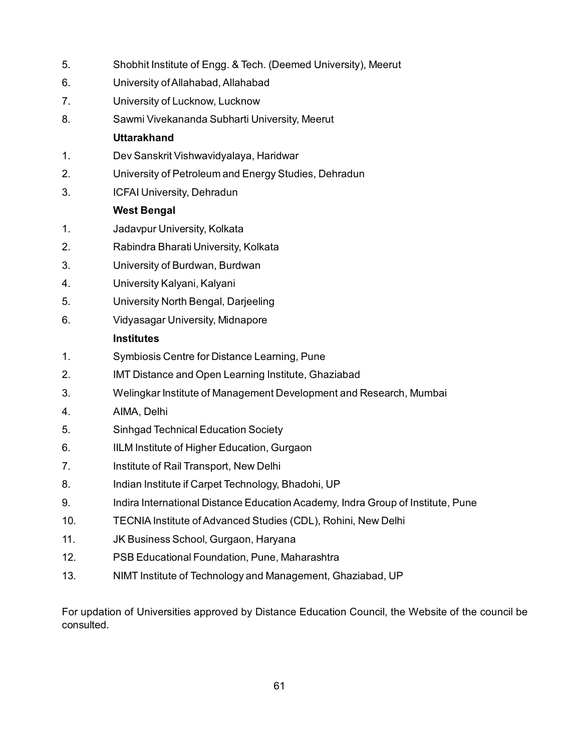5. Shobhit Institute of Engg. & Tech. (Deemed University), Meerut
6. University of Allahabad, Allahabad
7. University of Lucknow, Lucknow
8. Sawmi Vivekananda Subharti University, Meerut

**Uttarakhand**

1. Dev Sanskrit Vishwavidyalaya, Haridwar
2. University of Petroleum and Energy Studies, Dehradun
3. ICFAI University, Dehradun

**West Bengal**

1. Jadavpur University, Kolkata
2. Rabindra Bharati University, Kolkata
3. University of Burdwan, Burdwan
4. University Kalyani, Kalyani
5. University North Bengal, Darjeeling
6. Vidyasagar University, Midnapore

**Institutes**

1. Symbiosis Centre for Distance Learning, Pune
2. IMT Distance and Open Learning Institute, Ghaziabad
3. Welingkar Institute of Management Development and Research, Mumbai
4. AIMA, Delhi
5. Sinhgad Technical Education Society
6. IILM Institute of Higher Education, Gurgaon
7. Institute of Rail Transport, New Delhi
8. Indian Institute if Carpet Technology, Bhadohi, UP
9. Indira International Distance Education Academy, Indra Group of Institute, Pune
10. TECNIA Institute of Advanced Studies (CDL), Rohini, New Delhi
11. JK Business School, Gurgaon, Haryana
12. PSB Educational Foundation, Pune, Maharashtra
13. NIMT Institute of Technology and Management, Ghaziabad, UP

For updation of Universities approved by Distance Education Council, the Website of the council be consulted.